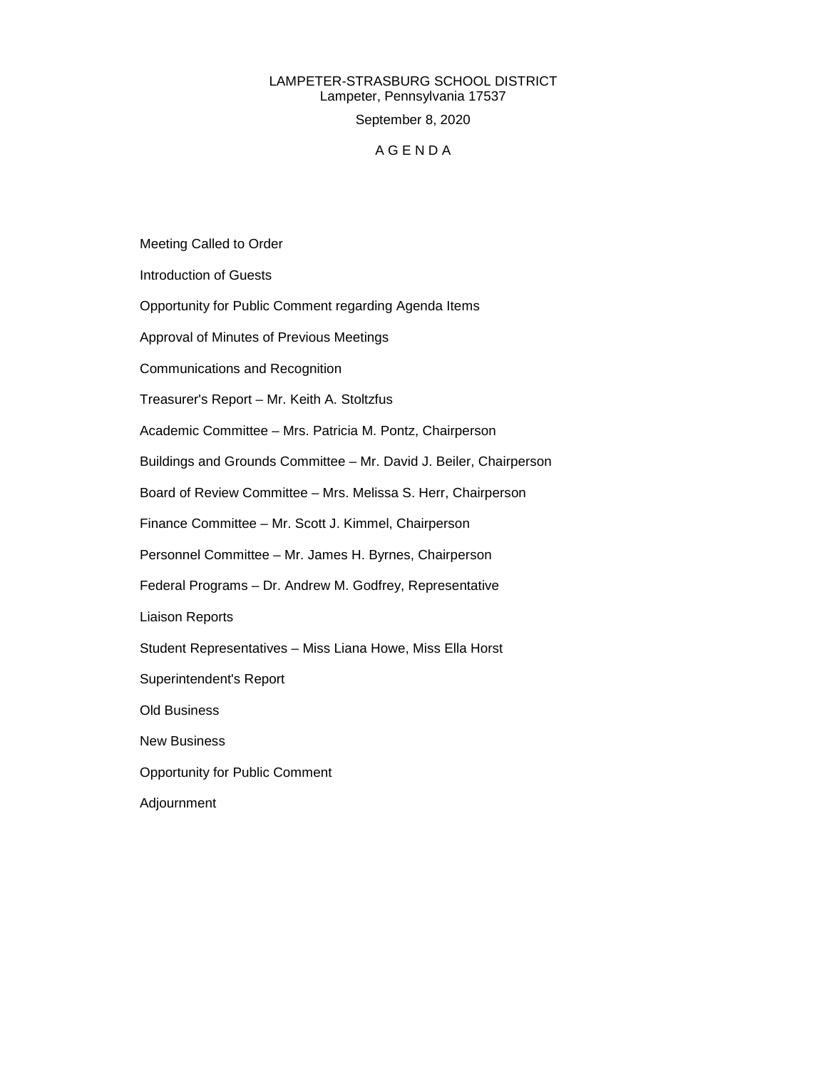LAMPETER-STRASBURG SCHOOL DISTRICT
Lampeter, Pennsylvania 17537

September 8, 2020

# A G E N D A

Meeting Called to Order

Introduction of Guests

Opportunity for Public Comment regarding Agenda Items

Approval of Minutes of Previous Meetings

Communications and Recognition

Treasurer's Report – Mr. Keith A. Stoltzfus

Academic Committee – Mrs. Patricia M. Pontz, Chairperson

Buildings and Grounds Committee – Mr. David J. Beiler, Chairperson

Board of Review Committee – Mrs. Melissa S. Herr, Chairperson

Finance Committee – Mr. Scott J. Kimmel, Chairperson

Personnel Committee – Mr. James H. Byrnes, Chairperson

Federal Programs – Dr. Andrew M. Godfrey, Representative

Liaison Reports

Student Representatives – Miss Liana Howe, Miss Ella Horst

Superintendent's Report

Old Business

New Business

Opportunity for Public Comment

Adjournment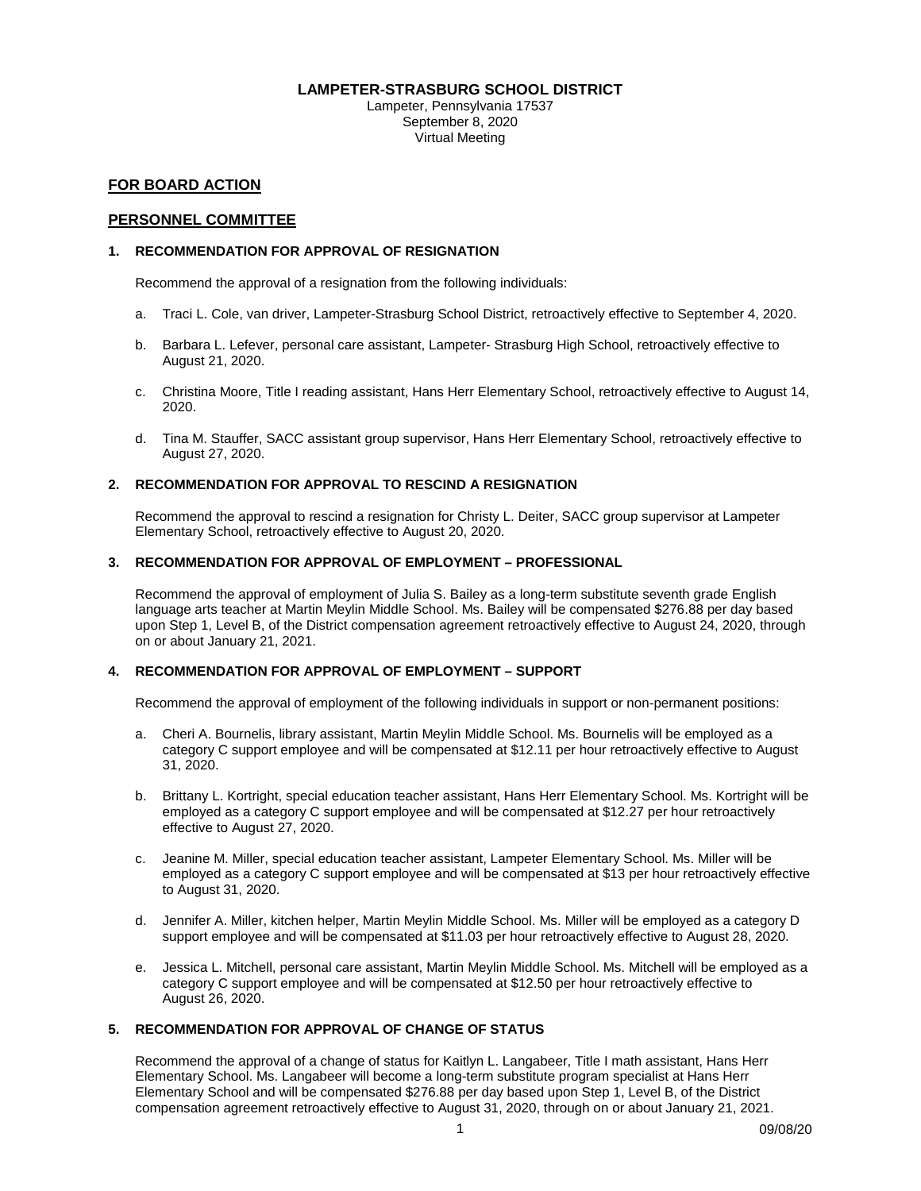**LAMPETER-STRASBURG SCHOOL DISTRICT**
Lampeter, Pennsylvania 17537
September 8, 2020
Virtual Meeting

## FOR BOARD ACTION

## PERSONNEL COMMITTEE

### 1. RECOMMENDATION FOR APPROVAL OF RESIGNATION

Recommend the approval of a resignation from the following individuals:

a. Traci L. Cole, van driver, Lampeter-Strasburg School District, retroactively effective to September 4, 2020.

b. Barbara L. Lefever, personal care assistant, Lampeter- Strasburg High School, retroactively effective to August 21, 2020.

c. Christina Moore, Title I reading assistant, Hans Herr Elementary School, retroactively effective to August 14, 2020.

d. Tina M. Stauffer, SACC assistant group supervisor, Hans Herr Elementary School, retroactively effective to August 27, 2020.

### 2. RECOMMENDATION FOR APPROVAL TO RESCIND A RESIGNATION

Recommend the approval to rescind a resignation for Christy L. Deiter, SACC group supervisor at Lampeter Elementary School, retroactively effective to August 20, 2020.

### 3. RECOMMENDATION FOR APPROVAL OF EMPLOYMENT – PROFESSIONAL

Recommend the approval of employment of Julia S. Bailey as a long-term substitute seventh grade English language arts teacher at Martin Meylin Middle School. Ms. Bailey will be compensated $276.88 per day based upon Step 1, Level B, of the District compensation agreement retroactively effective to August 24, 2020, through on or about January 21, 2021.

### 4. RECOMMENDATION FOR APPROVAL OF EMPLOYMENT – SUPPORT

Recommend the approval of employment of the following individuals in support or non-permanent positions:

a. Cheri A. Bournelis, library assistant, Martin Meylin Middle School. Ms. Bournelis will be employed as a category C support employee and will be compensated at $12.11 per hour retroactively effective to August 31, 2020.

b. Brittany L. Kortright, special education teacher assistant, Hans Herr Elementary School. Ms. Kortright will be employed as a category C support employee and will be compensated at $12.27 per hour retroactively effective to August 27, 2020.

c. Jeanine M. Miller, special education teacher assistant, Lampeter Elementary School. Ms. Miller will be employed as a category C support employee and will be compensated at $13 per hour retroactively effective to August 31, 2020.

d. Jennifer A. Miller, kitchen helper, Martin Meylin Middle School. Ms. Miller will be employed as a category D support employee and will be compensated at $11.03 per hour retroactively effective to August 28, 2020.

e. Jessica L. Mitchell, personal care assistant, Martin Meylin Middle School. Ms. Mitchell will be employed as a category C support employee and will be compensated at $12.50 per hour retroactively effective to August 26, 2020.

### 5. RECOMMENDATION FOR APPROVAL OF CHANGE OF STATUS

Recommend the approval of a change of status for Kaitlyn L. Langabeer, Title I math assistant, Hans Herr Elementary School. Ms. Langabeer will become a long-term substitute program specialist at Hans Herr Elementary School and will be compensated $276.88 per day based upon Step 1, Level B, of the District compensation agreement retroactively effective to August 31, 2020, through on or about January 21, 2021.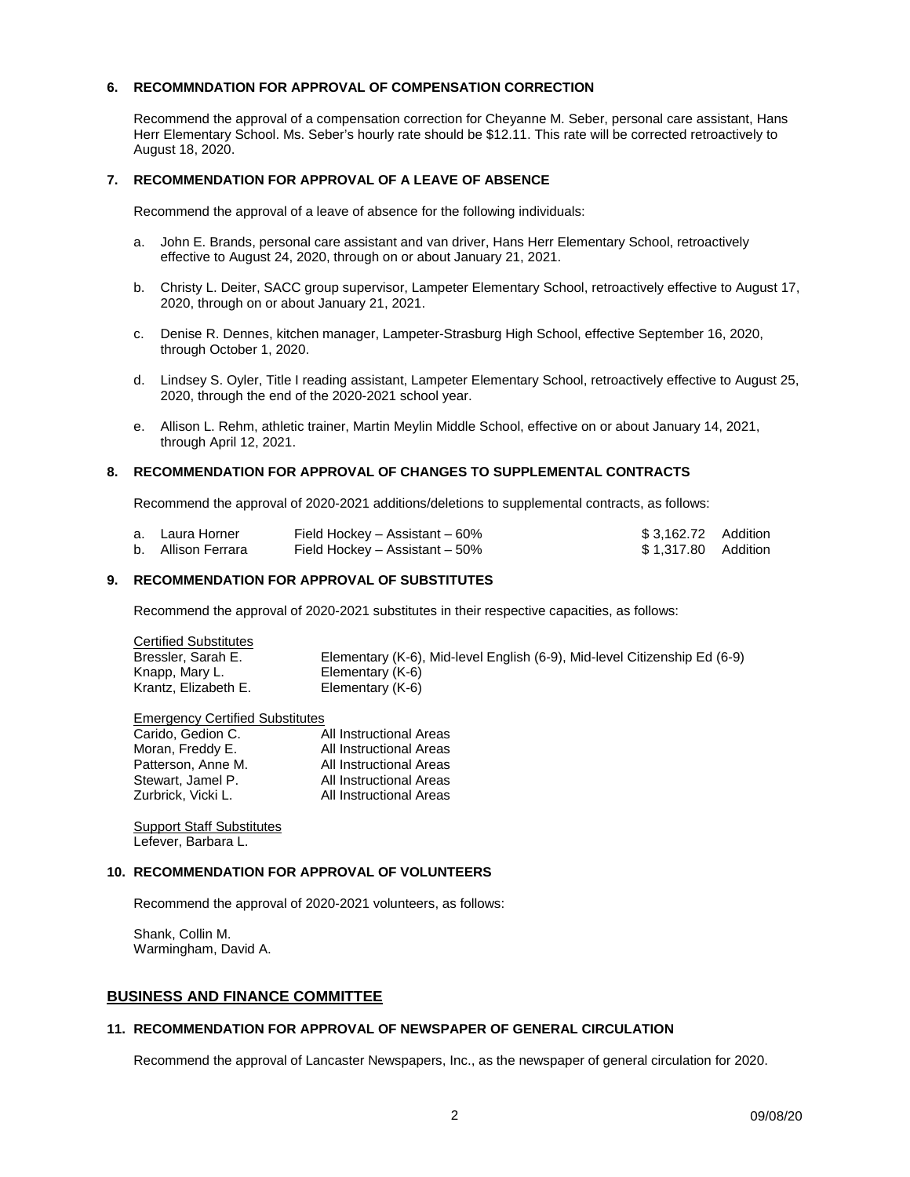### 6. RECOMMNDATION FOR APPROVAL OF COMPENSATION CORRECTION

Recommend the approval of a compensation correction for Cheyanne M. Seber, personal care assistant, Hans Herr Elementary School. Ms. Seber's hourly rate should be $12.11. This rate will be corrected retroactively to August 18, 2020.

### 7. RECOMMENDATION FOR APPROVAL OF A LEAVE OF ABSENCE

Recommend the approval of a leave of absence for the following individuals:

a. John E. Brands, personal care assistant and van driver, Hans Herr Elementary School, retroactively effective to August 24, 2020, through on or about January 21, 2021.

b. Christy L. Deiter, SACC group supervisor, Lampeter Elementary School, retroactively effective to August 17, 2020, through on or about January 21, 2021.

c. Denise R. Dennes, kitchen manager, Lampeter-Strasburg High School, effective September 16, 2020, through October 1, 2020.

d. Lindsey S. Oyler, Title I reading assistant, Lampeter Elementary School, retroactively effective to August 25, 2020, through the end of the 2020-2021 school year.

e. Allison L. Rehm, athletic trainer, Martin Meylin Middle School, effective on or about January 14, 2021, through April 12, 2021.

### 8. RECOMMENDATION FOR APPROVAL OF CHANGES TO SUPPLEMENTAL CONTRACTS

Recommend the approval of 2020-2021 additions/deletions to supplemental contracts, as follows:

| | | | |
|---|---|---|---|
| a. Laura Horner | Field Hockey – Assistant – 60% | $ 3,162.72 | Addition |
| b. Allison Ferrara | Field Hockey – Assistant – 50% | $ 1,317.80 | Addition |

### 9. RECOMMENDATION FOR APPROVAL OF SUBSTITUTES

Recommend the approval of 2020-2021 substitutes in their respective capacities, as follows:

Certified Substitutes

| | |
|---|---|
| Bressler, Sarah E. | Elementary (K-6), Mid-level English (6-9), Mid-level Citizenship Ed (6-9) |
| Knapp, Mary L. | Elementary (K-6) |
| Krantz, Elizabeth E. | Elementary (K-6) |

Emergency Certified Substitutes

| | |
|---|---|
| Carido, Gedion C. | All Instructional Areas |
| Moran, Freddy E. | All Instructional Areas |
| Patterson, Anne M. | All Instructional Areas |
| Stewart, Jamel P. | All Instructional Areas |
| Zurbrick, Vicki L. | All Instructional Areas |

Support Staff Substitutes
Lefever, Barbara L.

### 10. RECOMMENDATION FOR APPROVAL OF VOLUNTEERS

Recommend the approval of 2020-2021 volunteers, as follows:

Shank, Collin M.
Warmingham, David A.

## BUSINESS AND FINANCE COMMITTEE

### 11. RECOMMENDATION FOR APPROVAL OF NEWSPAPER OF GENERAL CIRCULATION

Recommend the approval of Lancaster Newspapers, Inc., as the newspaper of general circulation for 2020.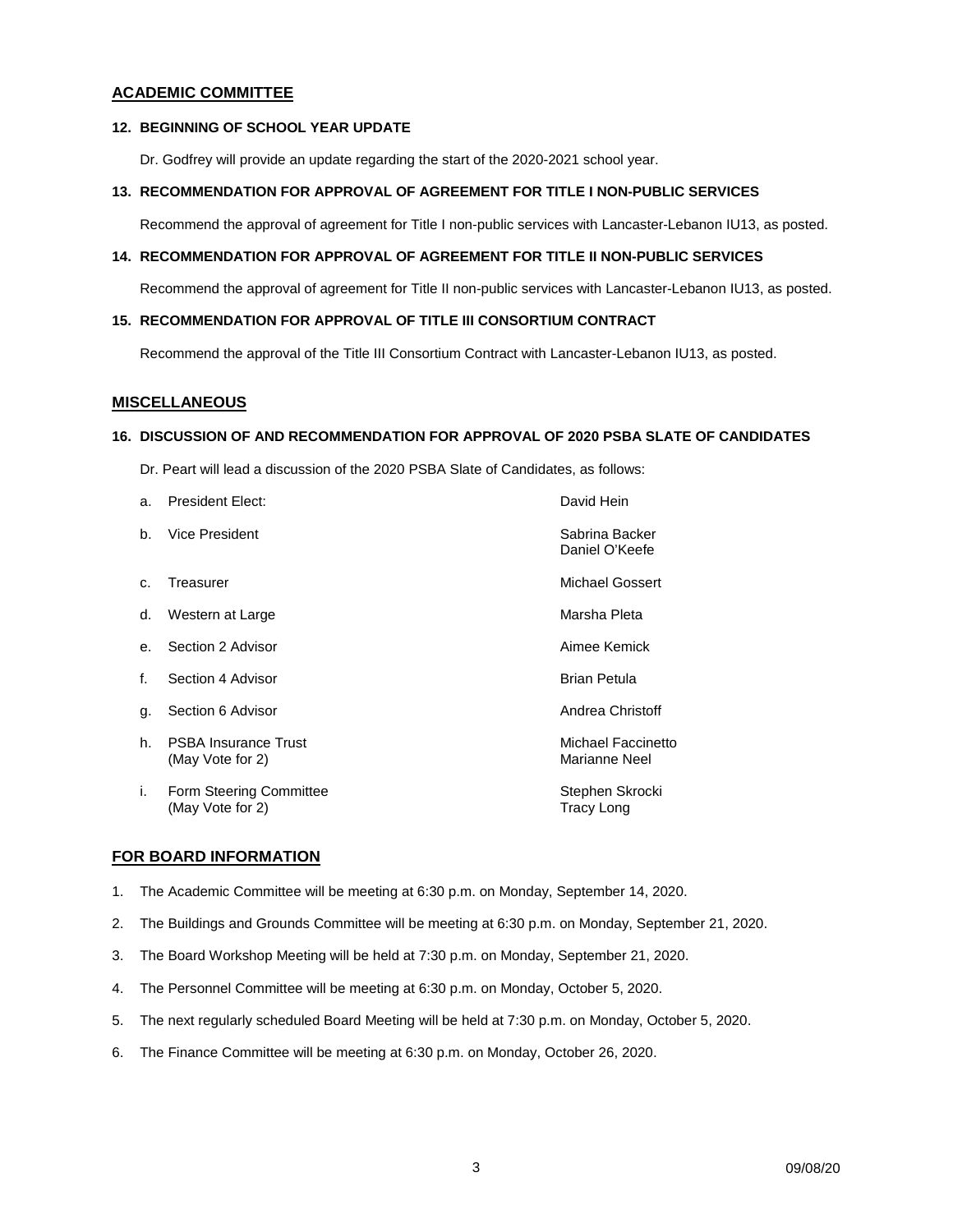## ACADEMIC COMMITTEE

**12. BEGINNING OF SCHOOL YEAR UPDATE**

Dr. Godfrey will provide an update regarding the start of the 2020-2021 school year.

**13. RECOMMENDATION FOR APPROVAL OF AGREEMENT FOR TITLE I NON-PUBLIC SERVICES**

Recommend the approval of agreement for Title I non-public services with Lancaster-Lebanon IU13, as posted.

**14. RECOMMENDATION FOR APPROVAL OF AGREEMENT FOR TITLE II NON-PUBLIC SERVICES**

Recommend the approval of agreement for Title II non-public services with Lancaster-Lebanon IU13, as posted.

**15. RECOMMENDATION FOR APPROVAL OF TITLE III CONSORTIUM CONTRACT**

Recommend the approval of the Title III Consortium Contract with Lancaster-Lebanon IU13, as posted.

## MISCELLANEOUS

**16. DISCUSSION OF AND RECOMMENDATION FOR APPROVAL OF 2020 PSBA SLATE OF CANDIDATES**

Dr. Peart will lead a discussion of the 2020 PSBA Slate of Candidates, as follows:

| | Position | Candidate(s) |
|---|---|---|
| a. | President Elect: | David Hein |
| b. | Vice President | Sabrina Backer<br>Daniel O'Keefe |
| c. | Treasurer | Michael Gossert |
| d. | Western at Large | Marsha Pleta |
| e. | Section 2 Advisor | Aimee Kemick |
| f. | Section 4 Advisor | Brian Petula |
| g. | Section 6 Advisor | Andrea Christoff |
| h. | PSBA Insurance Trust<br>(May Vote for 2) | Michael Faccinetto<br>Marianne Neel |
| i. | Form Steering Committee<br>(May Vote for 2) | Stephen Skrocki<br>Tracy Long |

## FOR BOARD INFORMATION

1. The Academic Committee will be meeting at 6:30 p.m. on Monday, September 14, 2020.
2. The Buildings and Grounds Committee will be meeting at 6:30 p.m. on Monday, September 21, 2020.
3. The Board Workshop Meeting will be held at 7:30 p.m. on Monday, September 21, 2020.
4. The Personnel Committee will be meeting at 6:30 p.m. on Monday, October 5, 2020.
5. The next regularly scheduled Board Meeting will be held at 7:30 p.m. on Monday, October 5, 2020.
6. The Finance Committee will be meeting at 6:30 p.m. on Monday, October 26, 2020.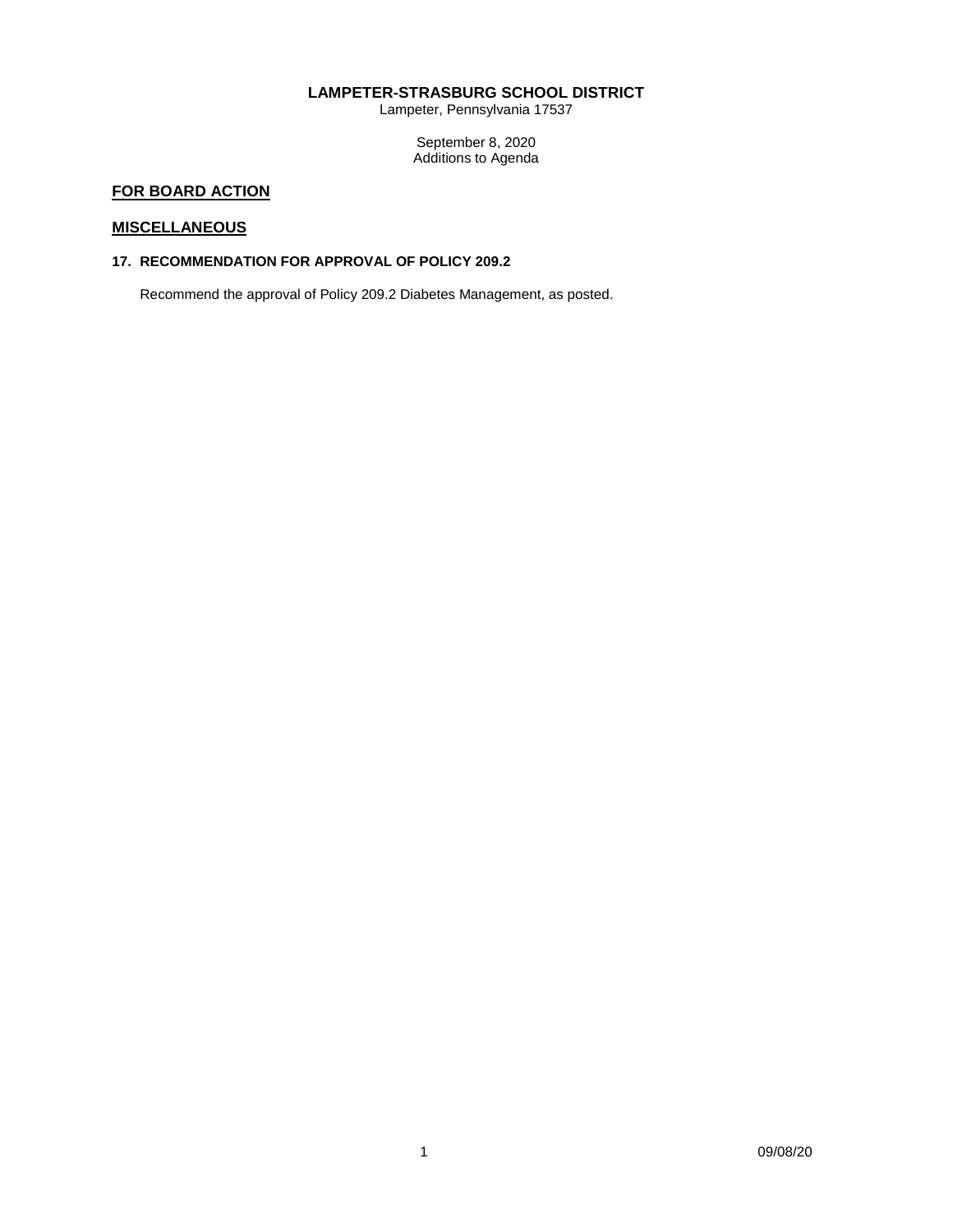**LAMPETER-STRASBURG SCHOOL DISTRICT**

Lampeter, Pennsylvania 17537

September 8, 2020
Additions to Agenda

## FOR BOARD ACTION

## MISCELLANEOUS

### 17. RECOMMENDATION FOR APPROVAL OF POLICY 209.2

Recommend the approval of Policy 209.2 Diabetes Management, as posted.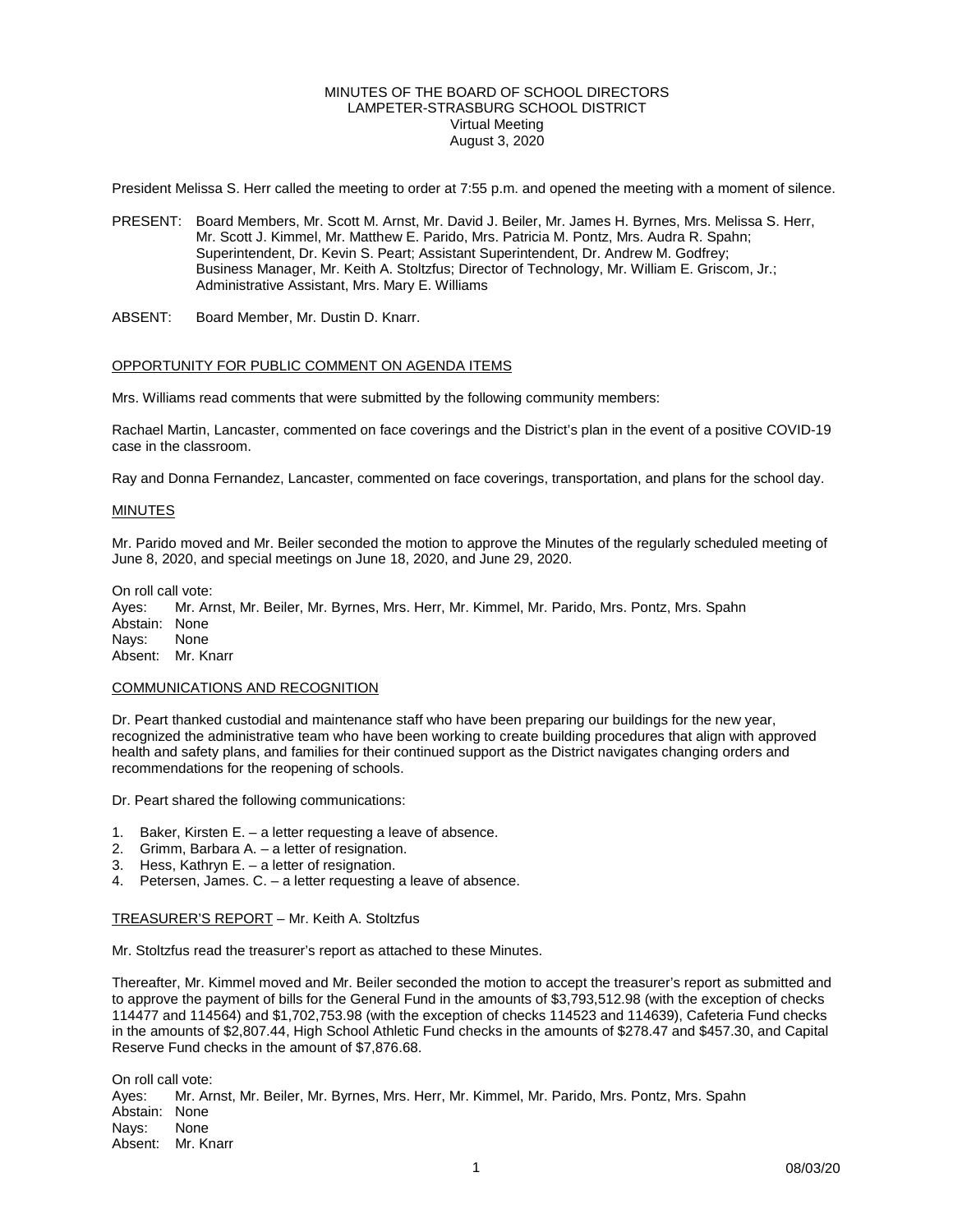MINUTES OF THE BOARD OF SCHOOL DIRECTORS
LAMPETER-STRASBURG SCHOOL DISTRICT
Virtual Meeting
August 3, 2020

President Melissa S. Herr called the meeting to order at 7:55 p.m. and opened the meeting with a moment of silence.

PRESENT: Board Members, Mr. Scott M. Arnst, Mr. David J. Beiler, Mr. James H. Byrnes, Mrs. Melissa S. Herr, Mr. Scott J. Kimmel, Mr. Matthew E. Parido, Mrs. Patricia M. Pontz, Mrs. Audra R. Spahn; Superintendent, Dr. Kevin S. Peart; Assistant Superintendent, Dr. Andrew M. Godfrey; Business Manager, Mr. Keith A. Stoltzfus; Director of Technology, Mr. William E. Griscom, Jr.; Administrative Assistant, Mrs. Mary E. Williams

ABSENT: Board Member, Mr. Dustin D. Knarr.

## OPPORTUNITY FOR PUBLIC COMMENT ON AGENDA ITEMS

Mrs. Williams read comments that were submitted by the following community members:

Rachael Martin, Lancaster, commented on face coverings and the District's plan in the event of a positive COVID-19 case in the classroom.

Ray and Donna Fernandez, Lancaster, commented on face coverings, transportation, and plans for the school day.

## MINUTES

Mr. Parido moved and Mr. Beiler seconded the motion to approve the Minutes of the regularly scheduled meeting of June 8, 2020, and special meetings on June 18, 2020, and June 29, 2020.

On roll call vote:
Ayes: Mr. Arnst, Mr. Beiler, Mr. Byrnes, Mrs. Herr, Mr. Kimmel, Mr. Parido, Mrs. Pontz, Mrs. Spahn
Abstain: None
Nays: None
Absent: Mr. Knarr

## COMMUNICATIONS AND RECOGNITION

Dr. Peart thanked custodial and maintenance staff who have been preparing our buildings for the new year, recognized the administrative team who have been working to create building procedures that align with approved health and safety plans, and families for their continued support as the District navigates changing orders and recommendations for the reopening of schools.

Dr. Peart shared the following communications:

1. Baker, Kirsten E. – a letter requesting a leave of absence.
2. Grimm, Barbara A. – a letter of resignation.
3. Hess, Kathryn E. – a letter of resignation.
4. Petersen, James. C. – a letter requesting a leave of absence.

## TREASURER'S REPORT – Mr. Keith A. Stoltzfus

Mr. Stoltzfus read the treasurer's report as attached to these Minutes.

Thereafter, Mr. Kimmel moved and Mr. Beiler seconded the motion to accept the treasurer's report as submitted and to approve the payment of bills for the General Fund in the amounts of $3,793,512.98 (with the exception of checks 114477 and 114564) and $1,702,753.98 (with the exception of checks 114523 and 114639), Cafeteria Fund checks in the amounts of $2,807.44, High School Athletic Fund checks in the amounts of $278.47 and $457.30, and Capital Reserve Fund checks in the amount of $7,876.68.

On roll call vote:
Ayes: Mr. Arnst, Mr. Beiler, Mr. Byrnes, Mrs. Herr, Mr. Kimmel, Mr. Parido, Mrs. Pontz, Mrs. Spahn
Abstain: None
Nays: None
Absent: Mr. Knarr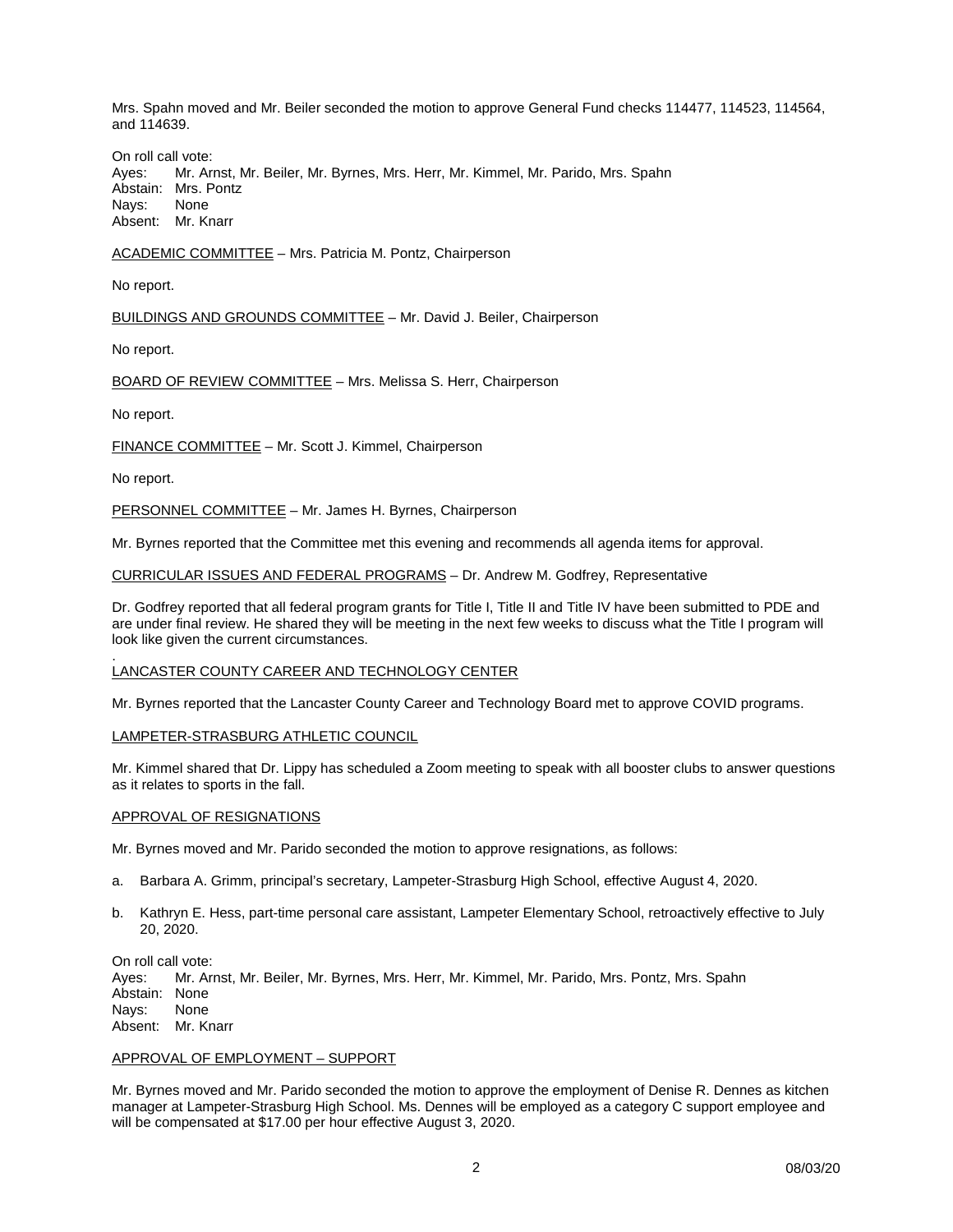Mrs. Spahn moved and Mr. Beiler seconded the motion to approve General Fund checks 114477, 114523, 114564, and 114639.

On roll call vote:
Ayes: Mr. Arnst, Mr. Beiler, Mr. Byrnes, Mrs. Herr, Mr. Kimmel, Mr. Parido, Mrs. Spahn
Abstain: Mrs. Pontz
Nays: None
Absent: Mr. Knarr

ACADEMIC COMMITTEE – Mrs. Patricia M. Pontz, Chairperson

No report.

BUILDINGS AND GROUNDS COMMITTEE – Mr. David J. Beiler, Chairperson

No report.

BOARD OF REVIEW COMMITTEE – Mrs. Melissa S. Herr, Chairperson

No report.

FINANCE COMMITTEE – Mr. Scott J. Kimmel, Chairperson

No report.

PERSONNEL COMMITTEE – Mr. James H. Byrnes, Chairperson

Mr. Byrnes reported that the Committee met this evening and recommends all agenda items for approval.

CURRICULAR ISSUES AND FEDERAL PROGRAMS – Dr. Andrew M. Godfrey, Representative

Dr. Godfrey reported that all federal program grants for Title I, Title II and Title IV have been submitted to PDE and are under final review. He shared they will be meeting in the next few weeks to discuss what the Title I program will look like given the current circumstances.

LANCASTER COUNTY CAREER AND TECHNOLOGY CENTER

Mr. Byrnes reported that the Lancaster County Career and Technology Board met to approve COVID programs.

LAMPETER-STRASBURG ATHLETIC COUNCIL

Mr. Kimmel shared that Dr. Lippy has scheduled a Zoom meeting to speak with all booster clubs to answer questions as it relates to sports in the fall.

APPROVAL OF RESIGNATIONS

Mr. Byrnes moved and Mr. Parido seconded the motion to approve resignations, as follows:

a. Barbara A. Grimm, principal's secretary, Lampeter-Strasburg High School, effective August 4, 2020.

b. Kathryn E. Hess, part-time personal care assistant, Lampeter Elementary School, retroactively effective to July 20, 2020.

On roll call vote:
Ayes: Mr. Arnst, Mr. Beiler, Mr. Byrnes, Mrs. Herr, Mr. Kimmel, Mr. Parido, Mrs. Pontz, Mrs. Spahn
Abstain: None
Nays: None
Absent: Mr. Knarr

APPROVAL OF EMPLOYMENT – SUPPORT

Mr. Byrnes moved and Mr. Parido seconded the motion to approve the employment of Denise R. Dennes as kitchen manager at Lampeter-Strasburg High School. Ms. Dennes will be employed as a category C support employee and will be compensated at $17.00 per hour effective August 3, 2020.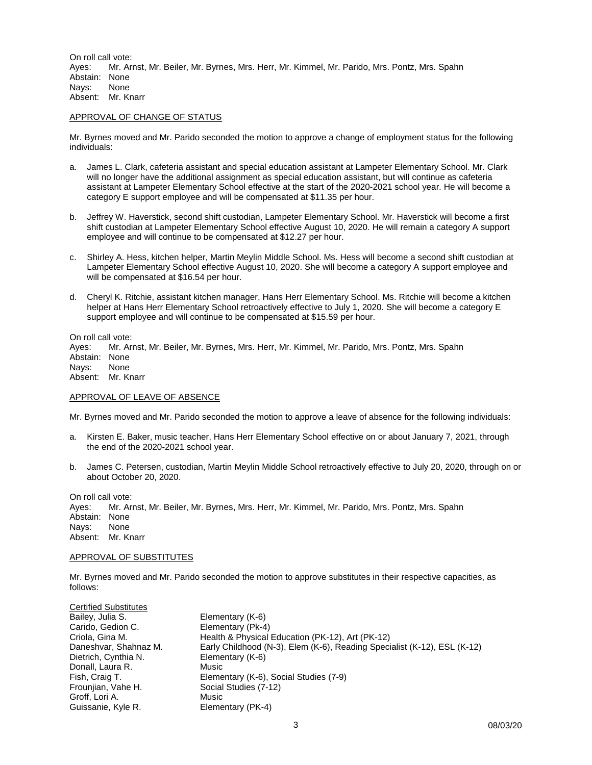On roll call vote:
Ayes: Mr. Arnst, Mr. Beiler, Mr. Byrnes, Mrs. Herr, Mr. Kimmel, Mr. Parido, Mrs. Pontz, Mrs. Spahn
Abstain: None
Nays: None
Absent: Mr. Knarr

APPROVAL OF CHANGE OF STATUS

Mr. Byrnes moved and Mr. Parido seconded the motion to approve a change of employment status for the following individuals:

a. James L. Clark, cafeteria assistant and special education assistant at Lampeter Elementary School. Mr. Clark will no longer have the additional assignment as special education assistant, but will continue as cafeteria assistant at Lampeter Elementary School effective at the start of the 2020-2021 school year. He will become a category E support employee and will be compensated at $11.35 per hour.

b. Jeffrey W. Haverstick, second shift custodian, Lampeter Elementary School. Mr. Haverstick will become a first shift custodian at Lampeter Elementary School effective August 10, 2020. He will remain a category A support employee and will continue to be compensated at $12.27 per hour.

c. Shirley A. Hess, kitchen helper, Martin Meylin Middle School. Ms. Hess will become a second shift custodian at Lampeter Elementary School effective August 10, 2020. She will become a category A support employee and will be compensated at $16.54 per hour.

d. Cheryl K. Ritchie, assistant kitchen manager, Hans Herr Elementary School. Ms. Ritchie will become a kitchen helper at Hans Herr Elementary School retroactively effective to July 1, 2020. She will become a category E support employee and will continue to be compensated at $15.59 per hour.

On roll call vote:
Ayes: Mr. Arnst, Mr. Beiler, Mr. Byrnes, Mrs. Herr, Mr. Kimmel, Mr. Parido, Mrs. Pontz, Mrs. Spahn
Abstain: None
Nays: None
Absent: Mr. Knarr

APPROVAL OF LEAVE OF ABSENCE

Mr. Byrnes moved and Mr. Parido seconded the motion to approve a leave of absence for the following individuals:

a. Kirsten E. Baker, music teacher, Hans Herr Elementary School effective on or about January 7, 2021, through the end of the 2020-2021 school year.

b. James C. Petersen, custodian, Martin Meylin Middle School retroactively effective to July 20, 2020, through on or about October 20, 2020.

On roll call vote:
Ayes: Mr. Arnst, Mr. Beiler, Mr. Byrnes, Mrs. Herr, Mr. Kimmel, Mr. Parido, Mrs. Pontz, Mrs. Spahn
Abstain: None
Nays: None
Absent: Mr. Knarr

APPROVAL OF SUBSTITUTES

Mr. Byrnes moved and Mr. Parido seconded the motion to approve substitutes in their respective capacities, as follows:

| Certified Substitutes | |
|---|---|
| Bailey, Julia S. | Elementary (K-6) |
| Carido, Gedion C. | Elementary (Pk-4) |
| Criola, Gina M. | Health & Physical Education (PK-12), Art (PK-12) |
| Daneshvar, Shahnaz M. | Early Childhood (N-3), Elem (K-6), Reading Specialist (K-12), ESL (K-12) |
| Dietrich, Cynthia N. | Elementary (K-6) |
| Donall, Laura R. | Music |
| Fish, Craig T. | Elementary (K-6), Social Studies (7-9) |
| Frounjian, Vahe H. | Social Studies (7-12) |
| Groff, Lori A. | Music |
| Guissanie, Kyle R. | Elementary (PK-4) |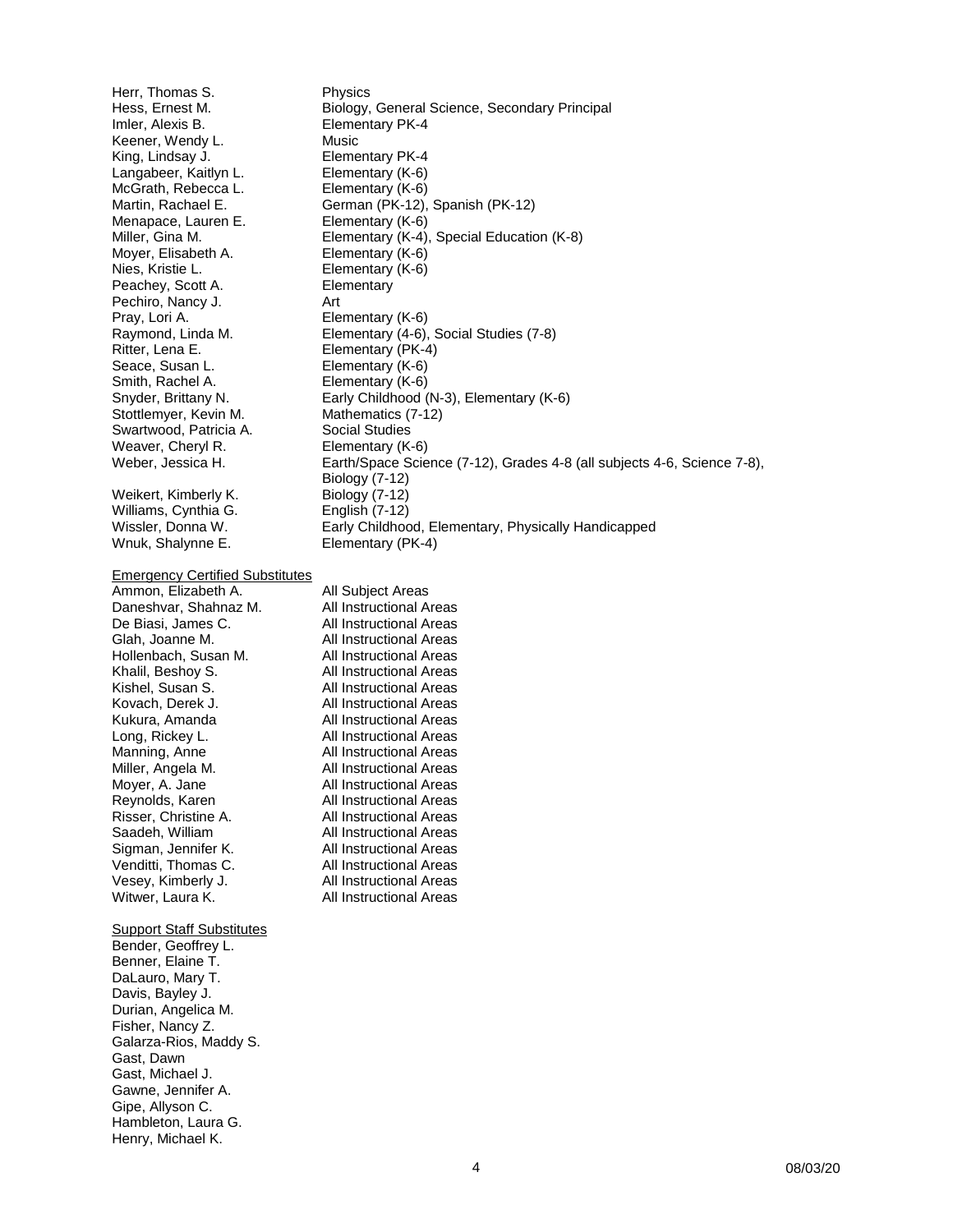| | |
|---|---|
| Herr, Thomas S. | Physics |
| Hess, Ernest M. | Biology, General Science, Secondary Principal |
| Imler, Alexis B. | Elementary PK-4 |
| Keener, Wendy L. | Music |
| King, Lindsay J. | Elementary PK-4 |
| Langabeer, Kaitlyn L. | Elementary (K-6) |
| McGrath, Rebecca L. | Elementary (K-6) |
| Martin, Rachael E. | German (PK-12), Spanish (PK-12) |
| Menapace, Lauren E. | Elementary (K-6) |
| Miller, Gina M. | Elementary (K-4), Special Education (K-8) |
| Moyer, Elisabeth A. | Elementary (K-6) |
| Nies, Kristie L. | Elementary (K-6) |
| Peachey, Scott A. | Elementary |
| Pechiro, Nancy J. | Art |
| Pray, Lori A. | Elementary (K-6) |
| Raymond, Linda M. | Elementary (4-6), Social Studies (7-8) |
| Ritter, Lena E. | Elementary (PK-4) |
| Seace, Susan L. | Elementary (K-6) |
| Smith, Rachel A. | Elementary (K-6) |
| Snyder, Brittany N. | Early Childhood (N-3), Elementary (K-6) |
| Stottlemyer, Kevin M. | Mathematics (7-12) |
| Swartwood, Patricia A. | Social Studies |
| Weaver, Cheryl R. | Elementary (K-6) |
| Weber, Jessica H. | Earth/Space Science (7-12), Grades 4-8 (all subjects 4-6, Science 7-8), Biology (7-12) |
| Weikert, Kimberly K. | Biology (7-12) |
| Williams, Cynthia G. | English (7-12) |
| Wissler, Donna W. | Early Childhood, Elementary, Physically Handicapped |
| Wnuk, Shalynne E. | Elementary (PK-4) |

<u>Emergency Certified Substitutes</u>

| | |
|---|---|
| Ammon, Elizabeth A. | All Subject Areas |
| Daneshvar, Shahnaz M. | All Instructional Areas |
| De Biasi, James C. | All Instructional Areas |
| Glah, Joanne M. | All Instructional Areas |
| Hollenbach, Susan M. | All Instructional Areas |
| Khalil, Beshoy S. | All Instructional Areas |
| Kishel, Susan S. | All Instructional Areas |
| Kovach, Derek J. | All Instructional Areas |
| Kukura, Amanda | All Instructional Areas |
| Long, Rickey L. | All Instructional Areas |
| Manning, Anne | All Instructional Areas |
| Miller, Angela M. | All Instructional Areas |
| Moyer, A. Jane | All Instructional Areas |
| Reynolds, Karen | All Instructional Areas |
| Risser, Christine A. | All Instructional Areas |
| Saadeh, William | All Instructional Areas |
| Sigman, Jennifer K. | All Instructional Areas |
| Venditti, Thomas C. | All Instructional Areas |
| Vesey, Kimberly J. | All Instructional Areas |
| Witwer, Laura K. | All Instructional Areas |

<u>Support Staff Substitutes</u>

Bender, Geoffrey L.
Benner, Elaine T.
DaLauro, Mary T.
Davis, Bayley J.
Durian, Angelica M.
Fisher, Nancy Z.
Galarza-Rios, Maddy S.
Gast, Dawn
Gast, Michael J.
Gawne, Jennifer A.
Gipe, Allyson C.
Hambleton, Laura G.
Henry, Michael K.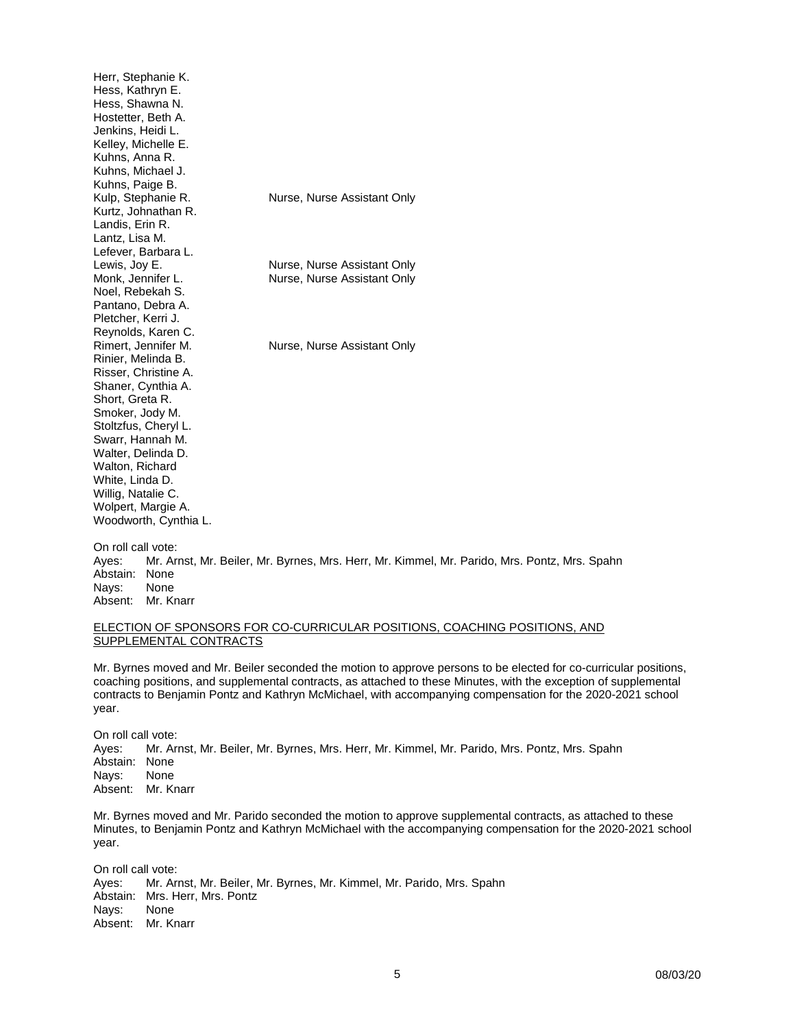| | |
|---|---|
| Herr, Stephanie K. | |
| Hess, Kathryn E. | |
| Hess, Shawna N. | |
| Hostetter, Beth A. | |
| Jenkins, Heidi L. | |
| Kelley, Michelle E. | |
| Kuhns, Anna R. | |
| Kuhns, Michael J. | |
| Kuhns, Paige B. | |
| Kulp, Stephanie R. | Nurse, Nurse Assistant Only |
| Kurtz, Johnathan R. | |
| Landis, Erin R. | |
| Lantz, Lisa M. | |
| Lefever, Barbara L. | |
| Lewis, Joy E. | Nurse, Nurse Assistant Only |
| Monk, Jennifer L. | Nurse, Nurse Assistant Only |
| Noel, Rebekah S. | |
| Pantano, Debra A. | |
| Pletcher, Kerri J. | |
| Reynolds, Karen C. | |
| Rimert, Jennifer M. | Nurse, Nurse Assistant Only |
| Rinier, Melinda B. | |
| Risser, Christine A. | |
| Shaner, Cynthia A. | |
| Short, Greta R. | |
| Smoker, Jody M. | |
| Stoltzfus, Cheryl L. | |
| Swarr, Hannah M. | |
| Walter, Delinda D. | |
| Walton, Richard | |
| White, Linda D. | |
| Willig, Natalie C. | |
| Wolpert, Margie A. | |
| Woodworth, Cynthia L. | |

On roll call vote:
Ayes: Mr. Arnst, Mr. Beiler, Mr. Byrnes, Mrs. Herr, Mr. Kimmel, Mr. Parido, Mrs. Pontz, Mrs. Spahn
Abstain: None
Nays: None
Absent: Mr. Knarr

ELECTION OF SPONSORS FOR CO-CURRICULAR POSITIONS, COACHING POSITIONS, AND SUPPLEMENTAL CONTRACTS

Mr. Byrnes moved and Mr. Beiler seconded the motion to approve persons to be elected for co-curricular positions, coaching positions, and supplemental contracts, as attached to these Minutes, with the exception of supplemental contracts to Benjamin Pontz and Kathryn McMichael, with accompanying compensation for the 2020-2021 school year.

On roll call vote:
Ayes: Mr. Arnst, Mr. Beiler, Mr. Byrnes, Mrs. Herr, Mr. Kimmel, Mr. Parido, Mrs. Pontz, Mrs. Spahn
Abstain: None
Nays: None
Absent: Mr. Knarr

Mr. Byrnes moved and Mr. Parido seconded the motion to approve supplemental contracts, as attached to these Minutes, to Benjamin Pontz and Kathryn McMichael with the accompanying compensation for the 2020-2021 school year.

On roll call vote:
Ayes: Mr. Arnst, Mr. Beiler, Mr. Byrnes, Mr. Kimmel, Mr. Parido, Mrs. Spahn
Abstain: Mrs. Herr, Mrs. Pontz
Nays: None
Absent: Mr. Knarr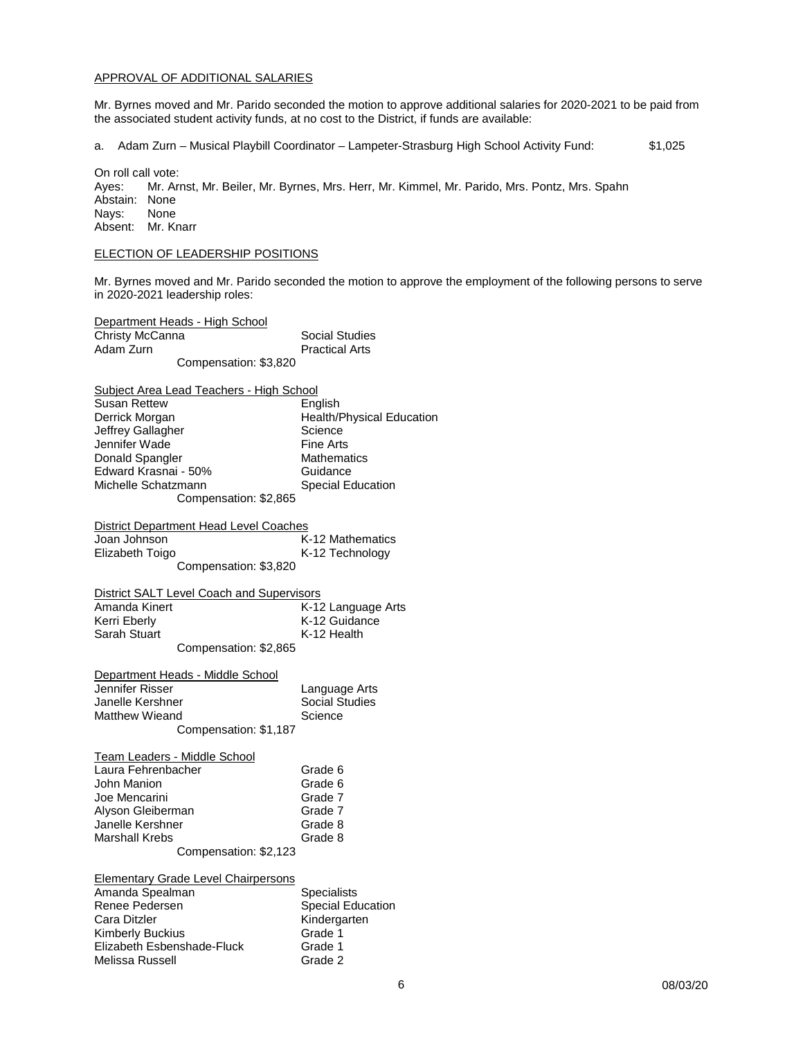APPROVAL OF ADDITIONAL SALARIES

Mr. Byrnes moved and Mr. Parido seconded the motion to approve additional salaries for 2020-2021 to be paid from the associated student activity funds, at no cost to the District, if funds are available:

a. Adam Zurn – Musical Playbill Coordinator – Lampeter-Strasburg High School Activity Fund: $1,025

On roll call vote:
Ayes: Mr. Arnst, Mr. Beiler, Mr. Byrnes, Mrs. Herr, Mr. Kimmel, Mr. Parido, Mrs. Pontz, Mrs. Spahn
Abstain: None
Nays: None
Absent: Mr. Knarr

ELECTION OF LEADERSHIP POSITIONS

Mr. Byrnes moved and Mr. Parido seconded the motion to approve the employment of the following persons to serve in 2020-2021 leadership roles:

Department Heads - High School

| | |
|---|---|
| Christy McCanna | Social Studies |
| Adam Zurn | Practical Arts |

Compensation: $3,820

Subject Area Lead Teachers - High School

| | |
|---|---|
| Susan Rettew | English |
| Derrick Morgan | Health/Physical Education |
| Jeffrey Gallagher | Science |
| Jennifer Wade | Fine Arts |
| Donald Spangler | Mathematics |
| Edward Krasnai - 50% | Guidance |
| Michelle Schatzmann | Special Education |

Compensation: $2,865

District Department Head Level Coaches

| | |
|---|---|
| Joan Johnson | K-12 Mathematics |
| Elizabeth Toigo | K-12 Technology |

Compensation: $3,820

District SALT Level Coach and Supervisors

| | |
|---|---|
| Amanda Kinert | K-12 Language Arts |
| Kerri Eberly | K-12 Guidance |
| Sarah Stuart | K-12 Health |

Compensation: $2,865

Department Heads - Middle School

| | |
|---|---|
| Jennifer Risser | Language Arts |
| Janelle Kershner | Social Studies |
| Matthew Wieand | Science |

Compensation: $1,187

Team Leaders - Middle School

| | |
|---|---|
| Laura Fehrenbacher | Grade 6 |
| John Manion | Grade 6 |
| Joe Mencarini | Grade 7 |
| Alyson Gleiberman | Grade 7 |
| Janelle Kershner | Grade 8 |
| Marshall Krebs | Grade 8 |

Compensation: $2,123

Elementary Grade Level Chairpersons

| | |
|---|---|
| Amanda Spealman | Specialists |
| Renee Pedersen | Special Education |
| Cara Ditzler | Kindergarten |
| Kimberly Buckius | Grade 1 |
| Elizabeth Esbenshade-Fluck | Grade 1 |
| Melissa Russell | Grade 2 |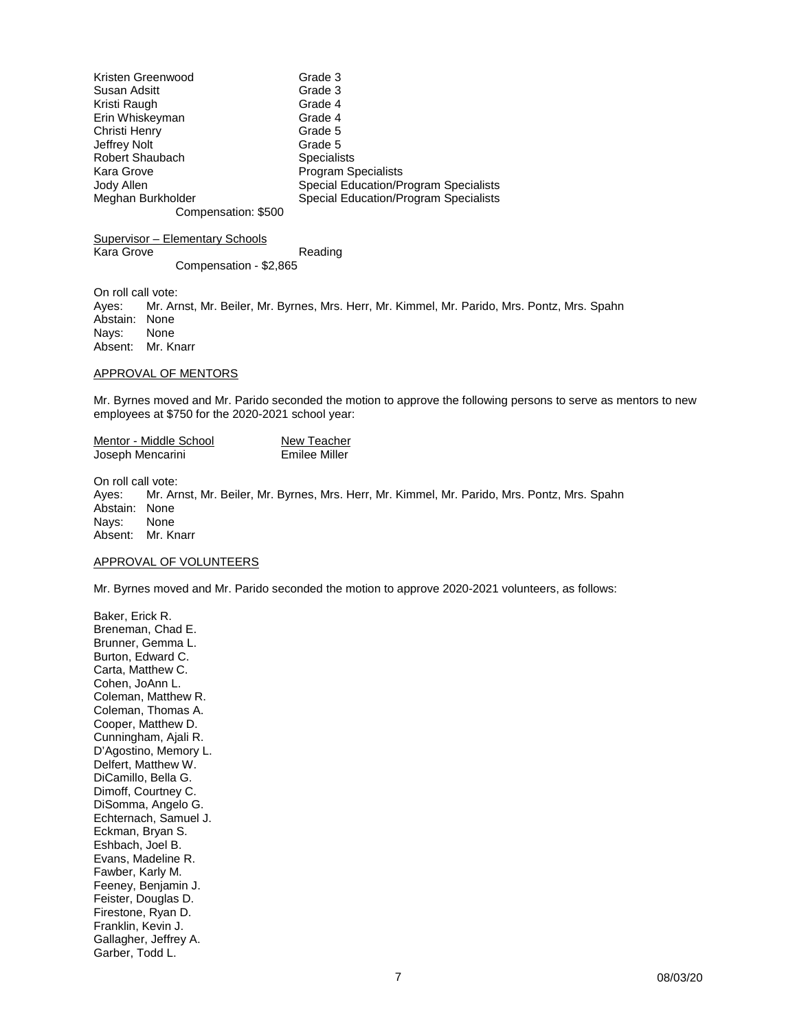| | |
|---|---|
| Kristen Greenwood | Grade 3 |
| Susan Adsitt | Grade 3 |
| Kristi Raugh | Grade 4 |
| Erin Whiskeyman | Grade 4 |
| Christi Henry | Grade 5 |
| Jeffrey Nolt | Grade 5 |
| Robert Shaubach | Specialists |
| Kara Grove | Program Specialists |
| Jody Allen | Special Education/Program Specialists |
| Meghan Burkholder | Special Education/Program Specialists |

Compensation: $500

<u>Supervisor – Elementary Schools</u>

| | |
|---|---|
| Kara Grove | Reading |

Compensation - $2,865

On roll call vote:
Ayes: Mr. Arnst, Mr. Beiler, Mr. Byrnes, Mrs. Herr, Mr. Kimmel, Mr. Parido, Mrs. Pontz, Mrs. Spahn
Abstain: None
Nays: None
Absent: Mr. Knarr

## APPROVAL OF MENTORS

Mr. Byrnes moved and Mr. Parido seconded the motion to approve the following persons to serve as mentors to new employees at $750 for the 2020-2021 school year:

| Mentor - Middle School | New Teacher |
|---|---|
| Joseph Mencarini | Emilee Miller |

On roll call vote:
Ayes: Mr. Arnst, Mr. Beiler, Mr. Byrnes, Mrs. Herr, Mr. Kimmel, Mr. Parido, Mrs. Pontz, Mrs. Spahn
Abstain: None
Nays: None
Absent: Mr. Knarr

## APPROVAL OF VOLUNTEERS

Mr. Byrnes moved and Mr. Parido seconded the motion to approve 2020-2021 volunteers, as follows:

Baker, Erick R.
Breneman, Chad E.
Brunner, Gemma L.
Burton, Edward C.
Carta, Matthew C.
Cohen, JoAnn L.
Coleman, Matthew R.
Coleman, Thomas A.
Cooper, Matthew D.
Cunningham, Ajali R.
D'Agostino, Memory L.
Delfert, Matthew W.
DiCamillo, Bella G.
Dimoff, Courtney C.
DiSomma, Angelo G.
Echternach, Samuel J.
Eckman, Bryan S.
Eshbach, Joel B.
Evans, Madeline R.
Fawber, Karly M.
Feeney, Benjamin J.
Feister, Douglas D.
Firestone, Ryan D.
Franklin, Kevin J.
Gallagher, Jeffrey A.
Garber, Todd L.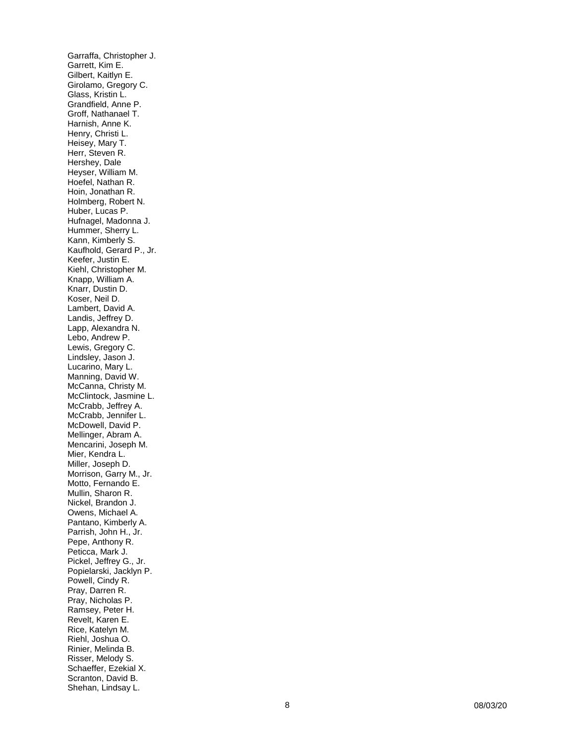Garraffa, Christopher J.
Garrett, Kim E.
Gilbert, Kaitlyn E.
Girolamo, Gregory C.
Glass, Kristin L.
Grandfield, Anne P.
Groff, Nathanael T.
Harnish, Anne K.
Henry, Christi L.
Heisey, Mary T.
Herr, Steven R.
Hershey, Dale
Heyser, William M.
Hoefel, Nathan R.
Hoin, Jonathan R.
Holmberg, Robert N.
Huber, Lucas P.
Hufnagel, Madonna J.
Hummer, Sherry L.
Kann, Kimberly S.
Kaufhold, Gerard P., Jr.
Keefer, Justin E.
Kiehl, Christopher M.
Knapp, William A.
Knarr, Dustin D.
Koser, Neil D.
Lambert, David A.
Landis, Jeffrey D.
Lapp, Alexandra N.
Lebo, Andrew P.
Lewis, Gregory C.
Lindsley, Jason J.
Lucarino, Mary L.
Manning, David W.
McCanna, Christy M.
McClintock, Jasmine L.
McCrabb, Jeffrey A.
McCrabb, Jennifer L.
McDowell, David P.
Mellinger, Abram A.
Mencarini, Joseph M.
Mier, Kendra L.
Miller, Joseph D.
Morrison, Garry M., Jr.
Motto, Fernando E.
Mullin, Sharon R.
Nickel, Brandon J.
Owens, Michael A.
Pantano, Kimberly A.
Parrish, John H., Jr.
Pepe, Anthony R.
Peticca, Mark J.
Pickel, Jeffrey G., Jr.
Popielarski, Jacklyn P.
Powell, Cindy R.
Pray, Darren R.
Pray, Nicholas P.
Ramsey, Peter H.
Revelt, Karen E.
Rice, Katelyn M.
Riehl, Joshua O.
Rinier, Melinda B.
Risser, Melody S.
Schaeffer, Ezekial X.
Scranton, David B.
Shehan, Lindsay L.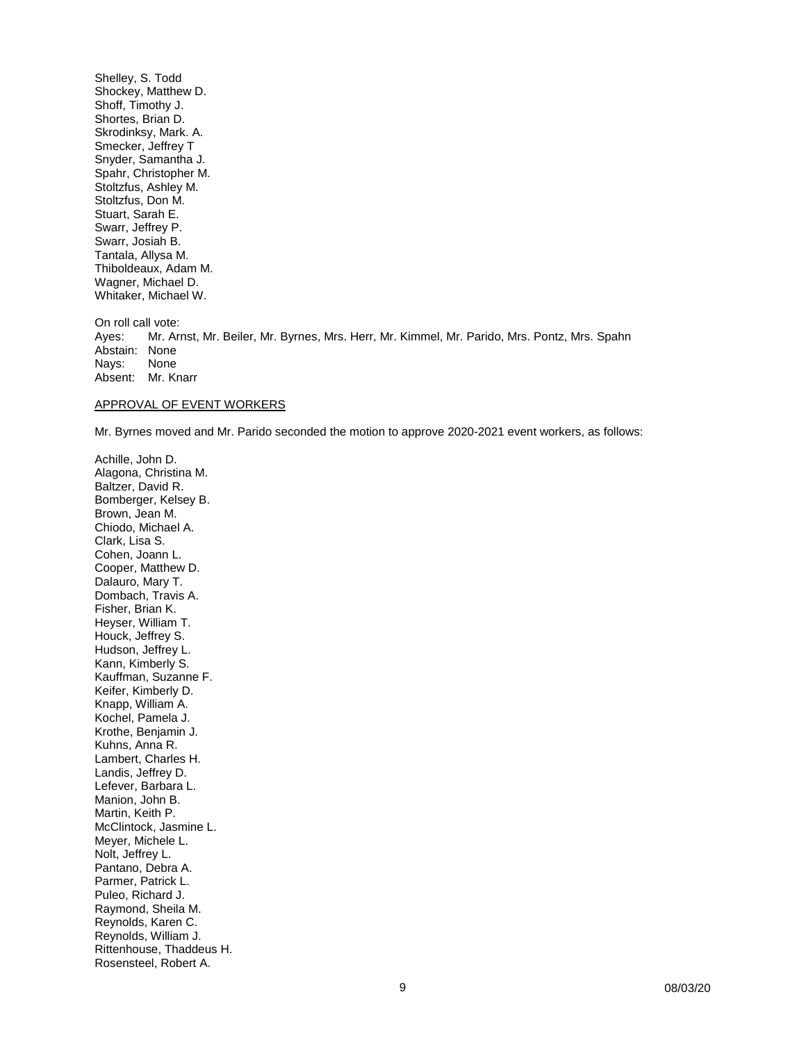Shelley, S. Todd
Shockey, Matthew D.
Shoff, Timothy J.
Shortes, Brian D.
Skrodinksy, Mark. A.
Smecker, Jeffrey T
Snyder, Samantha J.
Spahr, Christopher M.
Stoltzfus, Ashley M.
Stoltzfus, Don M.
Stuart, Sarah E.
Swarr, Jeffrey P.
Swarr, Josiah B.
Tantala, Allysa M.
Thiboldeaux, Adam M.
Wagner, Michael D.
Whitaker, Michael W.

On roll call vote:
Ayes: Mr. Arnst, Mr. Beiler, Mr. Byrnes, Mrs. Herr, Mr. Kimmel, Mr. Parido, Mrs. Pontz, Mrs. Spahn
Abstain: None
Nays: None
Absent: Mr. Knarr

APPROVAL OF EVENT WORKERS

Mr. Byrnes moved and Mr. Parido seconded the motion to approve 2020-2021 event workers, as follows:

Achille, John D.
Alagona, Christina M.
Baltzer, David R.
Bomberger, Kelsey B.
Brown, Jean M.
Chiodo, Michael A.
Clark, Lisa S.
Cohen, Joann L.
Cooper, Matthew D.
Dalauro, Mary T.
Dombach, Travis A.
Fisher, Brian K.
Heyser, William T.
Houck, Jeffrey S.
Hudson, Jeffrey L.
Kann, Kimberly S.
Kauffman, Suzanne F.
Keifer, Kimberly D.
Knapp, William A.
Kochel, Pamela J.
Krothe, Benjamin J.
Kuhns, Anna R.
Lambert, Charles H.
Landis, Jeffrey D.
Lefever, Barbara L.
Manion, John B.
Martin, Keith P.
McClintock, Jasmine L.
Meyer, Michele L.
Nolt, Jeffrey L.
Pantano, Debra A.
Parmer, Patrick L.
Puleo, Richard J.
Raymond, Sheila M.
Reynolds, Karen C.
Reynolds, William J.
Rittenhouse, Thaddeus H.
Rosensteel, Robert A.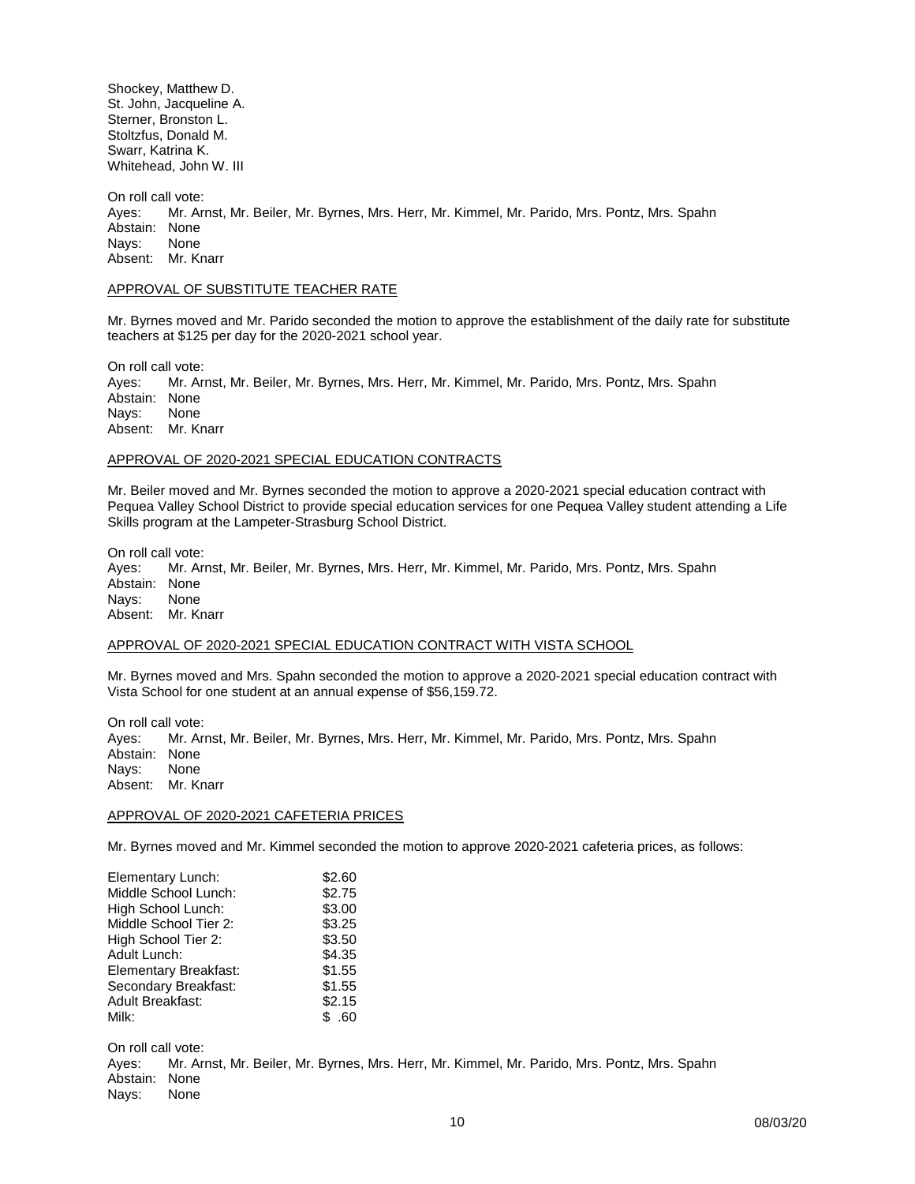Shockey, Matthew D.
St. John, Jacqueline A.
Sterner, Bronston L.
Stoltzfus, Donald M.
Swarr, Katrina K.
Whitehead, John W. III

On roll call vote:
Ayes: Mr. Arnst, Mr. Beiler, Mr. Byrnes, Mrs. Herr, Mr. Kimmel, Mr. Parido, Mrs. Pontz, Mrs. Spahn
Abstain: None
Nays: None
Absent: Mr. Knarr

APPROVAL OF SUBSTITUTE TEACHER RATE

Mr. Byrnes moved and Mr. Parido seconded the motion to approve the establishment of the daily rate for substitute teachers at $125 per day for the 2020-2021 school year.

On roll call vote:
Ayes: Mr. Arnst, Mr. Beiler, Mr. Byrnes, Mrs. Herr, Mr. Kimmel, Mr. Parido, Mrs. Pontz, Mrs. Spahn
Abstain: None
Nays: None
Absent: Mr. Knarr

APPROVAL OF 2020-2021 SPECIAL EDUCATION CONTRACTS

Mr. Beiler moved and Mr. Byrnes seconded the motion to approve a 2020-2021 special education contract with Pequea Valley School District to provide special education services for one Pequea Valley student attending a Life Skills program at the Lampeter-Strasburg School District.

On roll call vote:
Ayes: Mr. Arnst, Mr. Beiler, Mr. Byrnes, Mrs. Herr, Mr. Kimmel, Mr. Parido, Mrs. Pontz, Mrs. Spahn
Abstain: None
Nays: None
Absent: Mr. Knarr

APPROVAL OF 2020-2021 SPECIAL EDUCATION CONTRACT WITH VISTA SCHOOL

Mr. Byrnes moved and Mrs. Spahn seconded the motion to approve a 2020-2021 special education contract with Vista School for one student at an annual expense of $56,159.72.

On roll call vote:
Ayes: Mr. Arnst, Mr. Beiler, Mr. Byrnes, Mrs. Herr, Mr. Kimmel, Mr. Parido, Mrs. Pontz, Mrs. Spahn
Abstain: None
Nays: None
Absent: Mr. Knarr

APPROVAL OF 2020-2021 CAFETERIA PRICES

Mr. Byrnes moved and Mr. Kimmel seconded the motion to approve 2020-2021 cafeteria prices, as follows:

| | |
|---|---|
| Elementary Lunch: | $2.60 |
| Middle School Lunch: | $2.75 |
| High School Lunch: | $3.00 |
| Middle School Tier 2: | $3.25 |
| High School Tier 2: | $3.50 |
| Adult Lunch: | $4.35 |
| Elementary Breakfast: | $1.55 |
| Secondary Breakfast: | $1.55 |
| Adult Breakfast: | $2.15 |
| Milk: | $ .60 |

On roll call vote:
Ayes: Mr. Arnst, Mr. Beiler, Mr. Byrnes, Mrs. Herr, Mr. Kimmel, Mr. Parido, Mrs. Pontz, Mrs. Spahn
Abstain: None
Nays: None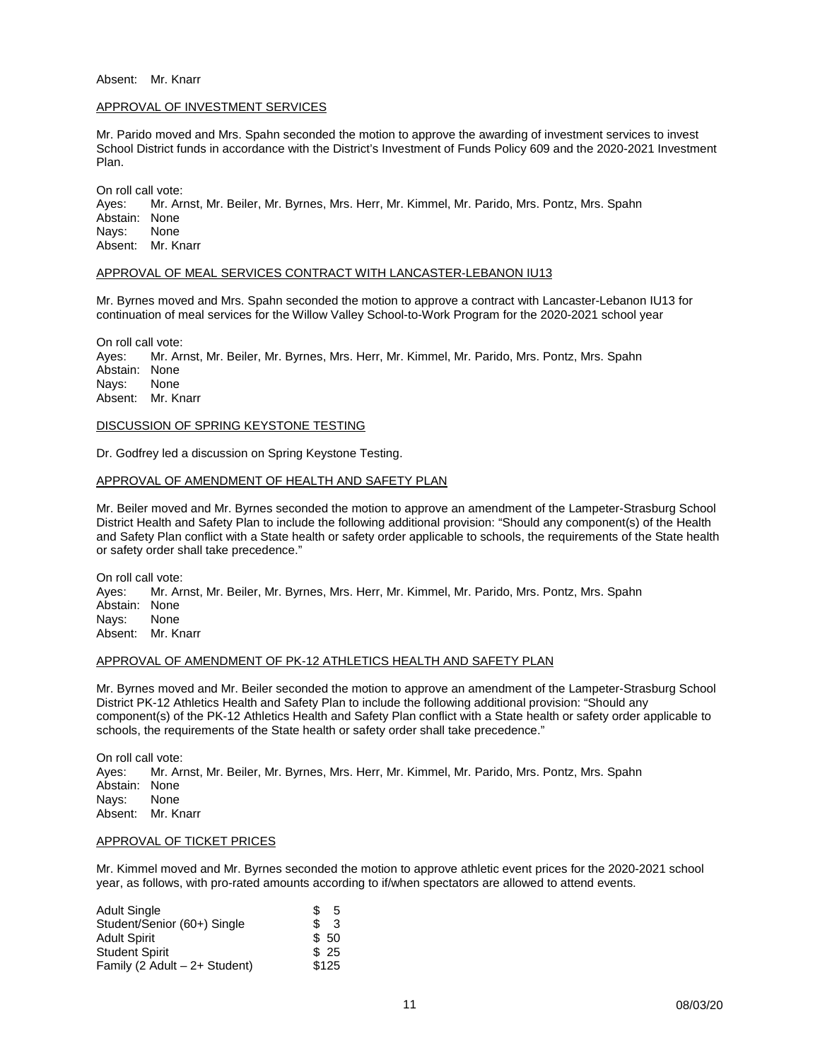Absent: Mr. Knarr

## APPROVAL OF INVESTMENT SERVICES

Mr. Parido moved and Mrs. Spahn seconded the motion to approve the awarding of investment services to invest School District funds in accordance with the District's Investment of Funds Policy 609 and the 2020-2021 Investment Plan.

On roll call vote:
Ayes: Mr. Arnst, Mr. Beiler, Mr. Byrnes, Mrs. Herr, Mr. Kimmel, Mr. Parido, Mrs. Pontz, Mrs. Spahn
Abstain: None
Nays: None
Absent: Mr. Knarr

## APPROVAL OF MEAL SERVICES CONTRACT WITH LANCASTER-LEBANON IU13

Mr. Byrnes moved and Mrs. Spahn seconded the motion to approve a contract with Lancaster-Lebanon IU13 for continuation of meal services for the Willow Valley School-to-Work Program for the 2020-2021 school year

On roll call vote:
Ayes: Mr. Arnst, Mr. Beiler, Mr. Byrnes, Mrs. Herr, Mr. Kimmel, Mr. Parido, Mrs. Pontz, Mrs. Spahn
Abstain: None
Nays: None
Absent: Mr. Knarr

## DISCUSSION OF SPRING KEYSTONE TESTING

Dr. Godfrey led a discussion on Spring Keystone Testing.

## APPROVAL OF AMENDMENT OF HEALTH AND SAFETY PLAN

Mr. Beiler moved and Mr. Byrnes seconded the motion to approve an amendment of the Lampeter-Strasburg School District Health and Safety Plan to include the following additional provision: "Should any component(s) of the Health and Safety Plan conflict with a State health or safety order applicable to schools, the requirements of the State health or safety order shall take precedence."

On roll call vote:
Ayes: Mr. Arnst, Mr. Beiler, Mr. Byrnes, Mrs. Herr, Mr. Kimmel, Mr. Parido, Mrs. Pontz, Mrs. Spahn
Abstain: None
Nays: None
Absent: Mr. Knarr

## APPROVAL OF AMENDMENT OF PK-12 ATHLETICS HEALTH AND SAFETY PLAN

Mr. Byrnes moved and Mr. Beiler seconded the motion to approve an amendment of the Lampeter-Strasburg School District PK-12 Athletics Health and Safety Plan to include the following additional provision: "Should any component(s) of the PK-12 Athletics Health and Safety Plan conflict with a State health or safety order applicable to schools, the requirements of the State health or safety order shall take precedence."

On roll call vote:
Ayes: Mr. Arnst, Mr. Beiler, Mr. Byrnes, Mrs. Herr, Mr. Kimmel, Mr. Parido, Mrs. Pontz, Mrs. Spahn
Abstain: None
Nays: None
Absent: Mr. Knarr

## APPROVAL OF TICKET PRICES

Mr. Kimmel moved and Mr. Byrnes seconded the motion to approve athletic event prices for the 2020-2021 school year, as follows, with pro-rated amounts according to if/when spectators are allowed to attend events.

| | |
|---|---|
| Adult Single | $ 5 |
| Student/Senior (60+) Single | $ 3 |
| Adult Spirit | $ 50 |
| Student Spirit | $ 25 |
| Family (2 Adult – 2+ Student) | $125 |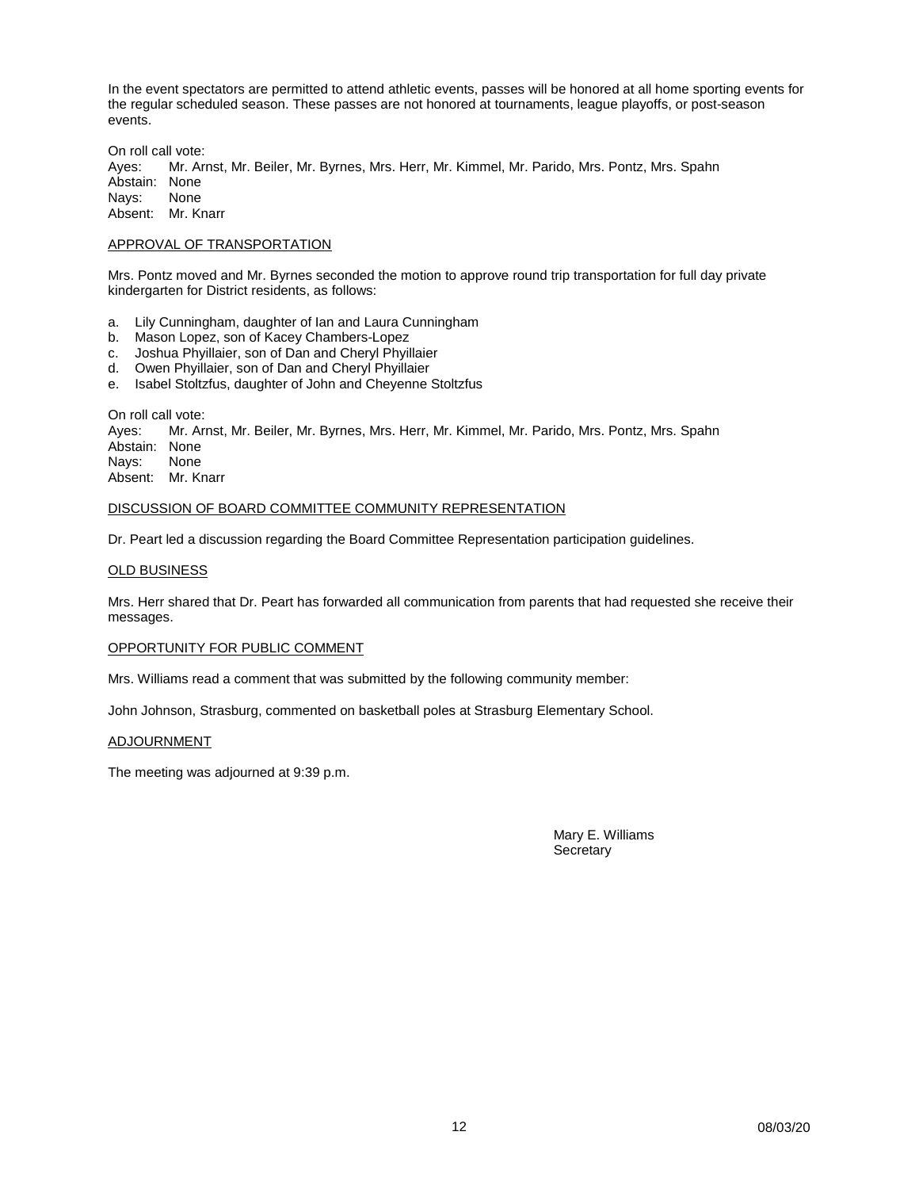In the event spectators are permitted to attend athletic events, passes will be honored at all home sporting events for the regular scheduled season. These passes are not honored at tournaments, league playoffs, or post-season events.

On roll call vote:
Ayes: Mr. Arnst, Mr. Beiler, Mr. Byrnes, Mrs. Herr, Mr. Kimmel, Mr. Parido, Mrs. Pontz, Mrs. Spahn
Abstain: None
Nays: None
Absent: Mr. Knarr

APPROVAL OF TRANSPORTATION

Mrs. Pontz moved and Mr. Byrnes seconded the motion to approve round trip transportation for full day private kindergarten for District residents, as follows:

a. Lily Cunningham, daughter of Ian and Laura Cunningham
b. Mason Lopez, son of Kacey Chambers-Lopez
c. Joshua Phyillaier, son of Dan and Cheryl Phyillaier
d. Owen Phyillaier, son of Dan and Cheryl Phyillaier
e. Isabel Stoltzfus, daughter of John and Cheyenne Stoltzfus

On roll call vote:
Ayes: Mr. Arnst, Mr. Beiler, Mr. Byrnes, Mrs. Herr, Mr. Kimmel, Mr. Parido, Mrs. Pontz, Mrs. Spahn
Abstain: None
Nays: None
Absent: Mr. Knarr

DISCUSSION OF BOARD COMMITTEE COMMUNITY REPRESENTATION

Dr. Peart led a discussion regarding the Board Committee Representation participation guidelines.

OLD BUSINESS

Mrs. Herr shared that Dr. Peart has forwarded all communication from parents that had requested she receive their messages.

OPPORTUNITY FOR PUBLIC COMMENT

Mrs. Williams read a comment that was submitted by the following community member:

John Johnson, Strasburg, commented on basketball poles at Strasburg Elementary School.

ADJOURNMENT

The meeting was adjourned at 9:39 p.m.

Mary E. Williams
Secretary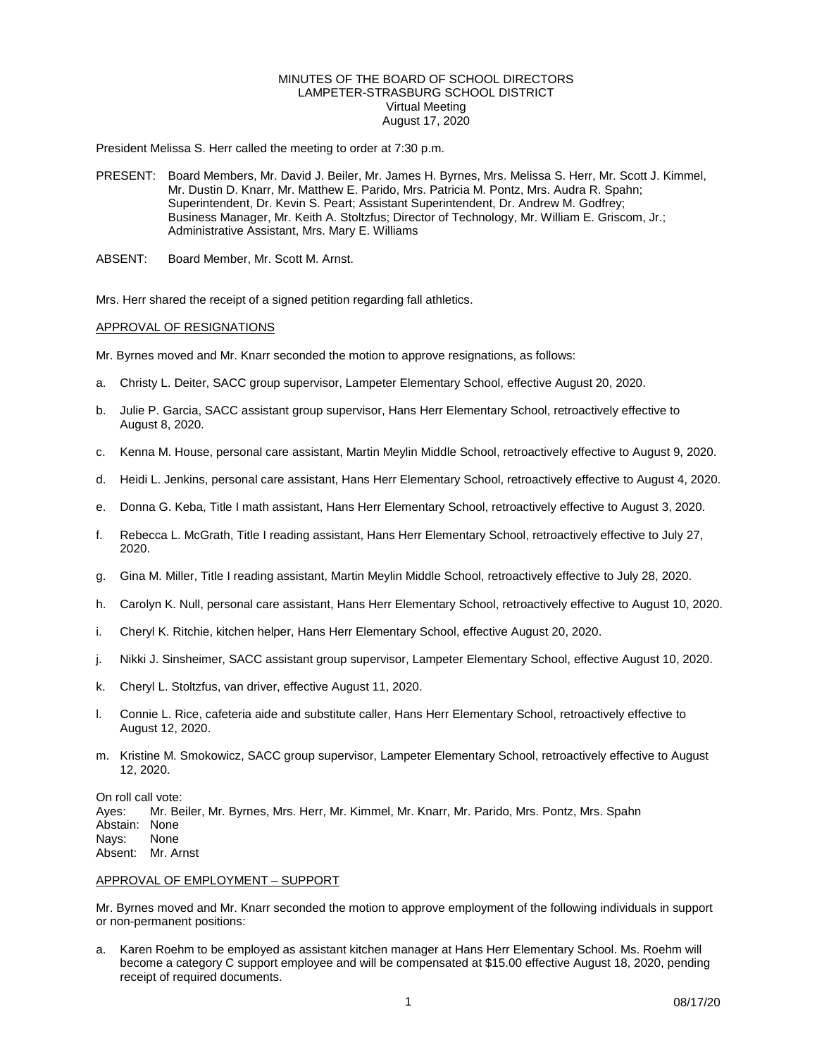MINUTES OF THE BOARD OF SCHOOL DIRECTORS
LAMPETER-STRASBURG SCHOOL DISTRICT
Virtual Meeting
August 17, 2020

President Melissa S. Herr called the meeting to order at 7:30 p.m.

PRESENT: Board Members, Mr. David J. Beiler, Mr. James H. Byrnes, Mrs. Melissa S. Herr, Mr. Scott J. Kimmel, Mr. Dustin D. Knarr, Mr. Matthew E. Parido, Mrs. Patricia M. Pontz, Mrs. Audra R. Spahn; Superintendent, Dr. Kevin S. Peart; Assistant Superintendent, Dr. Andrew M. Godfrey; Business Manager, Mr. Keith A. Stoltzfus; Director of Technology, Mr. William E. Griscom, Jr.; Administrative Assistant, Mrs. Mary E. Williams

ABSENT: Board Member, Mr. Scott M. Arnst.

Mrs. Herr shared the receipt of a signed petition regarding fall athletics.

APPROVAL OF RESIGNATIONS

Mr. Byrnes moved and Mr. Knarr seconded the motion to approve resignations, as follows:

a. Christy L. Deiter, SACC group supervisor, Lampeter Elementary School, effective August 20, 2020.

b. Julie P. Garcia, SACC assistant group supervisor, Hans Herr Elementary School, retroactively effective to August 8, 2020.

c. Kenna M. House, personal care assistant, Martin Meylin Middle School, retroactively effective to August 9, 2020.

d. Heidi L. Jenkins, personal care assistant, Hans Herr Elementary School, retroactively effective to August 4, 2020.

e. Donna G. Keba, Title I math assistant, Hans Herr Elementary School, retroactively effective to August 3, 2020.

f. Rebecca L. McGrath, Title I reading assistant, Hans Herr Elementary School, retroactively effective to July 27, 2020.

g. Gina M. Miller, Title I reading assistant, Martin Meylin Middle School, retroactively effective to July 28, 2020.

h. Carolyn K. Null, personal care assistant, Hans Herr Elementary School, retroactively effective to August 10, 2020.

i. Cheryl K. Ritchie, kitchen helper, Hans Herr Elementary School, effective August 20, 2020.

j. Nikki J. Sinsheimer, SACC assistant group supervisor, Lampeter Elementary School, effective August 10, 2020.

k. Cheryl L. Stoltzfus, van driver, effective August 11, 2020.

l. Connie L. Rice, cafeteria aide and substitute caller, Hans Herr Elementary School, retroactively effective to August 12, 2020.

m. Kristine M. Smokowicz, SACC group supervisor, Lampeter Elementary School, retroactively effective to August 12, 2020.

On roll call vote:
Ayes: Mr. Beiler, Mr. Byrnes, Mrs. Herr, Mr. Kimmel, Mr. Knarr, Mr. Parido, Mrs. Pontz, Mrs. Spahn
Abstain: None
Nays: None
Absent: Mr. Arnst

APPROVAL OF EMPLOYMENT – SUPPORT

Mr. Byrnes moved and Mr. Knarr seconded the motion to approve employment of the following individuals in support or non-permanent positions:

a. Karen Roehm to be employed as assistant kitchen manager at Hans Herr Elementary School. Ms. Roehm will become a category C support employee and will be compensated at $15.00 effective August 18, 2020, pending receipt of required documents.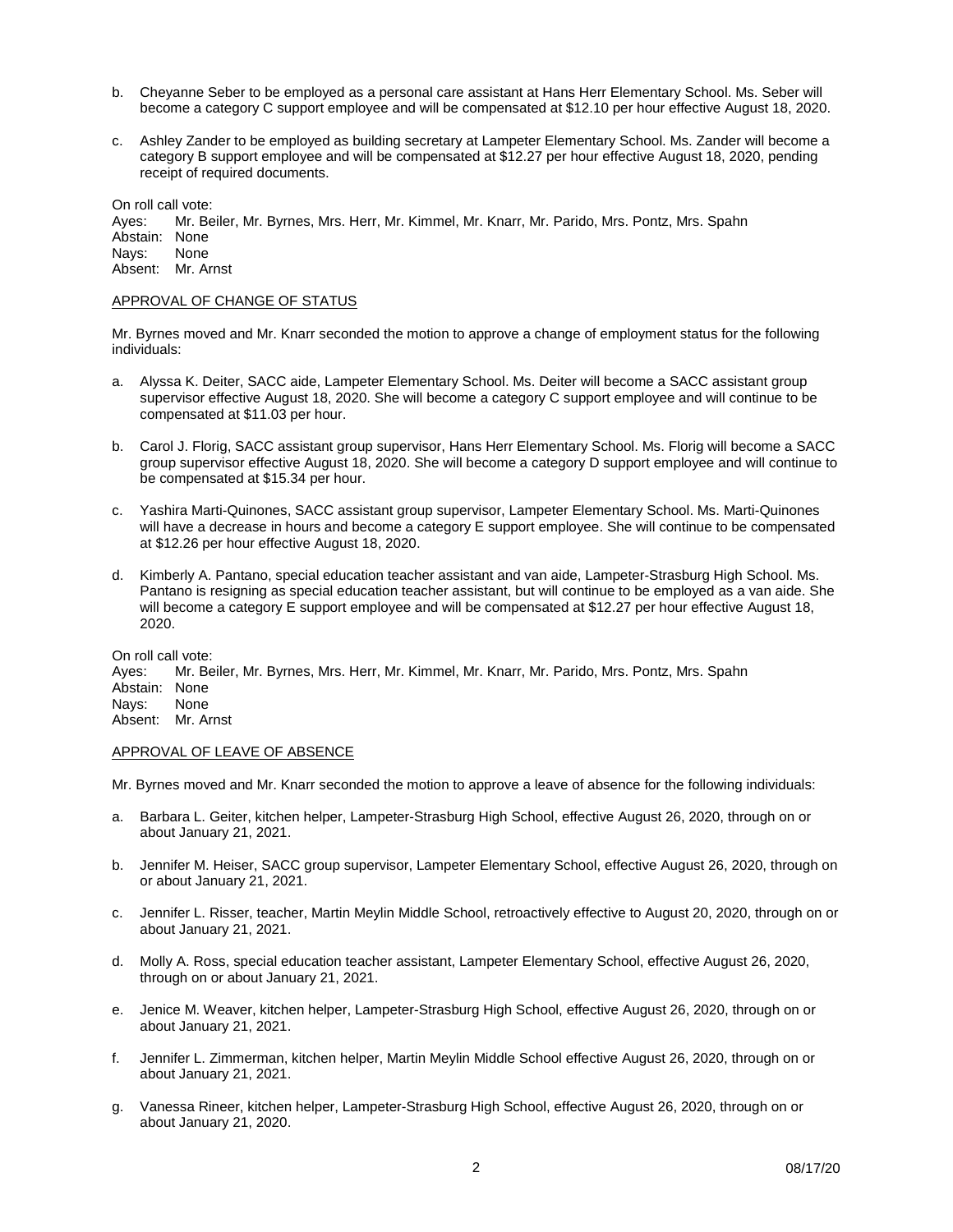b. Cheyanne Seber to be employed as a personal care assistant at Hans Herr Elementary School. Ms. Seber will become a category C support employee and will be compensated at $12.10 per hour effective August 18, 2020.

c. Ashley Zander to be employed as building secretary at Lampeter Elementary School. Ms. Zander will become a category B support employee and will be compensated at $12.27 per hour effective August 18, 2020, pending receipt of required documents.

On roll call vote:
Ayes: Mr. Beiler, Mr. Byrnes, Mrs. Herr, Mr. Kimmel, Mr. Knarr, Mr. Parido, Mrs. Pontz, Mrs. Spahn
Abstain: None
Nays: None
Absent: Mr. Arnst

APPROVAL OF CHANGE OF STATUS

Mr. Byrnes moved and Mr. Knarr seconded the motion to approve a change of employment status for the following individuals:

a. Alyssa K. Deiter, SACC aide, Lampeter Elementary School. Ms. Deiter will become a SACC assistant group supervisor effective August 18, 2020. She will become a category C support employee and will continue to be compensated at $11.03 per hour.

b. Carol J. Florig, SACC assistant group supervisor, Hans Herr Elementary School. Ms. Florig will become a SACC group supervisor effective August 18, 2020. She will become a category D support employee and will continue to be compensated at $15.34 per hour.

c. Yashira Marti-Quinones, SACC assistant group supervisor, Lampeter Elementary School. Ms. Marti-Quinones will have a decrease in hours and become a category E support employee. She will continue to be compensated at $12.26 per hour effective August 18, 2020.

d. Kimberly A. Pantano, special education teacher assistant and van aide, Lampeter-Strasburg High School. Ms. Pantano is resigning as special education teacher assistant, but will continue to be employed as a van aide. She will become a category E support employee and will be compensated at $12.27 per hour effective August 18, 2020.

On roll call vote:
Ayes: Mr. Beiler, Mr. Byrnes, Mrs. Herr, Mr. Kimmel, Mr. Knarr, Mr. Parido, Mrs. Pontz, Mrs. Spahn
Abstain: None
Nays: None
Absent: Mr. Arnst

APPROVAL OF LEAVE OF ABSENCE

Mr. Byrnes moved and Mr. Knarr seconded the motion to approve a leave of absence for the following individuals:

a. Barbara L. Geiter, kitchen helper, Lampeter-Strasburg High School, effective August 26, 2020, through on or about January 21, 2021.

b. Jennifer M. Heiser, SACC group supervisor, Lampeter Elementary School, effective August 26, 2020, through on or about January 21, 2021.

c. Jennifer L. Risser, teacher, Martin Meylin Middle School, retroactively effective to August 20, 2020, through on or about January 21, 2021.

d. Molly A. Ross, special education teacher assistant, Lampeter Elementary School, effective August 26, 2020, through on or about January 21, 2021.

e. Jenice M. Weaver, kitchen helper, Lampeter-Strasburg High School, effective August 26, 2020, through on or about January 21, 2021.

f. Jennifer L. Zimmerman, kitchen helper, Martin Meylin Middle School effective August 26, 2020, through on or about January 21, 2021.

g. Vanessa Rineer, kitchen helper, Lampeter-Strasburg High School, effective August 26, 2020, through on or about January 21, 2020.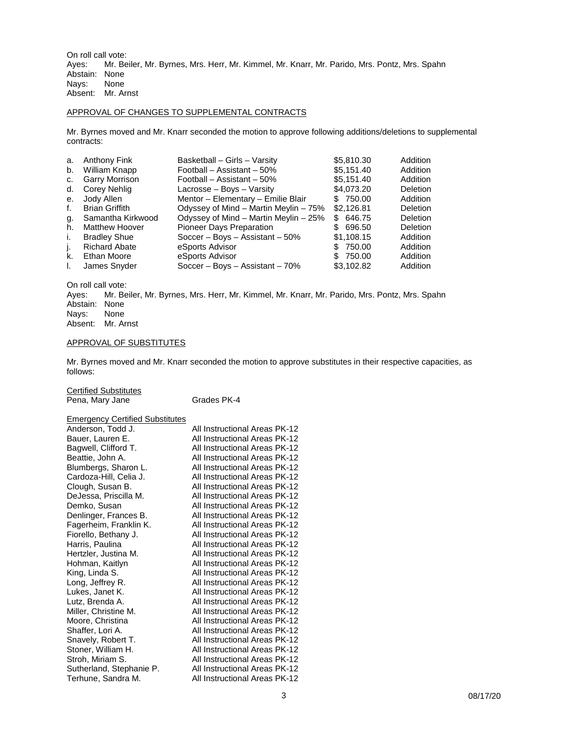On roll call vote:
Ayes: Mr. Beiler, Mr. Byrnes, Mrs. Herr, Mr. Kimmel, Mr. Knarr, Mr. Parido, Mrs. Pontz, Mrs. Spahn
Abstain: None
Nays: None
Absent: Mr. Arnst

APPROVAL OF CHANGES TO SUPPLEMENTAL CONTRACTS

Mr. Byrnes moved and Mr. Knarr seconded the motion to approve following additions/deletions to supplemental contracts:

| | Name | Position | Amount | Action |
|---|---|---|---|---|
| a. | Anthony Fink | Basketball – Girls – Varsity | $5,810.30 | Addition |
| b. | William Knapp | Football – Assistant – 50% | $5,151.40 | Addition |
| c. | Garry Morrison | Football – Assistant – 50% | $5,151.40 | Addition |
| d. | Corey Nehlig | Lacrosse – Boys – Varsity | $4,073.20 | Deletion |
| e. | Jody Allen | Mentor – Elementary – Emilie Blair | $ 750.00 | Addition |
| f. | Brian Griffith | Odyssey of Mind – Martin Meylin – 75% | $2,126.81 | Deletion |
| g. | Samantha Kirkwood | Odyssey of Mind – Martin Meylin – 25% | $ 646.75 | Deletion |
| h. | Matthew Hoover | Pioneer Days Preparation | $ 696.50 | Deletion |
| i. | Bradley Shue | Soccer – Boys – Assistant – 50% | $1,108.15 | Addition |
| j. | Richard Abate | eSports Advisor | $ 750.00 | Addition |
| k. | Ethan Moore | eSports Advisor | $ 750.00 | Addition |
| l. | James Snyder | Soccer – Boys – Assistant – 70% | $3,102.82 | Addition |

On roll call vote:
Ayes: Mr. Beiler, Mr. Byrnes, Mrs. Herr, Mr. Kimmel, Mr. Knarr, Mr. Parido, Mrs. Pontz, Mrs. Spahn
Abstain: None
Nays: None
Absent: Mr. Arnst

APPROVAL OF SUBSTITUTES

Mr. Byrnes moved and Mr. Knarr seconded the motion to approve substitutes in their respective capacities, as follows:

Certified Substitutes

| | |
|---|---|
| Pena, Mary Jane | Grades PK-4 |

Emergency Certified Substitutes

| | |
|---|---|
| Anderson, Todd J. | All Instructional Areas PK-12 |
| Bauer, Lauren E. | All Instructional Areas PK-12 |
| Bagwell, Clifford T. | All Instructional Areas PK-12 |
| Beattie, John A. | All Instructional Areas PK-12 |
| Blumbergs, Sharon L. | All Instructional Areas PK-12 |
| Cardoza-Hill, Celia J. | All Instructional Areas PK-12 |
| Clough, Susan B. | All Instructional Areas PK-12 |
| DeJessa, Priscilla M. | All Instructional Areas PK-12 |
| Demko, Susan | All Instructional Areas PK-12 |
| Denlinger, Frances B. | All Instructional Areas PK-12 |
| Fagerheim, Franklin K. | All Instructional Areas PK-12 |
| Fiorello, Bethany J. | All Instructional Areas PK-12 |
| Harris, Paulina | All Instructional Areas PK-12 |
| Hertzler, Justina M. | All Instructional Areas PK-12 |
| Hohman, Kaitlyn | All Instructional Areas PK-12 |
| King, Linda S. | All Instructional Areas PK-12 |
| Long, Jeffrey R. | All Instructional Areas PK-12 |
| Lukes, Janet K. | All Instructional Areas PK-12 |
| Lutz, Brenda A. | All Instructional Areas PK-12 |
| Miller, Christine M. | All Instructional Areas PK-12 |
| Moore, Christina | All Instructional Areas PK-12 |
| Shaffer, Lori A. | All Instructional Areas PK-12 |
| Snavely, Robert T. | All Instructional Areas PK-12 |
| Stoner, William H. | All Instructional Areas PK-12 |
| Stroh, Miriam S. | All Instructional Areas PK-12 |
| Sutherland, Stephanie P. | All Instructional Areas PK-12 |
| Terhune, Sandra M. | All Instructional Areas PK-12 |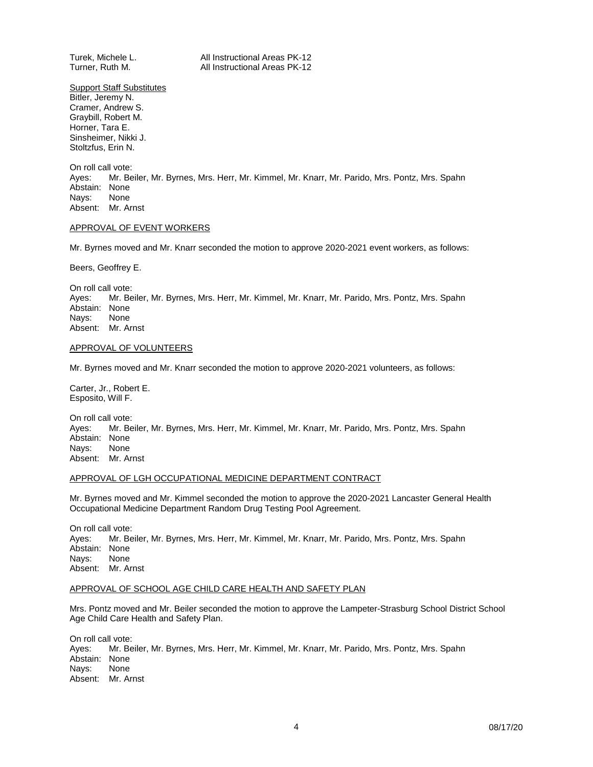Turek, Michele L. All Instructional Areas PK-12
Turner, Ruth M. All Instructional Areas PK-12

Support Staff Substitutes
Bitler, Jeremy N.
Cramer, Andrew S.
Graybill, Robert M.
Horner, Tara E.
Sinsheimer, Nikki J.
Stoltzfus, Erin N.

On roll call vote:
Ayes: Mr. Beiler, Mr. Byrnes, Mrs. Herr, Mr. Kimmel, Mr. Knarr, Mr. Parido, Mrs. Pontz, Mrs. Spahn
Abstain: None
Nays: None
Absent: Mr. Arnst

APPROVAL OF EVENT WORKERS

Mr. Byrnes moved and Mr. Knarr seconded the motion to approve 2020-2021 event workers, as follows:

Beers, Geoffrey E.

On roll call vote:
Ayes: Mr. Beiler, Mr. Byrnes, Mrs. Herr, Mr. Kimmel, Mr. Knarr, Mr. Parido, Mrs. Pontz, Mrs. Spahn
Abstain: None
Nays: None
Absent: Mr. Arnst

APPROVAL OF VOLUNTEERS

Mr. Byrnes moved and Mr. Knarr seconded the motion to approve 2020-2021 volunteers, as follows:

Carter, Jr., Robert E.
Esposito, Will F.

On roll call vote:
Ayes: Mr. Beiler, Mr. Byrnes, Mrs. Herr, Mr. Kimmel, Mr. Knarr, Mr. Parido, Mrs. Pontz, Mrs. Spahn
Abstain: None
Nays: None
Absent: Mr. Arnst

APPROVAL OF LGH OCCUPATIONAL MEDICINE DEPARTMENT CONTRACT

Mr. Byrnes moved and Mr. Kimmel seconded the motion to approve the 2020-2021 Lancaster General Health Occupational Medicine Department Random Drug Testing Pool Agreement.

On roll call vote:
Ayes: Mr. Beiler, Mr. Byrnes, Mrs. Herr, Mr. Kimmel, Mr. Knarr, Mr. Parido, Mrs. Pontz, Mrs. Spahn
Abstain: None
Nays: None
Absent: Mr. Arnst

APPROVAL OF SCHOOL AGE CHILD CARE HEALTH AND SAFETY PLAN

Mrs. Pontz moved and Mr. Beiler seconded the motion to approve the Lampeter-Strasburg School District School Age Child Care Health and Safety Plan.

On roll call vote:
Ayes: Mr. Beiler, Mr. Byrnes, Mrs. Herr, Mr. Kimmel, Mr. Knarr, Mr. Parido, Mrs. Pontz, Mrs. Spahn
Abstain: None
Nays: None
Absent: Mr. Arnst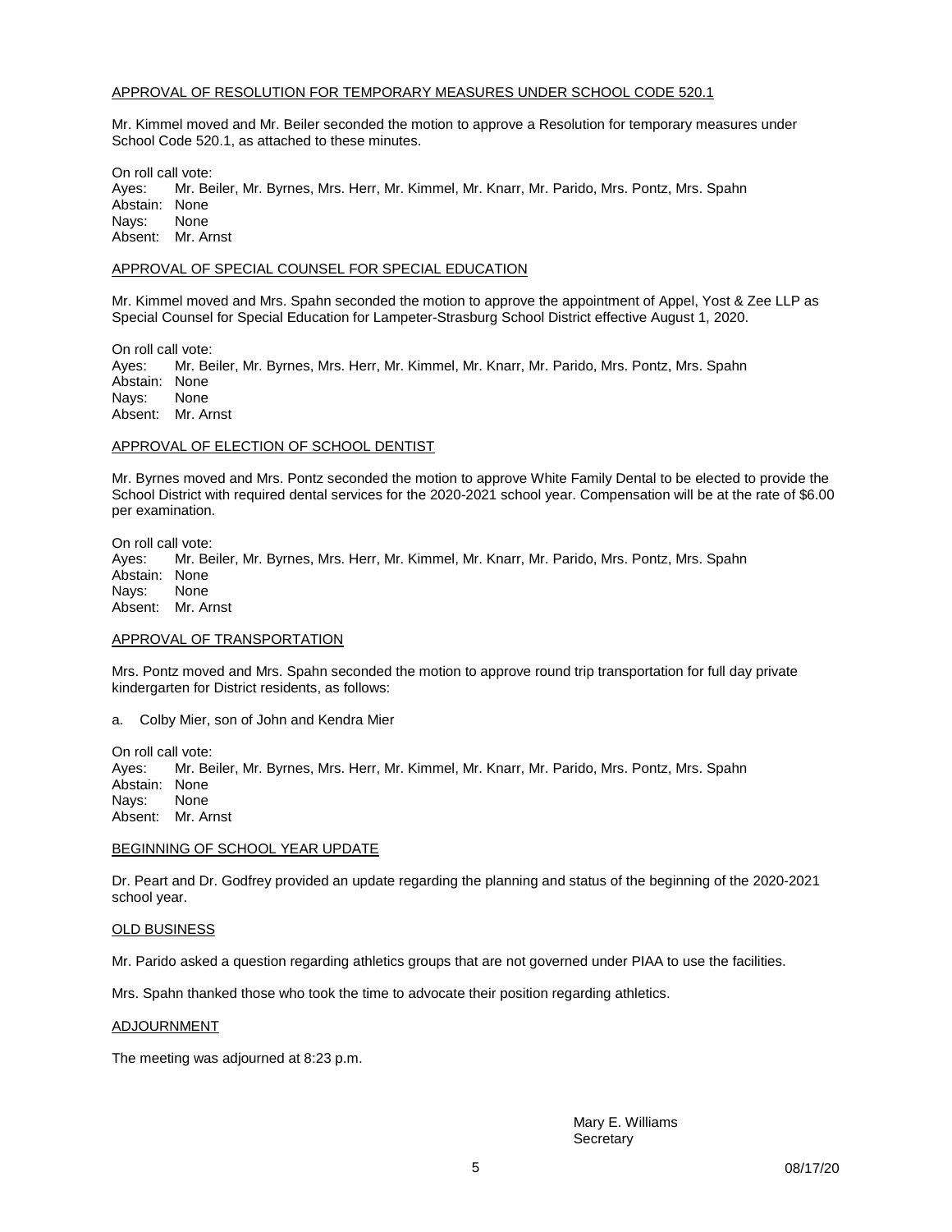APPROVAL OF RESOLUTION FOR TEMPORARY MEASURES UNDER SCHOOL CODE 520.1

Mr. Kimmel moved and Mr. Beiler seconded the motion to approve a Resolution for temporary measures under School Code 520.1, as attached to these minutes.

On roll call vote:
Ayes: Mr. Beiler, Mr. Byrnes, Mrs. Herr, Mr. Kimmel, Mr. Knarr, Mr. Parido, Mrs. Pontz, Mrs. Spahn
Abstain: None
Nays: None
Absent: Mr. Arnst

APPROVAL OF SPECIAL COUNSEL FOR SPECIAL EDUCATION

Mr. Kimmel moved and Mrs. Spahn seconded the motion to approve the appointment of Appel, Yost & Zee LLP as Special Counsel for Special Education for Lampeter-Strasburg School District effective August 1, 2020.

On roll call vote:
Ayes: Mr. Beiler, Mr. Byrnes, Mrs. Herr, Mr. Kimmel, Mr. Knarr, Mr. Parido, Mrs. Pontz, Mrs. Spahn
Abstain: None
Nays: None
Absent: Mr. Arnst

APPROVAL OF ELECTION OF SCHOOL DENTIST

Mr. Byrnes moved and Mrs. Pontz seconded the motion to approve White Family Dental to be elected to provide the School District with required dental services for the 2020-2021 school year. Compensation will be at the rate of $6.00 per examination.

On roll call vote:
Ayes: Mr. Beiler, Mr. Byrnes, Mrs. Herr, Mr. Kimmel, Mr. Knarr, Mr. Parido, Mrs. Pontz, Mrs. Spahn
Abstain: None
Nays: None
Absent: Mr. Arnst

APPROVAL OF TRANSPORTATION

Mrs. Pontz moved and Mrs. Spahn seconded the motion to approve round trip transportation for full day private kindergarten for District residents, as follows:

a. Colby Mier, son of John and Kendra Mier

On roll call vote:
Ayes: Mr. Beiler, Mr. Byrnes, Mrs. Herr, Mr. Kimmel, Mr. Knarr, Mr. Parido, Mrs. Pontz, Mrs. Spahn
Abstain: None
Nays: None
Absent: Mr. Arnst

BEGINNING OF SCHOOL YEAR UPDATE

Dr. Peart and Dr. Godfrey provided an update regarding the planning and status of the beginning of the 2020-2021 school year.

OLD BUSINESS

Mr. Parido asked a question regarding athletics groups that are not governed under PIAA to use the facilities.

Mrs. Spahn thanked those who took the time to advocate their position regarding athletics.

ADJOURNMENT

The meeting was adjourned at 8:23 p.m.

Mary E. Williams
Secretary

08/17/20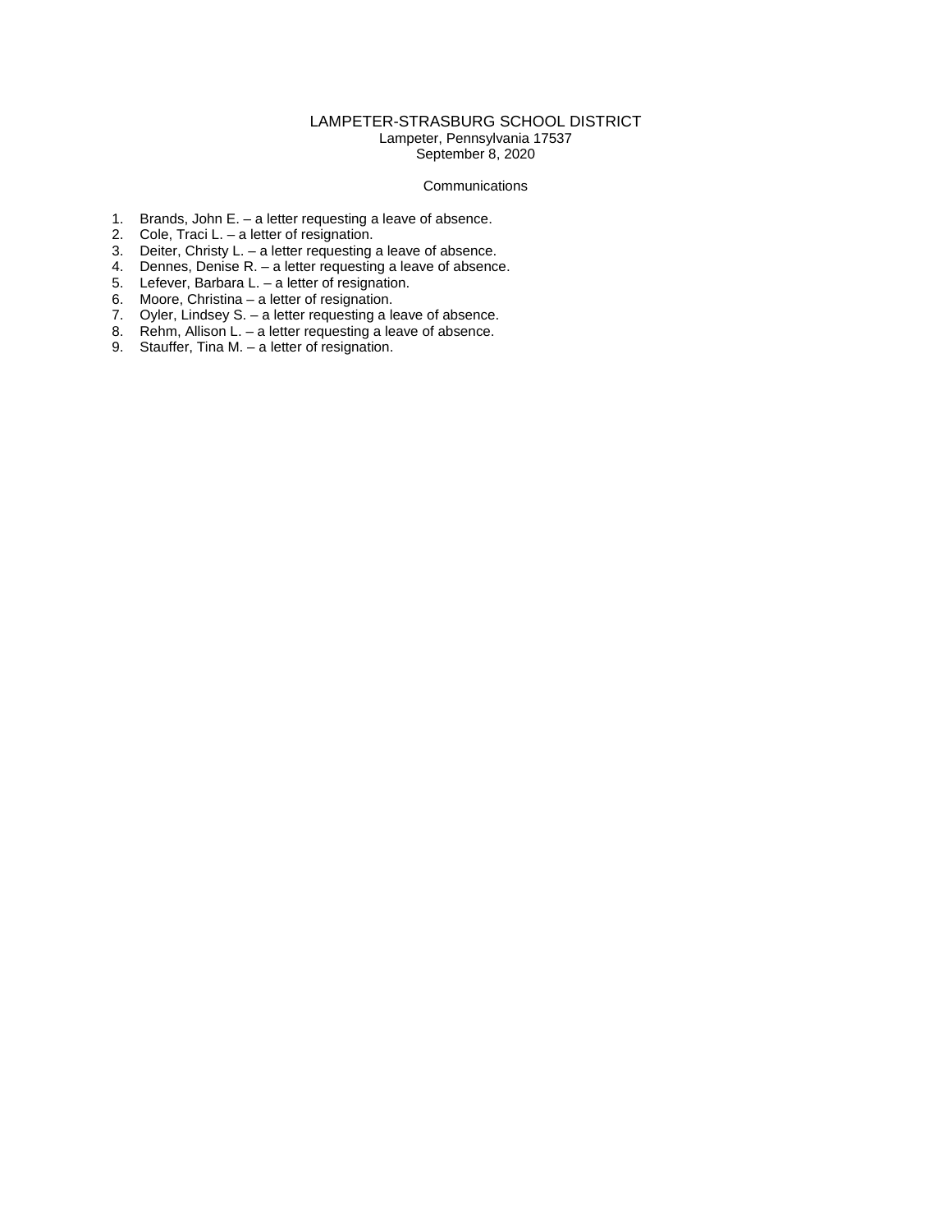# LAMPETER-STRASBURG SCHOOL DISTRICT

Lampeter, Pennsylvania 17537
September 8, 2020

## Communications

1. Brands, John E. – a letter requesting a leave of absence.
2. Cole, Traci L. – a letter of resignation.
3. Deiter, Christy L. – a letter requesting a leave of absence.
4. Dennes, Denise R. – a letter requesting a leave of absence.
5. Lefever, Barbara L. – a letter of resignation.
6. Moore, Christina – a letter of resignation.
7. Oyler, Lindsey S. – a letter requesting a leave of absence.
8. Rehm, Allison L. – a letter requesting a leave of absence.
9. Stauffer, Tina M. – a letter of resignation.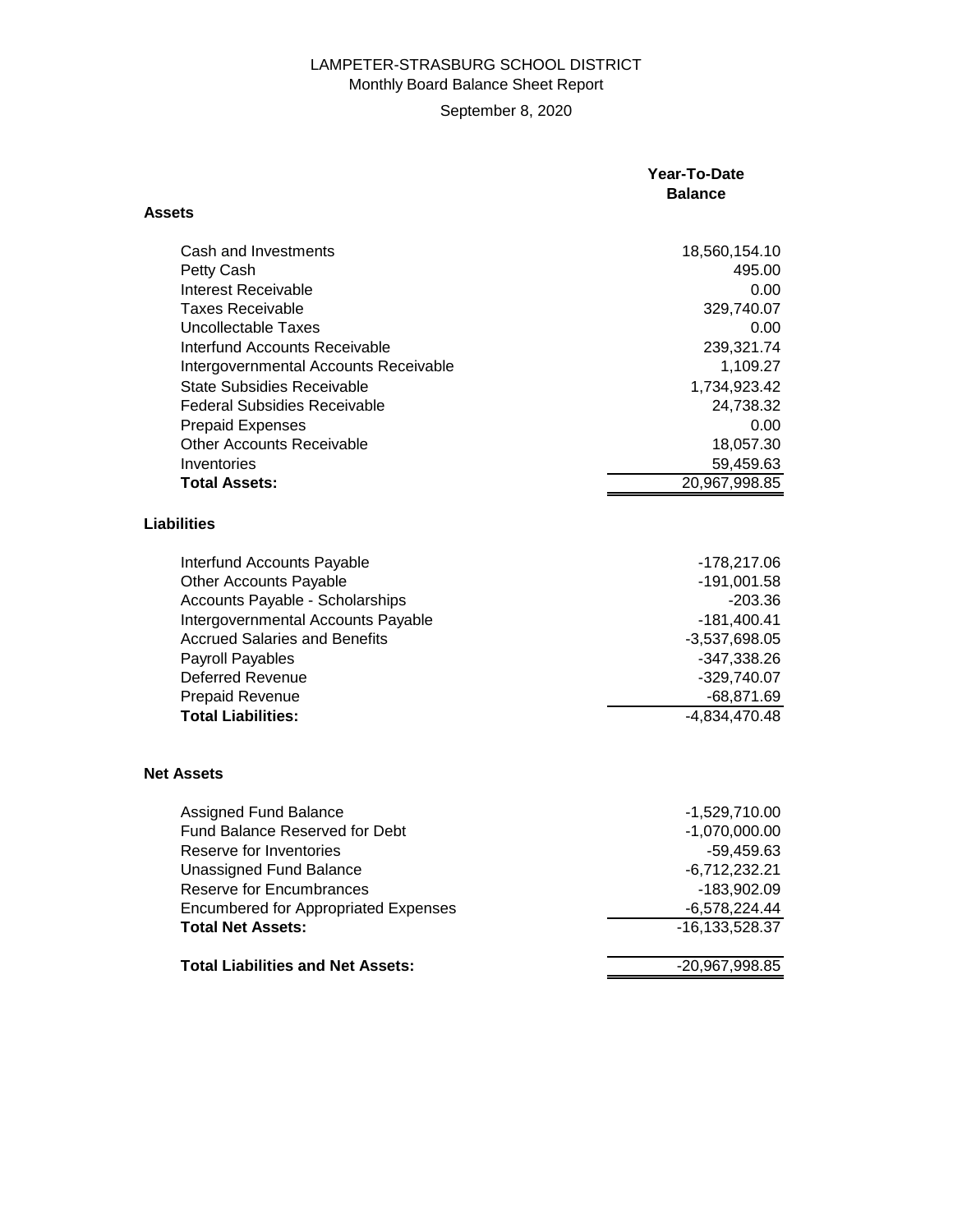# LAMPETER-STRASBURG SCHOOL DISTRICT

Monthly Board Balance Sheet Report

September 8, 2020

| | Year-To-Date Balance |
|---|---|
| **Assets** | |
| Cash and Investments | 18,560,154.10 |
| Petty Cash | 495.00 |
| Interest Receivable | 0.00 |
| Taxes Receivable | 329,740.07 |
| Uncollectable Taxes | 0.00 |
| Interfund Accounts Receivable | 239,321.74 |
| Intergovernmental Accounts Receivable | 1,109.27 |
| State Subsidies Receivable | 1,734,923.42 |
| Federal Subsidies Receivable | 24,738.32 |
| Prepaid Expenses | 0.00 |
| Other Accounts Receivable | 18,057.30 |
| Inventories | 59,459.63 |
| **Total Assets:** | 20,967,998.85 |
| **Liabilities** | |
| Interfund Accounts Payable | -178,217.06 |
| Other Accounts Payable | -191,001.58 |
| Accounts Payable - Scholarships | -203.36 |
| Intergovernmental Accounts Payable | -181,400.41 |
| Accrued Salaries and Benefits | -3,537,698.05 |
| Payroll Payables | -347,338.26 |
| Deferred Revenue | -329,740.07 |
| Prepaid Revenue | -68,871.69 |
| **Total Liabilities:** | -4,834,470.48 |
| **Net Assets** | |
| Assigned Fund Balance | -1,529,710.00 |
| Fund Balance Reserved for Debt | -1,070,000.00 |
| Reserve for Inventories | -59,459.63 |
| Unassigned Fund Balance | -6,712,232.21 |
| Reserve for Encumbrances | -183,902.09 |
| Encumbered for Appropriated Expenses | -6,578,224.44 |
| **Total Net Assets:** | -16,133,528.37 |
| **Total Liabilities and Net Assets:** | -20,967,998.85 |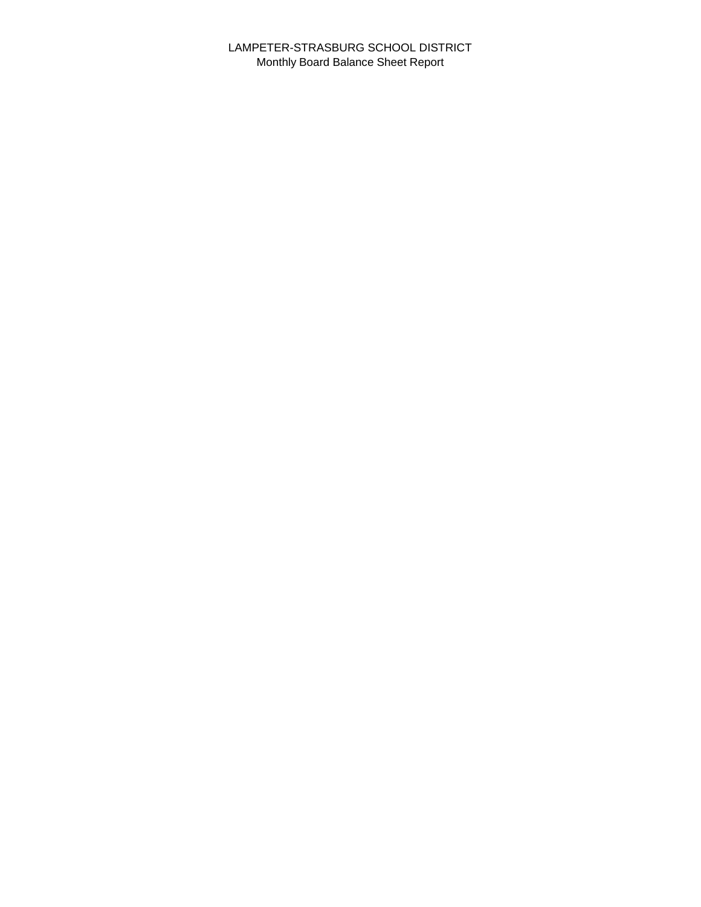LAMPETER-STRASBURG SCHOOL DISTRICT

Monthly Board Balance Sheet Report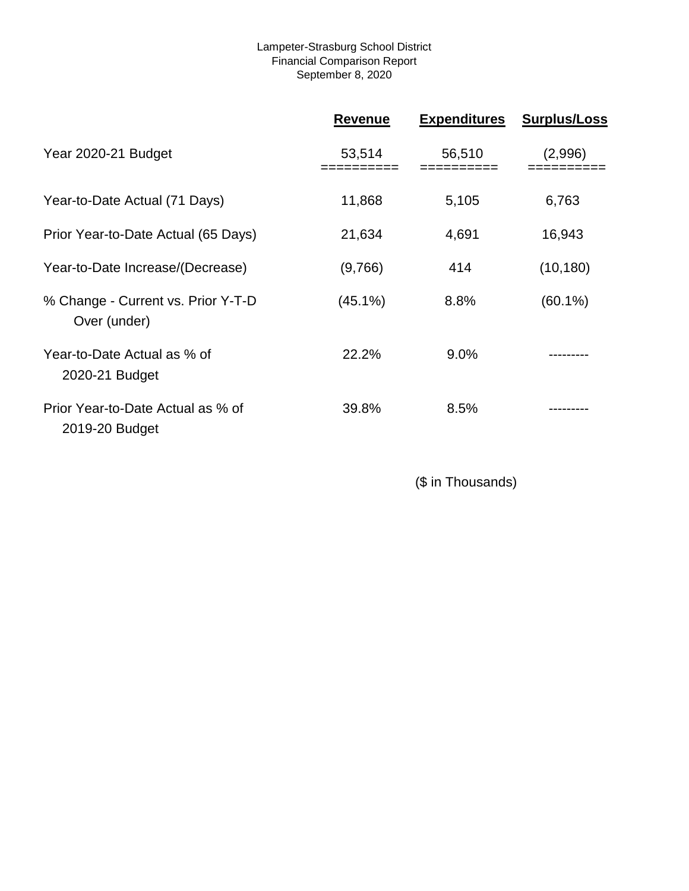Lampeter-Strasburg School District
Financial Comparison Report
September 8, 2020

| | Revenue | Expenditures | Surplus/Loss |
|---|---|---|---|
| Year 2020-21 Budget | 53,514 | 56,510 | (2,996) |
| Year-to-Date Actual (71 Days) | 11,868 | 5,105 | 6,763 |
| Prior Year-to-Date Actual (65 Days) | 21,634 | 4,691 | 16,943 |
| Year-to-Date Increase/(Decrease) | (9,766) | 414 | (10,180) |
| % Change - Current vs. Prior Y-T-D Over (under) | (45.1%) | 8.8% | (60.1%) |
| Year-to-Date Actual as % of 2020-21 Budget | 22.2% | 9.0% | --------- |
| Prior Year-to-Date Actual as % of 2019-20 Budget | 39.8% | 8.5% | --------- |

($ in Thousands)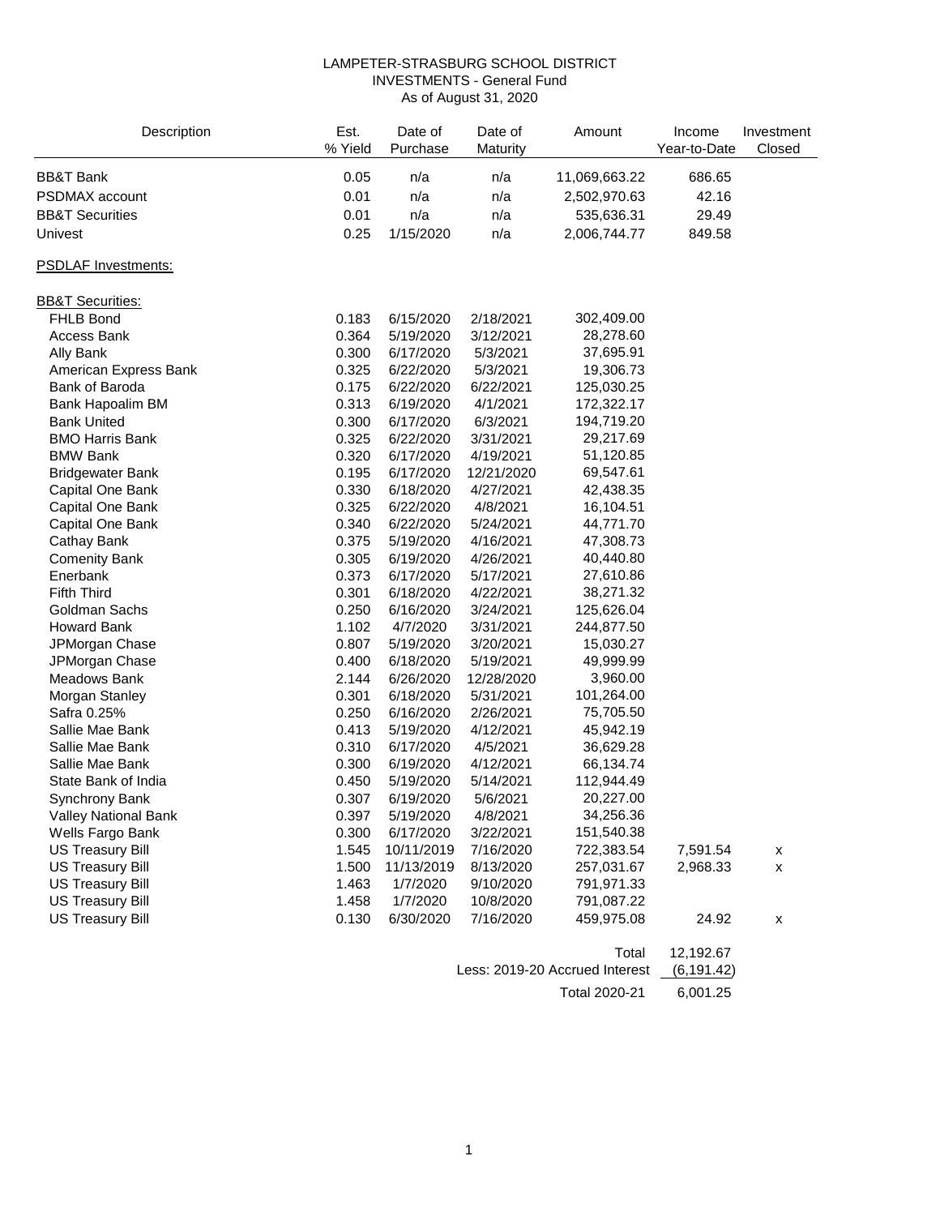# LAMPETER-STRASBURG SCHOOL DISTRICT
## INVESTMENTS - General Fund
### As of August 31, 2020

| Description | Est. % Yield | Date of Purchase | Date of Maturity | Amount | Income Year-to-Date | Investment Closed |
|---|---|---|---|---|---|---|
| BB&T Bank | 0.05 | n/a | n/a | 11,069,663.22 | 686.65 | |
| PSDMAX account | 0.01 | n/a | n/a | 2,502,970.63 | 42.16 | |
| BB&T Securities | 0.01 | n/a | n/a | 535,636.31 | 29.49 | |
| Univest | 0.25 | 1/15/2020 | n/a | 2,006,744.77 | 849.58 | |
| PSDLAF Investments: | | | | | | |
| BB&T Securities: | | | | | | |
| FHLB Bond | 0.183 | 6/15/2020 | 2/18/2021 | 302,409.00 | | |
| Access Bank | 0.364 | 5/19/2020 | 3/12/2021 | 28,278.60 | | |
| Ally Bank | 0.300 | 6/17/2020 | 5/3/2021 | 37,695.91 | | |
| American Express Bank | 0.325 | 6/22/2020 | 5/3/2021 | 19,306.73 | | |
| Bank of Baroda | 0.175 | 6/22/2020 | 6/22/2021 | 125,030.25 | | |
| Bank Hapoalim BM | 0.313 | 6/19/2020 | 4/1/2021 | 172,322.17 | | |
| Bank United | 0.300 | 6/17/2020 | 6/3/2021 | 194,719.20 | | |
| BMO Harris Bank | 0.325 | 6/22/2020 | 3/31/2021 | 29,217.69 | | |
| BMW Bank | 0.320 | 6/17/2020 | 4/19/2021 | 51,120.85 | | |
| Bridgewater Bank | 0.195 | 6/17/2020 | 12/21/2020 | 69,547.61 | | |
| Capital One Bank | 0.330 | 6/18/2020 | 4/27/2021 | 42,438.35 | | |
| Capital One Bank | 0.325 | 6/22/2020 | 4/8/2021 | 16,104.51 | | |
| Capital One Bank | 0.340 | 6/22/2020 | 5/24/2021 | 44,771.70 | | |
| Cathay Bank | 0.375 | 5/19/2020 | 4/16/2021 | 47,308.73 | | |
| Comenity Bank | 0.305 | 6/19/2020 | 4/26/2021 | 40,440.80 | | |
| Enerbank | 0.373 | 6/17/2020 | 5/17/2021 | 27,610.86 | | |
| Fifth Third | 0.301 | 6/18/2020 | 4/22/2021 | 38,271.32 | | |
| Goldman Sachs | 0.250 | 6/16/2020 | 3/24/2021 | 125,626.04 | | |
| Howard Bank | 1.102 | 4/7/2020 | 3/31/2021 | 244,877.50 | | |
| JPMorgan Chase | 0.807 | 5/19/2020 | 3/20/2021 | 15,030.27 | | |
| JPMorgan Chase | 0.400 | 6/18/2020 | 5/19/2021 | 49,999.99 | | |
| Meadows Bank | 2.144 | 6/26/2020 | 12/28/2020 | 3,960.00 | | |
| Morgan Stanley | 0.301 | 6/18/2020 | 5/31/2021 | 101,264.00 | | |
| Safra 0.25% | 0.250 | 6/16/2020 | 2/26/2021 | 75,705.50 | | |
| Sallie Mae Bank | 0.413 | 5/19/2020 | 4/12/2021 | 45,942.19 | | |
| Sallie Mae Bank | 0.310 | 6/17/2020 | 4/5/2021 | 36,629.28 | | |
| Sallie Mae Bank | 0.300 | 6/19/2020 | 4/12/2021 | 66,134.74 | | |
| State Bank of India | 0.450 | 5/19/2020 | 5/14/2021 | 112,944.49 | | |
| Synchrony Bank | 0.307 | 6/19/2020 | 5/6/2021 | 20,227.00 | | |
| Valley National Bank | 0.397 | 5/19/2020 | 4/8/2021 | 34,256.36 | | |
| Wells Fargo Bank | 0.300 | 6/17/2020 | 3/22/2021 | 151,540.38 | | |
| US Treasury Bill | 1.545 | 10/11/2019 | 7/16/2020 | 722,383.54 | 7,591.54 | x |
| US Treasury Bill | 1.500 | 11/13/2019 | 8/13/2020 | 257,031.67 | 2,968.33 | x |
| US Treasury Bill | 1.463 | 1/7/2020 | 9/10/2020 | 791,971.33 | | |
| US Treasury Bill | 1.458 | 1/7/2020 | 10/8/2020 | 791,087.22 | | |
| US Treasury Bill | 0.130 | 6/30/2020 | 7/16/2020 | 459,975.08 | 24.92 | x |
| | | | | Total | 12,192.67 | |
| | | | | Less: 2019-20 Accrued Interest | (6,191.42) | |
| | | | | Total 2020-21 | 6,001.25 | |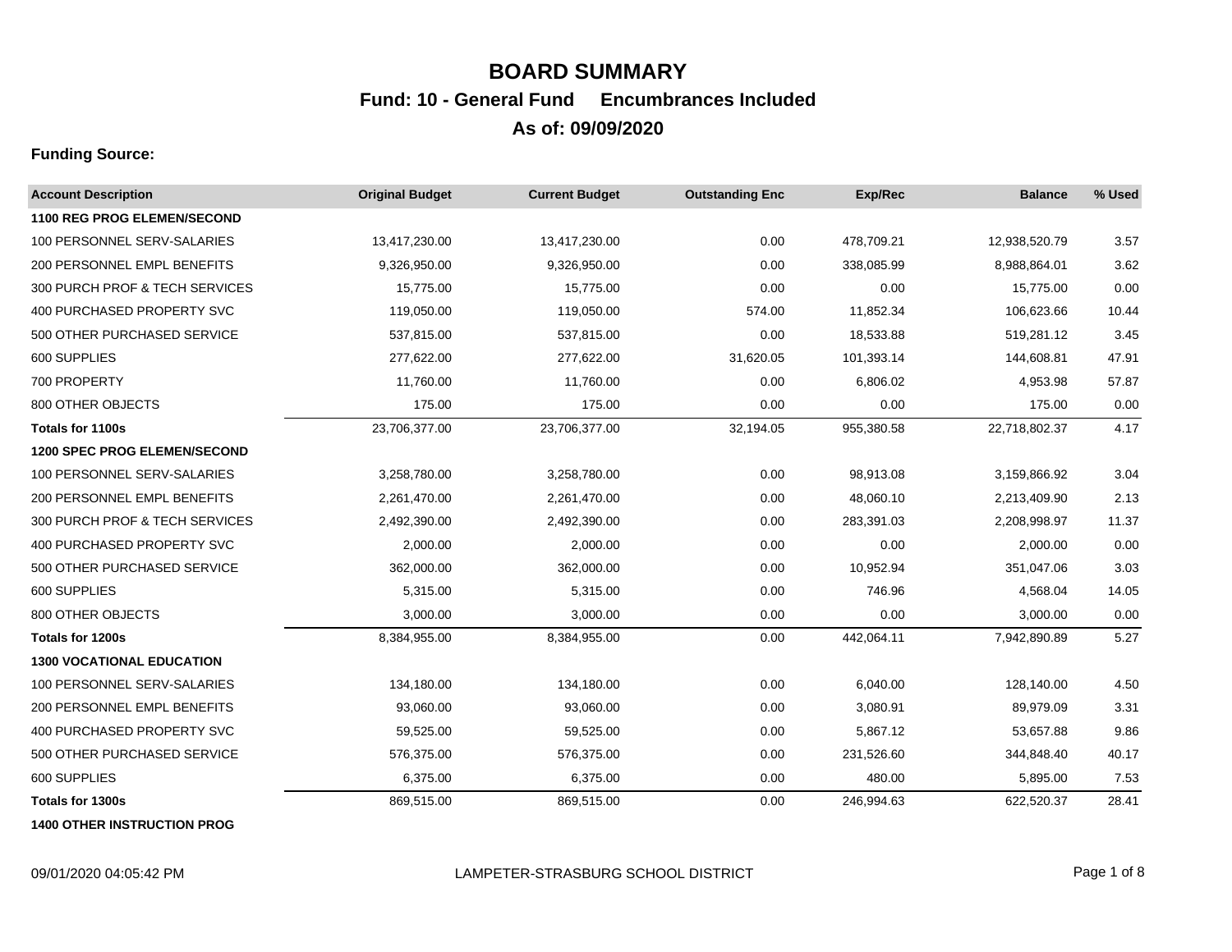# BOARD SUMMARY

## Fund: 10 - General Fund     Encumbrances Included

## As of: 09/09/2020

**Funding Source:**

| Account Description | Original Budget | Current Budget | Outstanding Enc | Exp/Rec | Balance | % Used |
|---|---|---|---|---|---|---|
| **1100 REG PROG ELEMEN/SECOND** | | | | | | |
| 100 PERSONNEL SERV-SALARIES | 13,417,230.00 | 13,417,230.00 | 0.00 | 478,709.21 | 12,938,520.79 | 3.57 |
| 200 PERSONNEL EMPL BENEFITS | 9,326,950.00 | 9,326,950.00 | 0.00 | 338,085.99 | 8,988,864.01 | 3.62 |
| 300 PURCH PROF & TECH SERVICES | 15,775.00 | 15,775.00 | 0.00 | 0.00 | 15,775.00 | 0.00 |
| 400 PURCHASED PROPERTY SVC | 119,050.00 | 119,050.00 | 574.00 | 11,852.34 | 106,623.66 | 10.44 |
| 500 OTHER PURCHASED SERVICE | 537,815.00 | 537,815.00 | 0.00 | 18,533.88 | 519,281.12 | 3.45 |
| 600 SUPPLIES | 277,622.00 | 277,622.00 | 31,620.05 | 101,393.14 | 144,608.81 | 47.91 |
| 700 PROPERTY | 11,760.00 | 11,760.00 | 0.00 | 6,806.02 | 4,953.98 | 57.87 |
| 800 OTHER OBJECTS | 175.00 | 175.00 | 0.00 | 0.00 | 175.00 | 0.00 |
| **Totals for 1100s** | 23,706,377.00 | 23,706,377.00 | 32,194.05 | 955,380.58 | 22,718,802.37 | 4.17 |
| **1200 SPEC PROG ELEMEN/SECOND** | | | | | | |
| 100 PERSONNEL SERV-SALARIES | 3,258,780.00 | 3,258,780.00 | 0.00 | 98,913.08 | 3,159,866.92 | 3.04 |
| 200 PERSONNEL EMPL BENEFITS | 2,261,470.00 | 2,261,470.00 | 0.00 | 48,060.10 | 2,213,409.90 | 2.13 |
| 300 PURCH PROF & TECH SERVICES | 2,492,390.00 | 2,492,390.00 | 0.00 | 283,391.03 | 2,208,998.97 | 11.37 |
| 400 PURCHASED PROPERTY SVC | 2,000.00 | 2,000.00 | 0.00 | 0.00 | 2,000.00 | 0.00 |
| 500 OTHER PURCHASED SERVICE | 362,000.00 | 362,000.00 | 0.00 | 10,952.94 | 351,047.06 | 3.03 |
| 600 SUPPLIES | 5,315.00 | 5,315.00 | 0.00 | 746.96 | 4,568.04 | 14.05 |
| 800 OTHER OBJECTS | 3,000.00 | 3,000.00 | 0.00 | 0.00 | 3,000.00 | 0.00 |
| **Totals for 1200s** | 8,384,955.00 | 8,384,955.00 | 0.00 | 442,064.11 | 7,942,890.89 | 5.27 |
| **1300 VOCATIONAL EDUCATION** | | | | | | |
| 100 PERSONNEL SERV-SALARIES | 134,180.00 | 134,180.00 | 0.00 | 6,040.00 | 128,140.00 | 4.50 |
| 200 PERSONNEL EMPL BENEFITS | 93,060.00 | 93,060.00 | 0.00 | 3,080.91 | 89,979.09 | 3.31 |
| 400 PURCHASED PROPERTY SVC | 59,525.00 | 59,525.00 | 0.00 | 5,867.12 | 53,657.88 | 9.86 |
| 500 OTHER PURCHASED SERVICE | 576,375.00 | 576,375.00 | 0.00 | 231,526.60 | 344,848.40 | 40.17 |
| 600 SUPPLIES | 6,375.00 | 6,375.00 | 0.00 | 480.00 | 5,895.00 | 7.53 |
| **Totals for 1300s** | 869,515.00 | 869,515.00 | 0.00 | 246,994.63 | 622,520.37 | 28.41 |
| **1400 OTHER INSTRUCTION PROG** | | | | | | |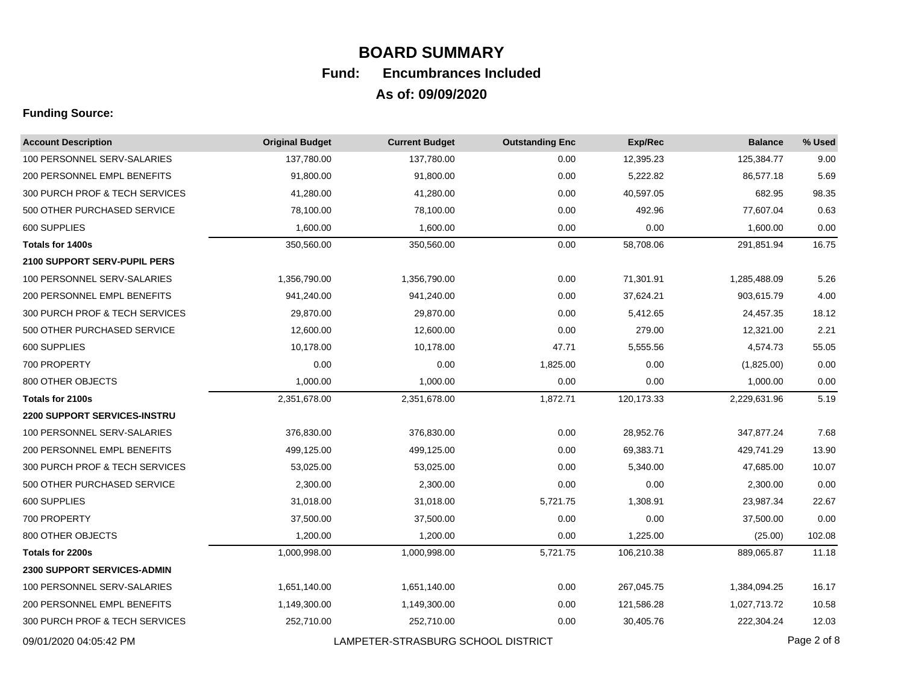# BOARD SUMMARY

## Fund: Encumbrances Included

## As of: 09/09/2020

**Funding Source:**

| Account Description | Original Budget | Current Budget | Outstanding Enc | Exp/Rec | Balance | % Used |
|---|---|---|---|---|---|---|
| 100 PERSONNEL SERV-SALARIES | 137,780.00 | 137,780.00 | 0.00 | 12,395.23 | 125,384.77 | 9.00 |
| 200 PERSONNEL EMPL BENEFITS | 91,800.00 | 91,800.00 | 0.00 | 5,222.82 | 86,577.18 | 5.69 |
| 300 PURCH PROF & TECH SERVICES | 41,280.00 | 41,280.00 | 0.00 | 40,597.05 | 682.95 | 98.35 |
| 500 OTHER PURCHASED SERVICE | 78,100.00 | 78,100.00 | 0.00 | 492.96 | 77,607.04 | 0.63 |
| 600 SUPPLIES | 1,600.00 | 1,600.00 | 0.00 | 0.00 | 1,600.00 | 0.00 |
| **Totals for 1400s** | 350,560.00 | 350,560.00 | 0.00 | 58,708.06 | 291,851.94 | 16.75 |
| **2100 SUPPORT SERV-PUPIL PERS** | | | | | | |
| 100 PERSONNEL SERV-SALARIES | 1,356,790.00 | 1,356,790.00 | 0.00 | 71,301.91 | 1,285,488.09 | 5.26 |
| 200 PERSONNEL EMPL BENEFITS | 941,240.00 | 941,240.00 | 0.00 | 37,624.21 | 903,615.79 | 4.00 |
| 300 PURCH PROF & TECH SERVICES | 29,870.00 | 29,870.00 | 0.00 | 5,412.65 | 24,457.35 | 18.12 |
| 500 OTHER PURCHASED SERVICE | 12,600.00 | 12,600.00 | 0.00 | 279.00 | 12,321.00 | 2.21 |
| 600 SUPPLIES | 10,178.00 | 10,178.00 | 47.71 | 5,555.56 | 4,574.73 | 55.05 |
| 700 PROPERTY | 0.00 | 0.00 | 1,825.00 | 0.00 | (1,825.00) | 0.00 |
| 800 OTHER OBJECTS | 1,000.00 | 1,000.00 | 0.00 | 0.00 | 1,000.00 | 0.00 |
| **Totals for 2100s** | 2,351,678.00 | 2,351,678.00 | 1,872.71 | 120,173.33 | 2,229,631.96 | 5.19 |
| **2200 SUPPORT SERVICES-INSTRU** | | | | | | |
| 100 PERSONNEL SERV-SALARIES | 376,830.00 | 376,830.00 | 0.00 | 28,952.76 | 347,877.24 | 7.68 |
| 200 PERSONNEL EMPL BENEFITS | 499,125.00 | 499,125.00 | 0.00 | 69,383.71 | 429,741.29 | 13.90 |
| 300 PURCH PROF & TECH SERVICES | 53,025.00 | 53,025.00 | 0.00 | 5,340.00 | 47,685.00 | 10.07 |
| 500 OTHER PURCHASED SERVICE | 2,300.00 | 2,300.00 | 0.00 | 0.00 | 2,300.00 | 0.00 |
| 600 SUPPLIES | 31,018.00 | 31,018.00 | 5,721.75 | 1,308.91 | 23,987.34 | 22.67 |
| 700 PROPERTY | 37,500.00 | 37,500.00 | 0.00 | 0.00 | 37,500.00 | 0.00 |
| 800 OTHER OBJECTS | 1,200.00 | 1,200.00 | 0.00 | 1,225.00 | (25.00) | 102.08 |
| **Totals for 2200s** | 1,000,998.00 | 1,000,998.00 | 5,721.75 | 106,210.38 | 889,065.87 | 11.18 |
| **2300 SUPPORT SERVICES-ADMIN** | | | | | | |
| 100 PERSONNEL SERV-SALARIES | 1,651,140.00 | 1,651,140.00 | 0.00 | 267,045.75 | 1,384,094.25 | 16.17 |
| 200 PERSONNEL EMPL BENEFITS | 1,149,300.00 | 1,149,300.00 | 0.00 | 121,586.28 | 1,027,713.72 | 10.58 |
| 300 PURCH PROF & TECH SERVICES | 252,710.00 | 252,710.00 | 0.00 | 30,405.76 | 222,304.24 | 12.03 |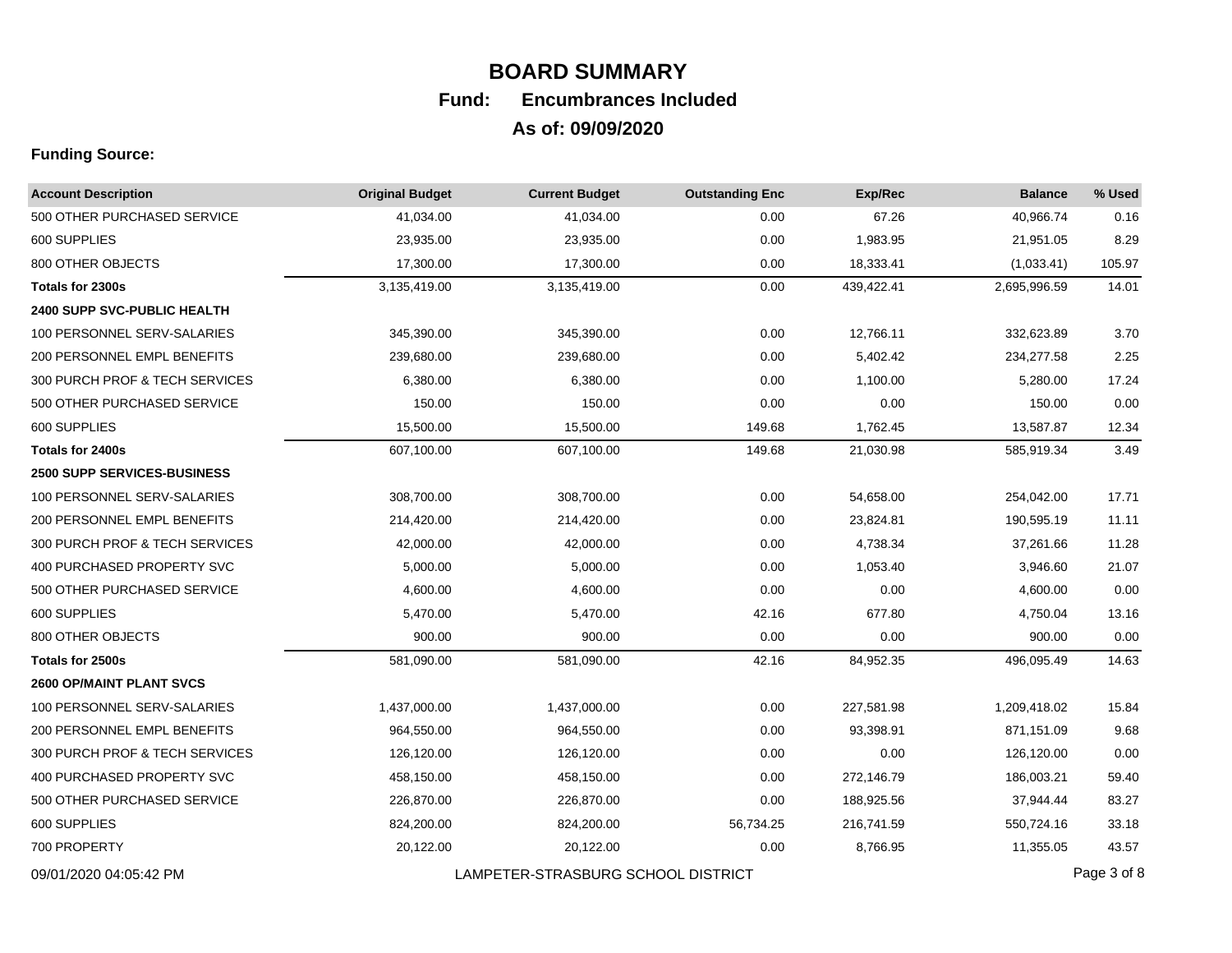# BOARD SUMMARY

## Fund: Encumbrances Included

## As of: 09/09/2020

**Funding Source:**

| Account Description | Original Budget | Current Budget | Outstanding Enc | Exp/Rec | Balance | % Used |
|---|---|---|---|---|---|---|
| 500 OTHER PURCHASED SERVICE | 41,034.00 | 41,034.00 | 0.00 | 67.26 | 40,966.74 | 0.16 |
| 600 SUPPLIES | 23,935.00 | 23,935.00 | 0.00 | 1,983.95 | 21,951.05 | 8.29 |
| 800 OTHER OBJECTS | 17,300.00 | 17,300.00 | 0.00 | 18,333.41 | (1,033.41) | 105.97 |
| **Totals for 2300s** | 3,135,419.00 | 3,135,419.00 | 0.00 | 439,422.41 | 2,695,996.59 | 14.01 |
| **2400 SUPP SVC-PUBLIC HEALTH** | | | | | | |
| 100 PERSONNEL SERV-SALARIES | 345,390.00 | 345,390.00 | 0.00 | 12,766.11 | 332,623.89 | 3.70 |
| 200 PERSONNEL EMPL BENEFITS | 239,680.00 | 239,680.00 | 0.00 | 5,402.42 | 234,277.58 | 2.25 |
| 300 PURCH PROF & TECH SERVICES | 6,380.00 | 6,380.00 | 0.00 | 1,100.00 | 5,280.00 | 17.24 |
| 500 OTHER PURCHASED SERVICE | 150.00 | 150.00 | 0.00 | 0.00 | 150.00 | 0.00 |
| 600 SUPPLIES | 15,500.00 | 15,500.00 | 149.68 | 1,762.45 | 13,587.87 | 12.34 |
| **Totals for 2400s** | 607,100.00 | 607,100.00 | 149.68 | 21,030.98 | 585,919.34 | 3.49 |
| **2500 SUPP SERVICES-BUSINESS** | | | | | | |
| 100 PERSONNEL SERV-SALARIES | 308,700.00 | 308,700.00 | 0.00 | 54,658.00 | 254,042.00 | 17.71 |
| 200 PERSONNEL EMPL BENEFITS | 214,420.00 | 214,420.00 | 0.00 | 23,824.81 | 190,595.19 | 11.11 |
| 300 PURCH PROF & TECH SERVICES | 42,000.00 | 42,000.00 | 0.00 | 4,738.34 | 37,261.66 | 11.28 |
| 400 PURCHASED PROPERTY SVC | 5,000.00 | 5,000.00 | 0.00 | 1,053.40 | 3,946.60 | 21.07 |
| 500 OTHER PURCHASED SERVICE | 4,600.00 | 4,600.00 | 0.00 | 0.00 | 4,600.00 | 0.00 |
| 600 SUPPLIES | 5,470.00 | 5,470.00 | 42.16 | 677.80 | 4,750.04 | 13.16 |
| 800 OTHER OBJECTS | 900.00 | 900.00 | 0.00 | 0.00 | 900.00 | 0.00 |
| **Totals for 2500s** | 581,090.00 | 581,090.00 | 42.16 | 84,952.35 | 496,095.49 | 14.63 |
| **2600 OP/MAINT PLANT SVCS** | | | | | | |
| 100 PERSONNEL SERV-SALARIES | 1,437,000.00 | 1,437,000.00 | 0.00 | 227,581.98 | 1,209,418.02 | 15.84 |
| 200 PERSONNEL EMPL BENEFITS | 964,550.00 | 964,550.00 | 0.00 | 93,398.91 | 871,151.09 | 9.68 |
| 300 PURCH PROF & TECH SERVICES | 126,120.00 | 126,120.00 | 0.00 | 0.00 | 126,120.00 | 0.00 |
| 400 PURCHASED PROPERTY SVC | 458,150.00 | 458,150.00 | 0.00 | 272,146.79 | 186,003.21 | 59.40 |
| 500 OTHER PURCHASED SERVICE | 226,870.00 | 226,870.00 | 0.00 | 188,925.56 | 37,944.44 | 83.27 |
| 600 SUPPLIES | 824,200.00 | 824,200.00 | 56,734.25 | 216,741.59 | 550,724.16 | 33.18 |
| 700 PROPERTY | 20,122.00 | 20,122.00 | 0.00 | 8,766.95 | 11,355.05 | 43.57 |

09/01/2020 04:05:42 PM LAMPETER-STRASBURG SCHOOL DISTRICT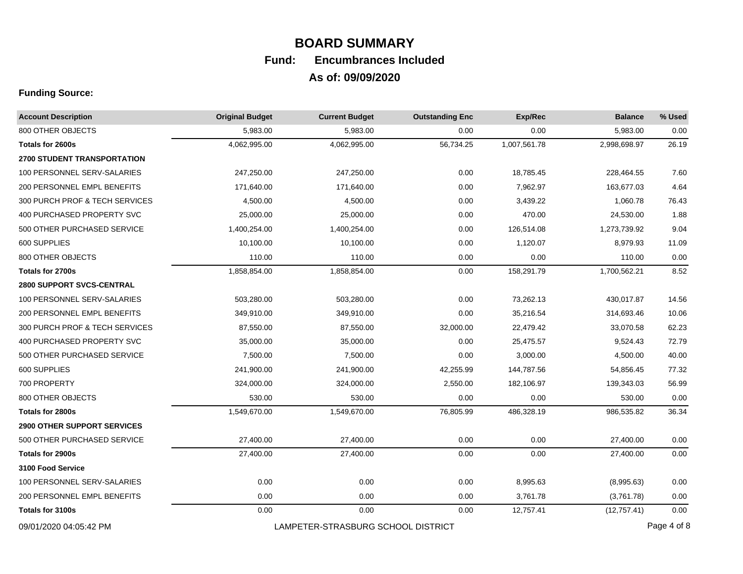# BOARD SUMMARY

**Fund: Encumbrances Included**

**As of: 09/09/2020**

**Funding Source:**

| Account Description | Original Budget | Current Budget | Outstanding Enc | Exp/Rec | Balance | % Used |
|---|---|---|---|---|---|---|
| 800 OTHER OBJECTS | 5,983.00 | 5,983.00 | 0.00 | 0.00 | 5,983.00 | 0.00 |
| **Totals for 2600s** | 4,062,995.00 | 4,062,995.00 | 56,734.25 | 1,007,561.78 | 2,998,698.97 | 26.19 |
| **2700 STUDENT TRANSPORTATION** | | | | | | |
| 100 PERSONNEL SERV-SALARIES | 247,250.00 | 247,250.00 | 0.00 | 18,785.45 | 228,464.55 | 7.60 |
| 200 PERSONNEL EMPL BENEFITS | 171,640.00 | 171,640.00 | 0.00 | 7,962.97 | 163,677.03 | 4.64 |
| 300 PURCH PROF & TECH SERVICES | 4,500.00 | 4,500.00 | 0.00 | 3,439.22 | 1,060.78 | 76.43 |
| 400 PURCHASED PROPERTY SVC | 25,000.00 | 25,000.00 | 0.00 | 470.00 | 24,530.00 | 1.88 |
| 500 OTHER PURCHASED SERVICE | 1,400,254.00 | 1,400,254.00 | 0.00 | 126,514.08 | 1,273,739.92 | 9.04 |
| 600 SUPPLIES | 10,100.00 | 10,100.00 | 0.00 | 1,120.07 | 8,979.93 | 11.09 |
| 800 OTHER OBJECTS | 110.00 | 110.00 | 0.00 | 0.00 | 110.00 | 0.00 |
| **Totals for 2700s** | 1,858,854.00 | 1,858,854.00 | 0.00 | 158,291.79 | 1,700,562.21 | 8.52 |
| **2800 SUPPORT SVCS-CENTRAL** | | | | | | |
| 100 PERSONNEL SERV-SALARIES | 503,280.00 | 503,280.00 | 0.00 | 73,262.13 | 430,017.87 | 14.56 |
| 200 PERSONNEL EMPL BENEFITS | 349,910.00 | 349,910.00 | 0.00 | 35,216.54 | 314,693.46 | 10.06 |
| 300 PURCH PROF & TECH SERVICES | 87,550.00 | 87,550.00 | 32,000.00 | 22,479.42 | 33,070.58 | 62.23 |
| 400 PURCHASED PROPERTY SVC | 35,000.00 | 35,000.00 | 0.00 | 25,475.57 | 9,524.43 | 72.79 |
| 500 OTHER PURCHASED SERVICE | 7,500.00 | 7,500.00 | 0.00 | 3,000.00 | 4,500.00 | 40.00 |
| 600 SUPPLIES | 241,900.00 | 241,900.00 | 42,255.99 | 144,787.56 | 54,856.45 | 77.32 |
| 700 PROPERTY | 324,000.00 | 324,000.00 | 2,550.00 | 182,106.97 | 139,343.03 | 56.99 |
| 800 OTHER OBJECTS | 530.00 | 530.00 | 0.00 | 0.00 | 530.00 | 0.00 |
| **Totals for 2800s** | 1,549,670.00 | 1,549,670.00 | 76,805.99 | 486,328.19 | 986,535.82 | 36.34 |
| **2900 OTHER SUPPORT SERVICES** | | | | | | |
| 500 OTHER PURCHASED SERVICE | 27,400.00 | 27,400.00 | 0.00 | 0.00 | 27,400.00 | 0.00 |
| **Totals for 2900s** | 27,400.00 | 27,400.00 | 0.00 | 0.00 | 27,400.00 | 0.00 |
| **3100 Food Service** | | | | | | |
| 100 PERSONNEL SERV-SALARIES | 0.00 | 0.00 | 0.00 | 8,995.63 | (8,995.63) | 0.00 |
| 200 PERSONNEL EMPL BENEFITS | 0.00 | 0.00 | 0.00 | 3,761.78 | (3,761.78) | 0.00 |
| **Totals for 3100s** | 0.00 | 0.00 | 0.00 | 12,757.41 | (12,757.41) | 0.00 |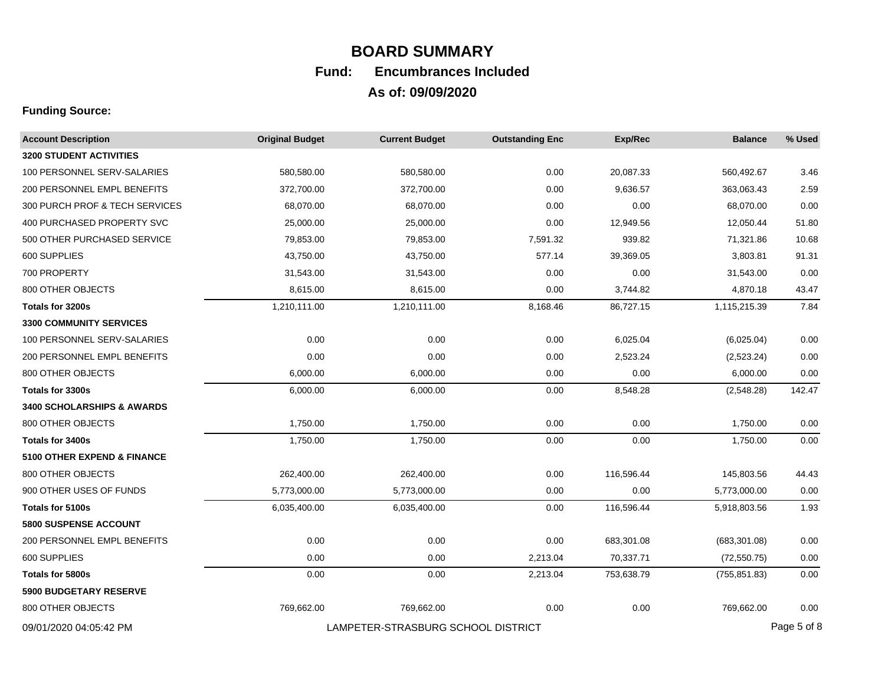# BOARD SUMMARY

## Fund: Encumbrances Included

## As of: 09/09/2020

**Funding Source:**

| Account Description | Original Budget | Current Budget | Outstanding Enc | Exp/Rec | Balance | % Used |
|---|---|---|---|---|---|---|
| **3200 STUDENT ACTIVITIES** | | | | | | |
| 100 PERSONNEL SERV-SALARIES | 580,580.00 | 580,580.00 | 0.00 | 20,087.33 | 560,492.67 | 3.46 |
| 200 PERSONNEL EMPL BENEFITS | 372,700.00 | 372,700.00 | 0.00 | 9,636.57 | 363,063.43 | 2.59 |
| 300 PURCH PROF & TECH SERVICES | 68,070.00 | 68,070.00 | 0.00 | 0.00 | 68,070.00 | 0.00 |
| 400 PURCHASED PROPERTY SVC | 25,000.00 | 25,000.00 | 0.00 | 12,949.56 | 12,050.44 | 51.80 |
| 500 OTHER PURCHASED SERVICE | 79,853.00 | 79,853.00 | 7,591.32 | 939.82 | 71,321.86 | 10.68 |
| 600 SUPPLIES | 43,750.00 | 43,750.00 | 577.14 | 39,369.05 | 3,803.81 | 91.31 |
| 700 PROPERTY | 31,543.00 | 31,543.00 | 0.00 | 0.00 | 31,543.00 | 0.00 |
| 800 OTHER OBJECTS | 8,615.00 | 8,615.00 | 0.00 | 3,744.82 | 4,870.18 | 43.47 |
| **Totals for 3200s** | 1,210,111.00 | 1,210,111.00 | 8,168.46 | 86,727.15 | 1,115,215.39 | 7.84 |
| **3300 COMMUNITY SERVICES** | | | | | | |
| 100 PERSONNEL SERV-SALARIES | 0.00 | 0.00 | 0.00 | 6,025.04 | (6,025.04) | 0.00 |
| 200 PERSONNEL EMPL BENEFITS | 0.00 | 0.00 | 0.00 | 2,523.24 | (2,523.24) | 0.00 |
| 800 OTHER OBJECTS | 6,000.00 | 6,000.00 | 0.00 | 0.00 | 6,000.00 | 0.00 |
| **Totals for 3300s** | 6,000.00 | 6,000.00 | 0.00 | 8,548.28 | (2,548.28) | 142.47 |
| **3400 SCHOLARSHIPS & AWARDS** | | | | | | |
| 800 OTHER OBJECTS | 1,750.00 | 1,750.00 | 0.00 | 0.00 | 1,750.00 | 0.00 |
| **Totals for 3400s** | 1,750.00 | 1,750.00 | 0.00 | 0.00 | 1,750.00 | 0.00 |
| **5100 OTHER EXPEND & FINANCE** | | | | | | |
| 800 OTHER OBJECTS | 262,400.00 | 262,400.00 | 0.00 | 116,596.44 | 145,803.56 | 44.43 |
| 900 OTHER USES OF FUNDS | 5,773,000.00 | 5,773,000.00 | 0.00 | 0.00 | 5,773,000.00 | 0.00 |
| **Totals for 5100s** | 6,035,400.00 | 6,035,400.00 | 0.00 | 116,596.44 | 5,918,803.56 | 1.93 |
| **5800 SUSPENSE ACCOUNT** | | | | | | |
| 200 PERSONNEL EMPL BENEFITS | 0.00 | 0.00 | 0.00 | 683,301.08 | (683,301.08) | 0.00 |
| 600 SUPPLIES | 0.00 | 0.00 | 2,213.04 | 70,337.71 | (72,550.75) | 0.00 |
| **Totals for 5800s** | 0.00 | 0.00 | 2,213.04 | 753,638.79 | (755,851.83) | 0.00 |
| **5900 BUDGETARY RESERVE** | | | | | | |
| 800 OTHER OBJECTS | 769,662.00 | 769,662.00 | 0.00 | 0.00 | 769,662.00 | 0.00 |

09/01/2020 04:05:42 PM LAMPETER-STRASBURG SCHOOL DISTRICT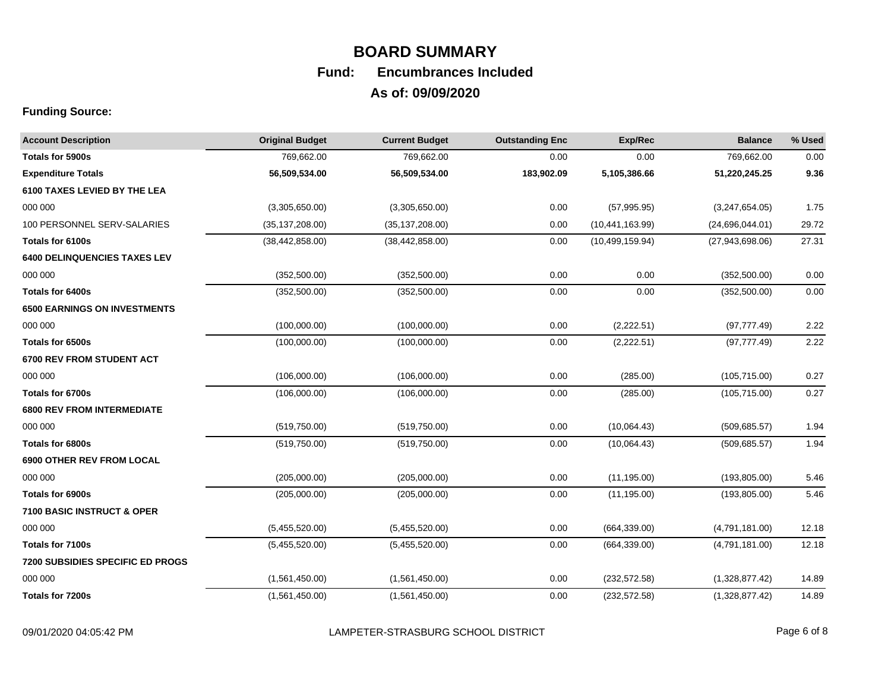# BOARD SUMMARY

## Fund: Encumbrances Included

## As of: 09/09/2020

**Funding Source:**

| Account Description | Original Budget | Current Budget | Outstanding Enc | Exp/Rec | Balance | % Used |
|---|---|---|---|---|---|---|
| **Totals for 5900s** | 769,662.00 | 769,662.00 | 0.00 | 0.00 | 769,662.00 | 0.00 |
| **Expenditure Totals** | **56,509,534.00** | **56,509,534.00** | **183,902.09** | **5,105,386.66** | **51,220,245.25** | **9.36** |
| **6100 TAXES LEVIED BY THE LEA** | | | | | | |
| 000 000 | (3,305,650.00) | (3,305,650.00) | 0.00 | (57,995.95) | (3,247,654.05) | 1.75 |
| 100 PERSONNEL SERV-SALARIES | (35,137,208.00) | (35,137,208.00) | 0.00 | (10,441,163.99) | (24,696,044.01) | 29.72 |
| **Totals for 6100s** | (38,442,858.00) | (38,442,858.00) | 0.00 | (10,499,159.94) | (27,943,698.06) | 27.31 |
| **6400 DELINQUENCIES TAXES LEV** | | | | | | |
| 000 000 | (352,500.00) | (352,500.00) | 0.00 | 0.00 | (352,500.00) | 0.00 |
| **Totals for 6400s** | (352,500.00) | (352,500.00) | 0.00 | 0.00 | (352,500.00) | 0.00 |
| **6500 EARNINGS ON INVESTMENTS** | | | | | | |
| 000 000 | (100,000.00) | (100,000.00) | 0.00 | (2,222.51) | (97,777.49) | 2.22 |
| **Totals for 6500s** | (100,000.00) | (100,000.00) | 0.00 | (2,222.51) | (97,777.49) | 2.22 |
| **6700 REV FROM STUDENT ACT** | | | | | | |
| 000 000 | (106,000.00) | (106,000.00) | 0.00 | (285.00) | (105,715.00) | 0.27 |
| **Totals for 6700s** | (106,000.00) | (106,000.00) | 0.00 | (285.00) | (105,715.00) | 0.27 |
| **6800 REV FROM INTERMEDIATE** | | | | | | |
| 000 000 | (519,750.00) | (519,750.00) | 0.00 | (10,064.43) | (509,685.57) | 1.94 |
| **Totals for 6800s** | (519,750.00) | (519,750.00) | 0.00 | (10,064.43) | (509,685.57) | 1.94 |
| **6900 OTHER REV FROM LOCAL** | | | | | | |
| 000 000 | (205,000.00) | (205,000.00) | 0.00 | (11,195.00) | (193,805.00) | 5.46 |
| **Totals for 6900s** | (205,000.00) | (205,000.00) | 0.00 | (11,195.00) | (193,805.00) | 5.46 |
| **7100 BASIC INSTRUCT & OPER** | | | | | | |
| 000 000 | (5,455,520.00) | (5,455,520.00) | 0.00 | (664,339.00) | (4,791,181.00) | 12.18 |
| **Totals for 7100s** | (5,455,520.00) | (5,455,520.00) | 0.00 | (664,339.00) | (4,791,181.00) | 12.18 |
| **7200 SUBSIDIES SPECIFIC ED PROGS** | | | | | | |
| 000 000 | (1,561,450.00) | (1,561,450.00) | 0.00 | (232,572.58) | (1,328,877.42) | 14.89 |
| **Totals for 7200s** | (1,561,450.00) | (1,561,450.00) | 0.00 | (232,572.58) | (1,328,877.42) | 14.89 |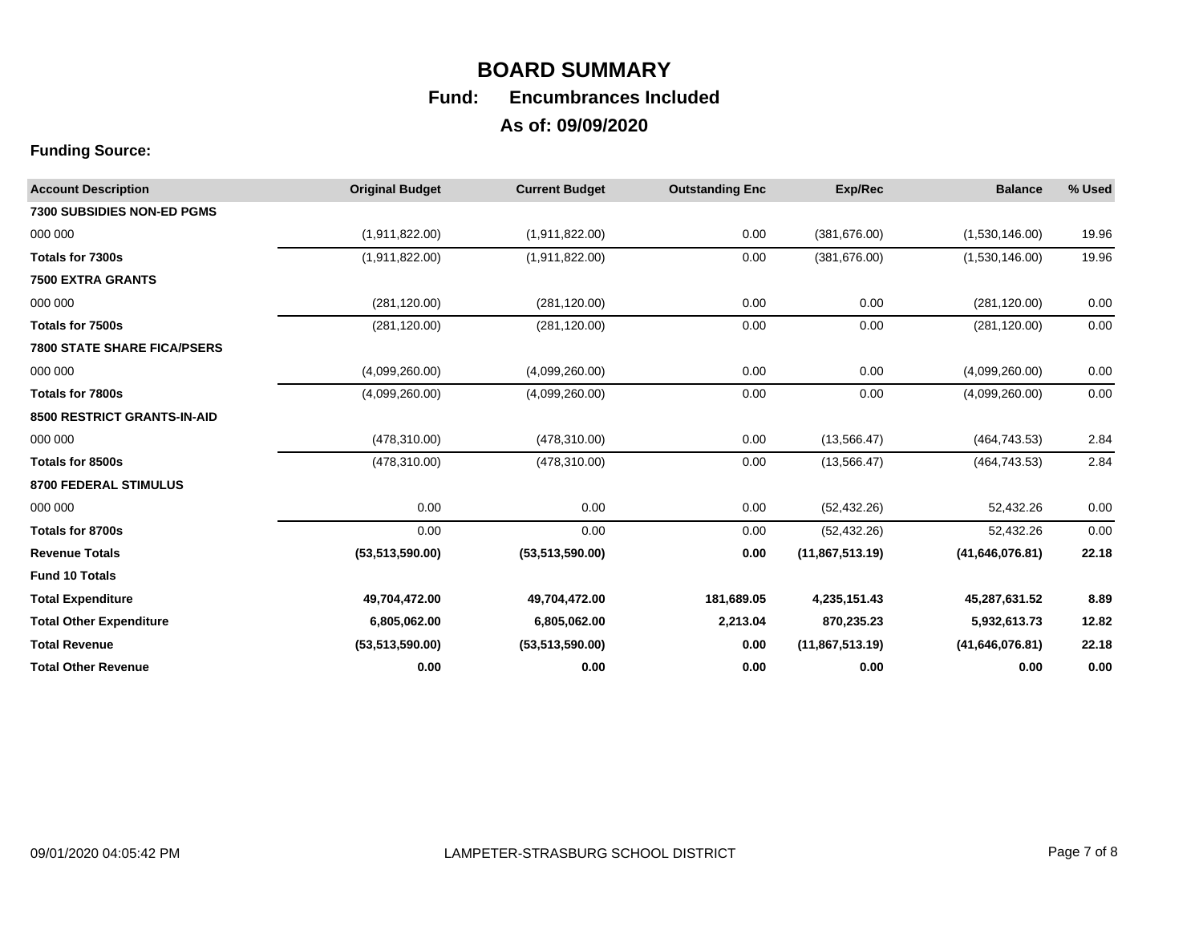# BOARD SUMMARY

## Fund: Encumbrances Included

## As of: 09/09/2020

**Funding Source:**

| Account Description | Original Budget | Current Budget | Outstanding Enc | Exp/Rec | Balance | % Used |
|---|---|---|---|---|---|---|
| **7300 SUBSIDIES NON-ED PGMS** | | | | | | |
| 000 000 | (1,911,822.00) | (1,911,822.00) | 0.00 | (381,676.00) | (1,530,146.00) | 19.96 |
| **Totals for 7300s** | (1,911,822.00) | (1,911,822.00) | 0.00 | (381,676.00) | (1,530,146.00) | 19.96 |
| **7500 EXTRA GRANTS** | | | | | | |
| 000 000 | (281,120.00) | (281,120.00) | 0.00 | 0.00 | (281,120.00) | 0.00 |
| **Totals for 7500s** | (281,120.00) | (281,120.00) | 0.00 | 0.00 | (281,120.00) | 0.00 |
| **7800 STATE SHARE FICA/PSERS** | | | | | | |
| 000 000 | (4,099,260.00) | (4,099,260.00) | 0.00 | 0.00 | (4,099,260.00) | 0.00 |
| **Totals for 7800s** | (4,099,260.00) | (4,099,260.00) | 0.00 | 0.00 | (4,099,260.00) | 0.00 |
| **8500 RESTRICT GRANTS-IN-AID** | | | | | | |
| 000 000 | (478,310.00) | (478,310.00) | 0.00 | (13,566.47) | (464,743.53) | 2.84 |
| **Totals for 8500s** | (478,310.00) | (478,310.00) | 0.00 | (13,566.47) | (464,743.53) | 2.84 |
| **8700 FEDERAL STIMULUS** | | | | | | |
| 000 000 | 0.00 | 0.00 | 0.00 | (52,432.26) | 52,432.26 | 0.00 |
| **Totals for 8700s** | 0.00 | 0.00 | 0.00 | (52,432.26) | 52,432.26 | 0.00 |
| **Revenue Totals** | **(53,513,590.00)** | **(53,513,590.00)** | **0.00** | **(11,867,513.19)** | **(41,646,076.81)** | **22.18** |
| **Fund 10 Totals** | | | | | | |
| **Total Expenditure** | **49,704,472.00** | **49,704,472.00** | **181,689.05** | **4,235,151.43** | **45,287,631.52** | **8.89** |
| **Total Other Expenditure** | **6,805,062.00** | **6,805,062.00** | **2,213.04** | **870,235.23** | **5,932,613.73** | **12.82** |
| **Total Revenue** | **(53,513,590.00)** | **(53,513,590.00)** | **0.00** | **(11,867,513.19)** | **(41,646,076.81)** | **22.18** |
| **Total Other Revenue** | **0.00** | **0.00** | **0.00** | **0.00** | **0.00** | **0.00** |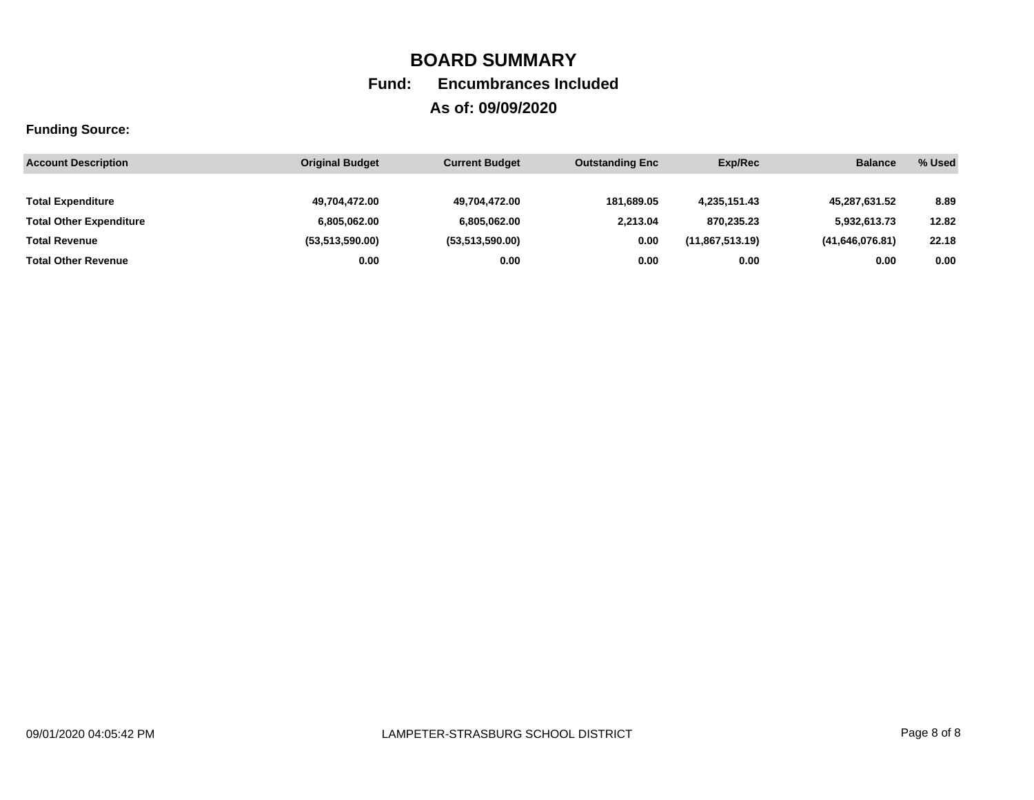# BOARD SUMMARY

**Fund: Encumbrances Included**

**As of: 09/09/2020**

**Funding Source:**

| Account Description | Original Budget | Current Budget | Outstanding Enc | Exp/Rec | Balance | % Used |
|---|---|---|---|---|---|---|
| **Total Expenditure** | **49,704,472.00** | **49,704,472.00** | **181,689.05** | **4,235,151.43** | **45,287,631.52** | **8.89** |
| **Total Other Expenditure** | **6,805,062.00** | **6,805,062.00** | **2,213.04** | **870,235.23** | **5,932,613.73** | **12.82** |
| **Total Revenue** | **(53,513,590.00)** | **(53,513,590.00)** | **0.00** | **(11,867,513.19)** | **(41,646,076.81)** | **22.18** |
| **Total Other Revenue** | **0.00** | **0.00** | **0.00** | **0.00** | **0.00** | **0.00** |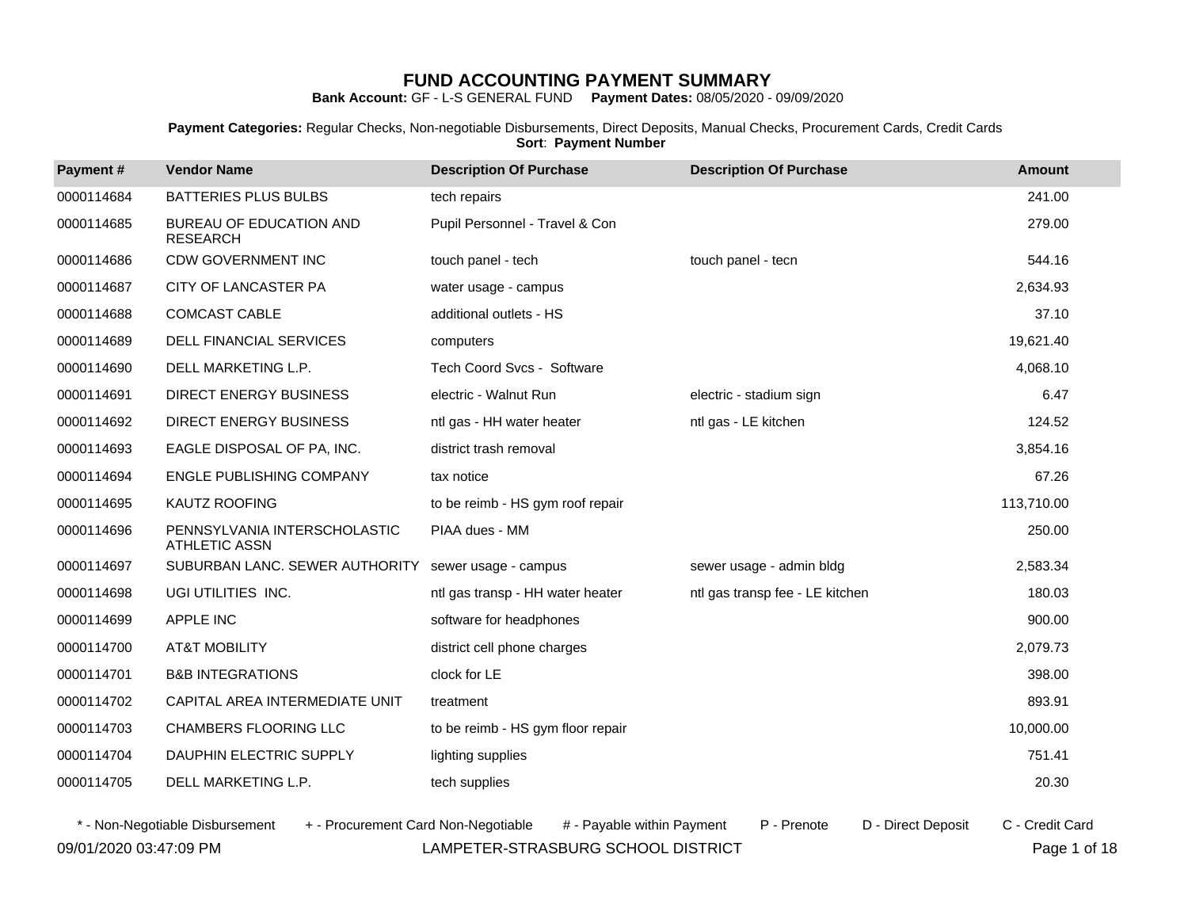# FUND ACCOUNTING PAYMENT SUMMARY

**Bank Account:** GF - L-S GENERAL FUND **Payment Dates:** 08/05/2020 - 09/09/2020

**Payment Categories:** Regular Checks, Non-negotiable Disbursements, Direct Deposits, Manual Checks, Procurement Cards, Credit Cards
**Sort**: **Payment Number**

| Payment # | Vendor Name | Description Of Purchase | Description Of Purchase | Amount |
|---|---|---|---|---|
| 0000114684 | BATTERIES PLUS BULBS | tech repairs | | 241.00 |
| 0000114685 | BUREAU OF EDUCATION AND RESEARCH | Pupil Personnel - Travel & Con | | 279.00 |
| 0000114686 | CDW GOVERNMENT INC | touch panel - tech | touch panel - tecn | 544.16 |
| 0000114687 | CITY OF LANCASTER PA | water usage - campus | | 2,634.93 |
| 0000114688 | COMCAST CABLE | additional outlets - HS | | 37.10 |
| 0000114689 | DELL FINANCIAL SERVICES | computers | | 19,621.40 |
| 0000114690 | DELL MARKETING L.P. | Tech Coord Svcs - Software | | 4,068.10 |
| 0000114691 | DIRECT ENERGY BUSINESS | electric - Walnut Run | electric - stadium sign | 6.47 |
| 0000114692 | DIRECT ENERGY BUSINESS | ntl gas - HH water heater | ntl gas - LE kitchen | 124.52 |
| 0000114693 | EAGLE DISPOSAL OF PA, INC. | district trash removal | | 3,854.16 |
| 0000114694 | ENGLE PUBLISHING COMPANY | tax notice | | 67.26 |
| 0000114695 | KAUTZ ROOFING | to be reimb - HS gym roof repair | | 113,710.00 |
| 0000114696 | PENNSYLVANIA INTERSCHOLASTIC ATHLETIC ASSN | PIAA dues - MM | | 250.00 |
| 0000114697 | SUBURBAN LANC. SEWER AUTHORITY | sewer usage - campus | sewer usage - admin bldg | 2,583.34 |
| 0000114698 | UGI UTILITIES INC. | ntl gas transp - HH water heater | ntl gas transp fee - LE kitchen | 180.03 |
| 0000114699 | APPLE INC | software for headphones | | 900.00 |
| 0000114700 | AT&T MOBILITY | district cell phone charges | | 2,079.73 |
| 0000114701 | B&B INTEGRATIONS | clock for LE | | 398.00 |
| 0000114702 | CAPITAL AREA INTERMEDIATE UNIT | treatment | | 893.91 |
| 0000114703 | CHAMBERS FLOORING LLC | to be reimb - HS gym floor repair | | 10,000.00 |
| 0000114704 | DAUPHIN ELECTRIC SUPPLY | lighting supplies | | 751.41 |
| 0000114705 | DELL MARKETING L.P. | tech supplies | | 20.30 |

\* - Non-Negotiable Disbursement + - Procurement Card Non-Negotiable # - Payable within Payment P - Prenote D - Direct Deposit C - Credit Card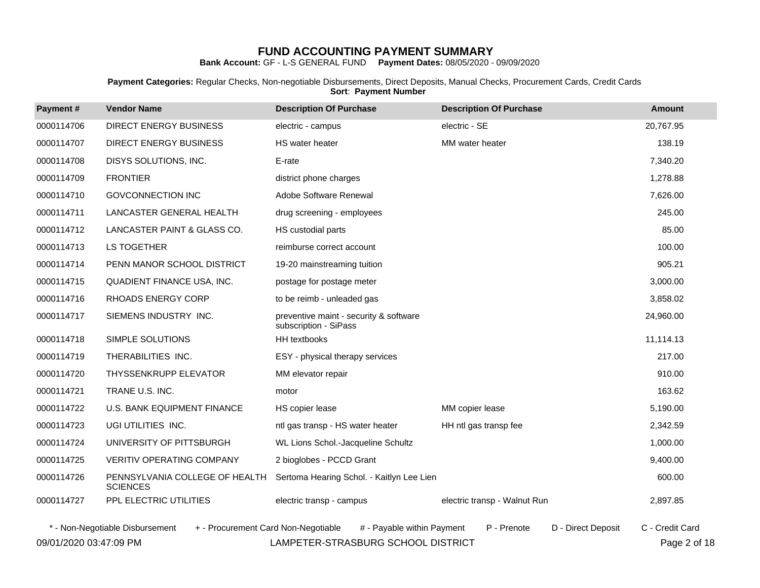# FUND ACCOUNTING PAYMENT SUMMARY

**Bank Account:** GF - L-S GENERAL FUND **Payment Dates:** 08/05/2020 - 09/09/2020

**Payment Categories:** Regular Checks, Non-negotiable Disbursements, Direct Deposits, Manual Checks, Procurement Cards, Credit Cards
**Sort**: **Payment Number**

| Payment # | Vendor Name | Description Of Purchase | Description Of Purchase | Amount |
|---|---|---|---|---|
| 0000114706 | DIRECT ENERGY BUSINESS | electric - campus | electric - SE | 20,767.95 |
| 0000114707 | DIRECT ENERGY BUSINESS | HS water heater | MM water heater | 138.19 |
| 0000114708 | DISYS SOLUTIONS, INC. | E-rate | | 7,340.20 |
| 0000114709 | FRONTIER | district phone charges | | 1,278.88 |
| 0000114710 | GOVCONNECTION INC | Adobe Software Renewal | | 7,626.00 |
| 0000114711 | LANCASTER GENERAL HEALTH | drug screening - employees | | 245.00 |
| 0000114712 | LANCASTER PAINT & GLASS CO. | HS custodial parts | | 85.00 |
| 0000114713 | LS TOGETHER | reimburse correct account | | 100.00 |
| 0000114714 | PENN MANOR SCHOOL DISTRICT | 19-20 mainstreaming tuition | | 905.21 |
| 0000114715 | QUADIENT FINANCE USA, INC. | postage for postage meter | | 3,000.00 |
| 0000114716 | RHOADS ENERGY CORP | to be reimb - unleaded gas | | 3,858.02 |
| 0000114717 | SIEMENS INDUSTRY INC. | preventive maint - security & software subscription - SiPass | | 24,960.00 |
| 0000114718 | SIMPLE SOLUTIONS | HH textbooks | | 11,114.13 |
| 0000114719 | THERABILITIES INC. | ESY - physical therapy services | | 217.00 |
| 0000114720 | THYSSENKRUPP ELEVATOR | MM elevator repair | | 910.00 |
| 0000114721 | TRANE U.S. INC. | motor | | 163.62 |
| 0000114722 | U.S. BANK EQUIPMENT FINANCE | HS copier lease | MM copier lease | 5,190.00 |
| 0000114723 | UGI UTILITIES INC. | ntl gas transp - HS water heater | HH ntl gas transp fee | 2,342.59 |
| 0000114724 | UNIVERSITY OF PITTSBURGH | WL Lions Schol.-Jacqueline Schultz | | 1,000.00 |
| 0000114725 | VERITIV OPERATING COMPANY | 2 bioglobes - PCCD Grant | | 9,400.00 |
| 0000114726 | PENNSYLVANIA COLLEGE OF HEALTH SCIENCES | Sertoma Hearing Schol. - Kaitlyn Lee Lien | | 600.00 |
| 0000114727 | PPL ELECTRIC UTILITIES | electric transp - campus | electric transp - Walnut Run | 2,897.85 |

\* - Non-Negotiable Disbursement + - Procurement Card Non-Negotiable # - Payable within Payment P - Prenote D - Direct Deposit C - Credit Card

09/01/2020 03:47:09 PM LAMPETER-STRASBURG SCHOOL DISTRICT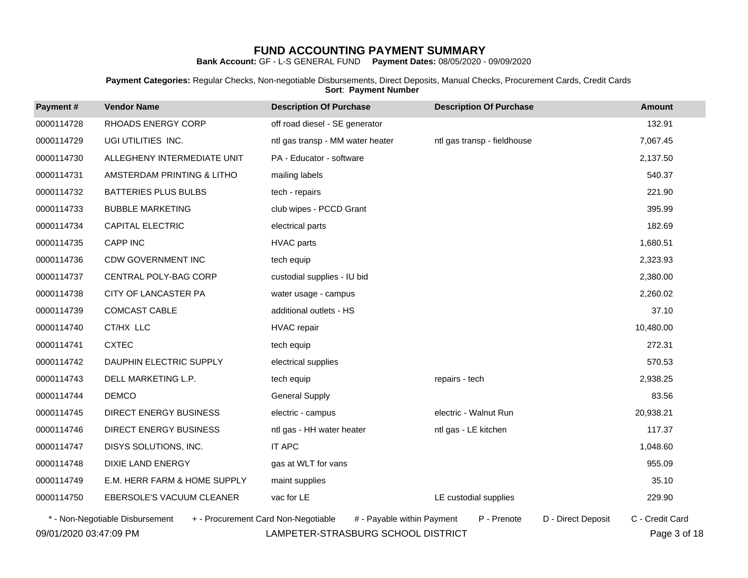# FUND ACCOUNTING PAYMENT SUMMARY

**Bank Account:** GF - L-S GENERAL FUND **Payment Dates:** 08/05/2020 - 09/09/2020

**Payment Categories:** Regular Checks, Non-negotiable Disbursements, Direct Deposits, Manual Checks, Procurement Cards, Credit Cards
**Sort**: **Payment Number**

| Payment # | Vendor Name | Description Of Purchase | Description Of Purchase | Amount |
|---|---|---|---|---|
| 0000114728 | RHOADS ENERGY CORP | off road diesel - SE generator | | 132.91 |
| 0000114729 | UGI UTILITIES INC. | ntl gas transp - MM water heater | ntl gas transp - fieldhouse | 7,067.45 |
| 0000114730 | ALLEGHENY INTERMEDIATE UNIT | PA - Educator - software | | 2,137.50 |
| 0000114731 | AMSTERDAM PRINTING & LITHO | mailing labels | | 540.37 |
| 0000114732 | BATTERIES PLUS BULBS | tech - repairs | | 221.90 |
| 0000114733 | BUBBLE MARKETING | club wipes - PCCD Grant | | 395.99 |
| 0000114734 | CAPITAL ELECTRIC | electrical parts | | 182.69 |
| 0000114735 | CAPP INC | HVAC parts | | 1,680.51 |
| 0000114736 | CDW GOVERNMENT INC | tech equip | | 2,323.93 |
| 0000114737 | CENTRAL POLY-BAG CORP | custodial supplies - IU bid | | 2,380.00 |
| 0000114738 | CITY OF LANCASTER PA | water usage - campus | | 2,260.02 |
| 0000114739 | COMCAST CABLE | additional outlets - HS | | 37.10 |
| 0000114740 | CT/HX LLC | HVAC repair | | 10,480.00 |
| 0000114741 | CXTEC | tech equip | | 272.31 |
| 0000114742 | DAUPHIN ELECTRIC SUPPLY | electrical supplies | | 570.53 |
| 0000114743 | DELL MARKETING L.P. | tech equip | repairs - tech | 2,938.25 |
| 0000114744 | DEMCO | General Supply | | 83.56 |
| 0000114745 | DIRECT ENERGY BUSINESS | electric - campus | electric - Walnut Run | 20,938.21 |
| 0000114746 | DIRECT ENERGY BUSINESS | ntl gas - HH water heater | ntl gas - LE kitchen | 117.37 |
| 0000114747 | DISYS SOLUTIONS, INC. | IT APC | | 1,048.60 |
| 0000114748 | DIXIE LAND ENERGY | gas at WLT for vans | | 955.09 |
| 0000114749 | E.M. HERR FARM & HOME SUPPLY | maint supplies | | 35.10 |
| 0000114750 | EBERSOLE'S VACUUM CLEANER | vac for LE | LE custodial supplies | 229.90 |

\* - Non-Negotiable Disbursement + - Procurement Card Non-Negotiable # - Payable within Payment P - Prenote D - Direct Deposit C - Credit Card

09/01/2020 03:47:09 PM LAMPETER-STRASBURG SCHOOL DISTRICT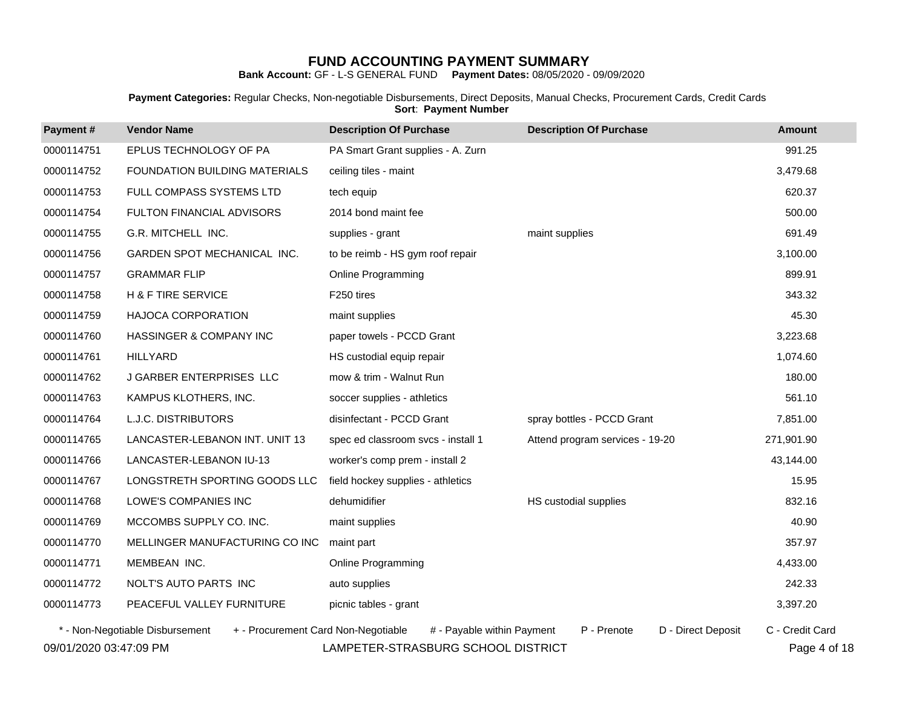# FUND ACCOUNTING PAYMENT SUMMARY

**Bank Account:** GF - L-S GENERAL FUND **Payment Dates:** 08/05/2020 - 09/09/2020

**Payment Categories:** Regular Checks, Non-negotiable Disbursements, Direct Deposits, Manual Checks, Procurement Cards, Credit Cards
**Sort**: **Payment Number**

| Payment # | Vendor Name | Description Of Purchase | Description Of Purchase | Amount |
|---|---|---|---|---|
| 0000114751 | EPLUS TECHNOLOGY OF PA | PA Smart Grant supplies - A. Zurn | | 991.25 |
| 0000114752 | FOUNDATION BUILDING MATERIALS | ceiling tiles - maint | | 3,479.68 |
| 0000114753 | FULL COMPASS SYSTEMS LTD | tech equip | | 620.37 |
| 0000114754 | FULTON FINANCIAL ADVISORS | 2014 bond maint fee | | 500.00 |
| 0000114755 | G.R. MITCHELL INC. | supplies - grant | maint supplies | 691.49 |
| 0000114756 | GARDEN SPOT MECHANICAL INC. | to be reimb - HS gym roof repair | | 3,100.00 |
| 0000114757 | GRAMMAR FLIP | Online Programming | | 899.91 |
| 0000114758 | H & F TIRE SERVICE | F250 tires | | 343.32 |
| 0000114759 | HAJOCA CORPORATION | maint supplies | | 45.30 |
| 0000114760 | HASSINGER & COMPANY INC | paper towels - PCCD Grant | | 3,223.68 |
| 0000114761 | HILLYARD | HS custodial equip repair | | 1,074.60 |
| 0000114762 | J GARBER ENTERPRISES LLC | mow & trim - Walnut Run | | 180.00 |
| 0000114763 | KAMPUS KLOTHERS, INC. | soccer supplies - athletics | | 561.10 |
| 0000114764 | L.J.C. DISTRIBUTORS | disinfectant - PCCD Grant | spray bottles - PCCD Grant | 7,851.00 |
| 0000114765 | LANCASTER-LEBANON INT. UNIT 13 | spec ed classroom svcs - install 1 | Attend program services - 19-20 | 271,901.90 |
| 0000114766 | LANCASTER-LEBANON IU-13 | worker's comp prem - install 2 | | 43,144.00 |
| 0000114767 | LONGSTRETH SPORTING GOODS LLC | field hockey supplies - athletics | | 15.95 |
| 0000114768 | LOWE'S COMPANIES INC | dehumidifier | HS custodial supplies | 832.16 |
| 0000114769 | MCCOMBS SUPPLY CO. INC. | maint supplies | | 40.90 |
| 0000114770 | MELLINGER MANUFACTURING CO INC | maint part | | 357.97 |
| 0000114771 | MEMBEAN INC. | Online Programming | | 4,433.00 |
| 0000114772 | NOLT'S AUTO PARTS INC | auto supplies | | 242.33 |
| 0000114773 | PEACEFUL VALLEY FURNITURE | picnic tables - grant | | 3,397.20 |

\* - Non-Negotiable Disbursement   + - Procurement Card Non-Negotiable   # - Payable within Payment   P - Prenote   D - Direct Deposit   C - Credit Card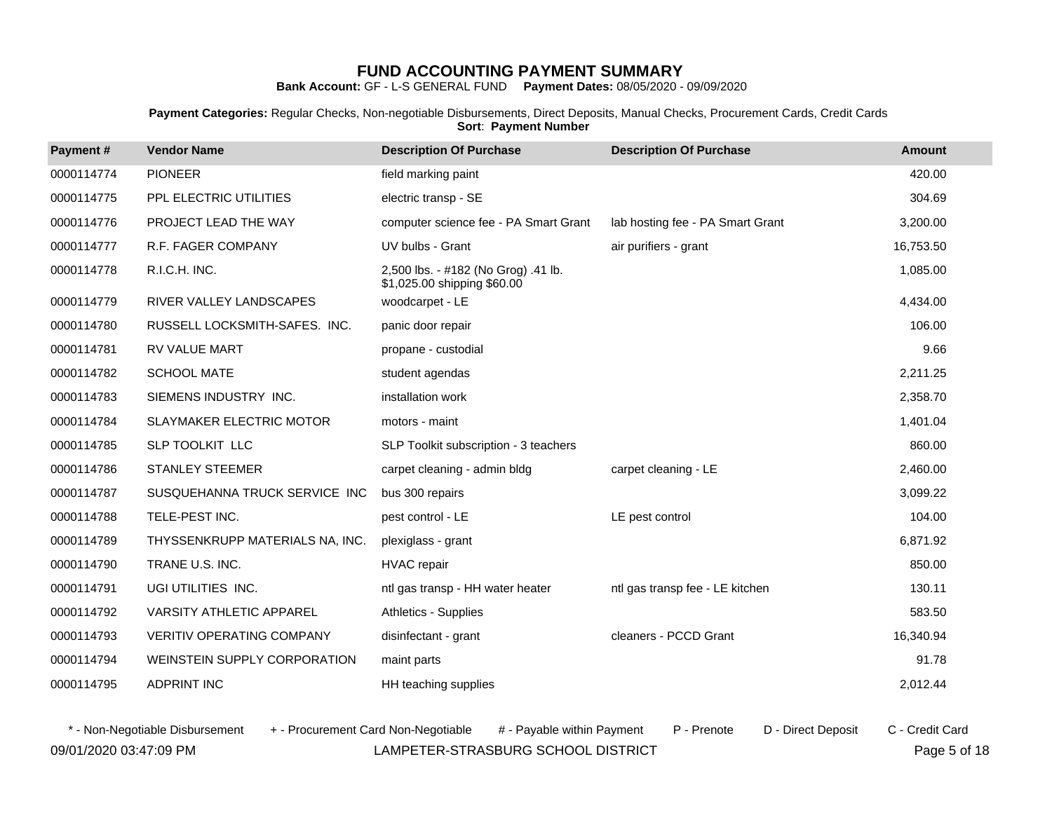# FUND ACCOUNTING PAYMENT SUMMARY

**Bank Account:** GF - L-S GENERAL FUND **Payment Dates:** 08/05/2020 - 09/09/2020

**Payment Categories:** Regular Checks, Non-negotiable Disbursements, Direct Deposits, Manual Checks, Procurement Cards, Credit Cards
**Sort**: **Payment Number**

| Payment # | Vendor Name | Description Of Purchase | Description Of Purchase | Amount |
|---|---|---|---|---|
| 0000114774 | PIONEER | field marking paint | | 420.00 |
| 0000114775 | PPL ELECTRIC UTILITIES | electric transp - SE | | 304.69 |
| 0000114776 | PROJECT LEAD THE WAY | computer science fee - PA Smart Grant | lab hosting fee - PA Smart Grant | 3,200.00 |
| 0000114777 | R.F. FAGER COMPANY | UV bulbs - Grant | air purifiers - grant | 16,753.50 |
| 0000114778 | R.I.C.H. INC. | 2,500 lbs. - #182 (No Grog) .41 lb. $1,025.00 shipping $60.00 | | 1,085.00 |
| 0000114779 | RIVER VALLEY LANDSCAPES | woodcarpet - LE | | 4,434.00 |
| 0000114780 | RUSSELL LOCKSMITH-SAFES. INC. | panic door repair | | 106.00 |
| 0000114781 | RV VALUE MART | propane - custodial | | 9.66 |
| 0000114782 | SCHOOL MATE | student agendas | | 2,211.25 |
| 0000114783 | SIEMENS INDUSTRY INC. | installation work | | 2,358.70 |
| 0000114784 | SLAYMAKER ELECTRIC MOTOR | motors - maint | | 1,401.04 |
| 0000114785 | SLP TOOLKIT LLC | SLP Toolkit subscription - 3 teachers | | 860.00 |
| 0000114786 | STANLEY STEEMER | carpet cleaning - admin bldg | carpet cleaning - LE | 2,460.00 |
| 0000114787 | SUSQUEHANNA TRUCK SERVICE INC | bus 300 repairs | | 3,099.22 |
| 0000114788 | TELE-PEST INC. | pest control - LE | LE pest control | 104.00 |
| 0000114789 | THYSSENKRUPP MATERIALS NA, INC. | plexiglass - grant | | 6,871.92 |
| 0000114790 | TRANE U.S. INC. | HVAC repair | | 850.00 |
| 0000114791 | UGI UTILITIES INC. | ntl gas transp - HH water heater | ntl gas transp fee - LE kitchen | 130.11 |
| 0000114792 | VARSITY ATHLETIC APPAREL | Athletics - Supplies | | 583.50 |
| 0000114793 | VERITIV OPERATING COMPANY | disinfectant - grant | cleaners - PCCD Grant | 16,340.94 |
| 0000114794 | WEINSTEIN SUPPLY CORPORATION | maint parts | | 91.78 |
| 0000114795 | ADPRINT INC | HH teaching supplies | | 2,012.44 |

\* - Non-Negotiable Disbursement + - Procurement Card Non-Negotiable # - Payable within Payment P - Prenote D - Direct Deposit C - Credit Card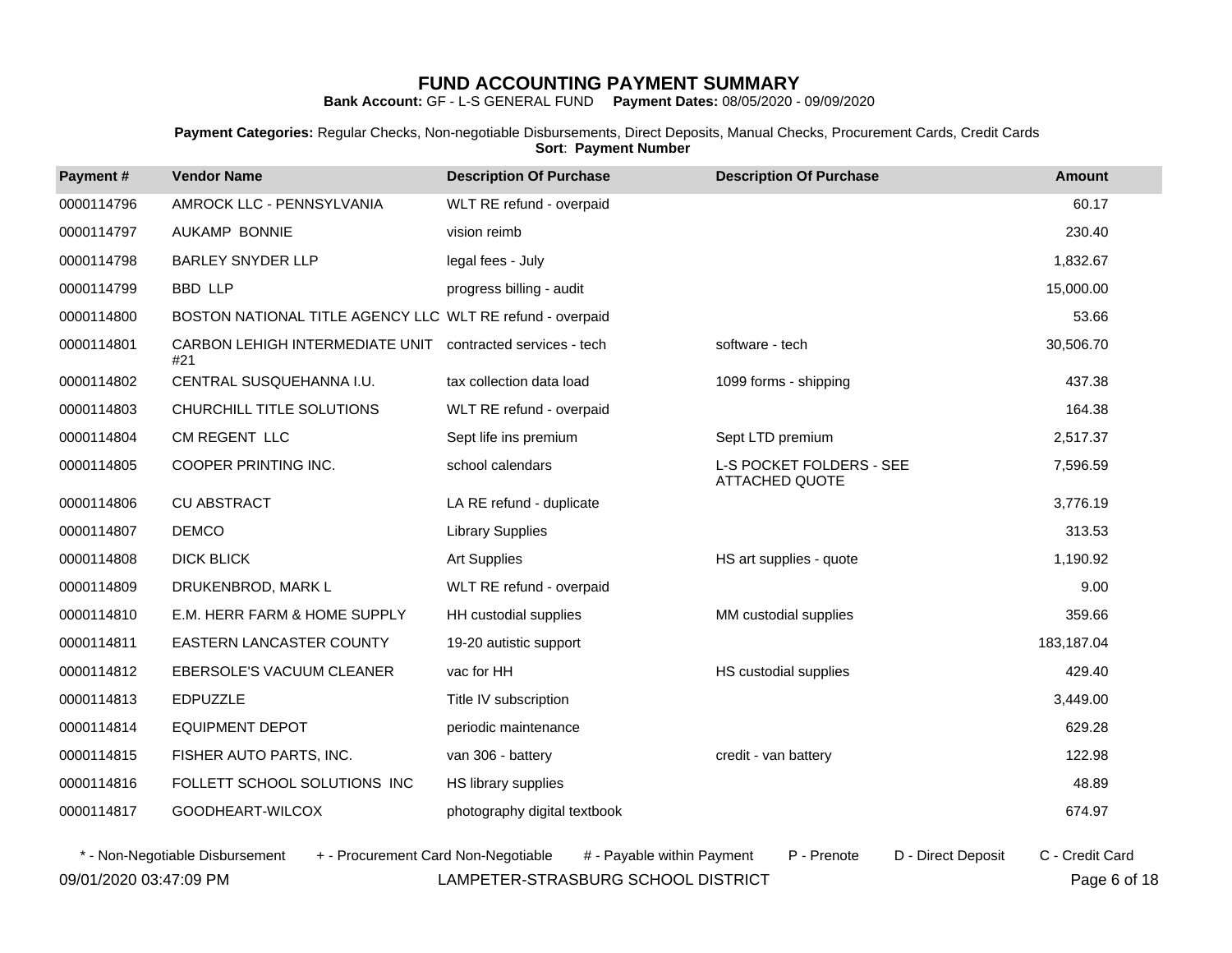# FUND ACCOUNTING PAYMENT SUMMARY

**Bank Account:** GF - L-S GENERAL FUND **Payment Dates:** 08/05/2020 - 09/09/2020

**Payment Categories:** Regular Checks, Non-negotiable Disbursements, Direct Deposits, Manual Checks, Procurement Cards, Credit Cards
**Sort**: **Payment Number**

| Payment # | Vendor Name | Description Of Purchase | Description Of Purchase | Amount |
|---|---|---|---|---|
| 0000114796 | AMROCK LLC - PENNSYLVANIA | WLT RE refund - overpaid | | 60.17 |
| 0000114797 | AUKAMP BONNIE | vision reimb | | 230.40 |
| 0000114798 | BARLEY SNYDER LLP | legal fees - July | | 1,832.67 |
| 0000114799 | BBD LLP | progress billing - audit | | 15,000.00 |
| 0000114800 | BOSTON NATIONAL TITLE AGENCY LLC | WLT RE refund - overpaid | | 53.66 |
| 0000114801 | CARBON LEHIGH INTERMEDIATE UNIT #21 | contracted services - tech | software - tech | 30,506.70 |
| 0000114802 | CENTRAL SUSQUEHANNA I.U. | tax collection data load | 1099 forms - shipping | 437.38 |
| 0000114803 | CHURCHILL TITLE SOLUTIONS | WLT RE refund - overpaid | | 164.38 |
| 0000114804 | CM REGENT LLC | Sept life ins premium | Sept LTD premium | 2,517.37 |
| 0000114805 | COOPER PRINTING INC. | school calendars | L-S POCKET FOLDERS - SEE ATTACHED QUOTE | 7,596.59 |
| 0000114806 | CU ABSTRACT | LA RE refund - duplicate | | 3,776.19 |
| 0000114807 | DEMCO | Library Supplies | | 313.53 |
| 0000114808 | DICK BLICK | Art Supplies | HS art supplies - quote | 1,190.92 |
| 0000114809 | DRUKENBROD, MARK L | WLT RE refund - overpaid | | 9.00 |
| 0000114810 | E.M. HERR FARM & HOME SUPPLY | HH custodial supplies | MM custodial supplies | 359.66 |
| 0000114811 | EASTERN LANCASTER COUNTY | 19-20 autistic support | | 183,187.04 |
| 0000114812 | EBERSOLE'S VACUUM CLEANER | vac for HH | HS custodial supplies | 429.40 |
| 0000114813 | EDPUZZLE | Title IV subscription | | 3,449.00 |
| 0000114814 | EQUIPMENT DEPOT | periodic maintenance | | 629.28 |
| 0000114815 | FISHER AUTO PARTS, INC. | van 306 - battery | credit - van battery | 122.98 |
| 0000114816 | FOLLETT SCHOOL SOLUTIONS INC | HS library supplies | | 48.89 |
| 0000114817 | GOODHEART-WILCOX | photography digital textbook | | 674.97 |

* - Non-Negotiable Disbursement + - Procurement Card Non-Negotiable # - Payable within Payment P - Prenote D - Direct Deposit C - Credit Card

09/01/2020 03:47:09 PM LAMPETER-STRASBURG SCHOOL DISTRICT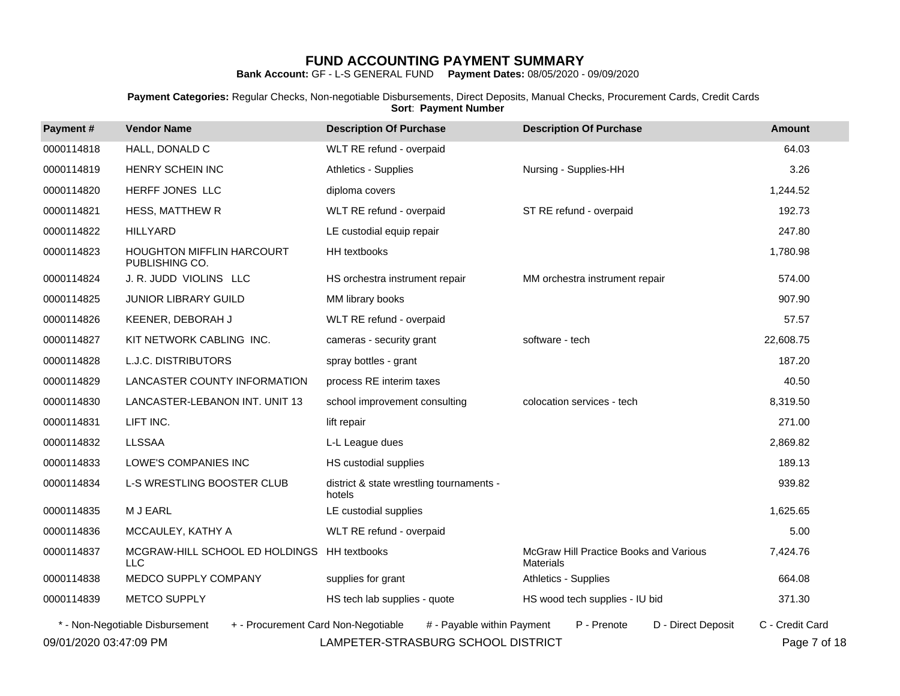# FUND ACCOUNTING PAYMENT SUMMARY

**Bank Account:** GF - L-S GENERAL FUND **Payment Dates:** 08/05/2020 - 09/09/2020

**Payment Categories:** Regular Checks, Non-negotiable Disbursements, Direct Deposits, Manual Checks, Procurement Cards, Credit Cards
**Sort**: **Payment Number**

| Payment # | Vendor Name | Description Of Purchase | Description Of Purchase | Amount |
|---|---|---|---|---|
| 0000114818 | HALL, DONALD C | WLT RE refund - overpaid | | 64.03 |
| 0000114819 | HENRY SCHEIN INC | Athletics - Supplies | Nursing - Supplies-HH | 3.26 |
| 0000114820 | HERFF JONES LLC | diploma covers | | 1,244.52 |
| 0000114821 | HESS, MATTHEW R | WLT RE refund - overpaid | ST RE refund - overpaid | 192.73 |
| 0000114822 | HILLYARD | LE custodial equip repair | | 247.80 |
| 0000114823 | HOUGHTON MIFFLIN HARCOURT PUBLISHING CO. | HH textbooks | | 1,780.98 |
| 0000114824 | J. R. JUDD VIOLINS LLC | HS orchestra instrument repair | MM orchestra instrument repair | 574.00 |
| 0000114825 | JUNIOR LIBRARY GUILD | MM library books | | 907.90 |
| 0000114826 | KEENER, DEBORAH J | WLT RE refund - overpaid | | 57.57 |
| 0000114827 | KIT NETWORK CABLING INC. | cameras - security grant | software - tech | 22,608.75 |
| 0000114828 | L.J.C. DISTRIBUTORS | spray bottles - grant | | 187.20 |
| 0000114829 | LANCASTER COUNTY INFORMATION | process RE interim taxes | | 40.50 |
| 0000114830 | LANCASTER-LEBANON INT. UNIT 13 | school improvement consulting | colocation services - tech | 8,319.50 |
| 0000114831 | LIFT INC. | lift repair | | 271.00 |
| 0000114832 | LLSSAA | L-L League dues | | 2,869.82 |
| 0000114833 | LOWE'S COMPANIES INC | HS custodial supplies | | 189.13 |
| 0000114834 | L-S WRESTLING BOOSTER CLUB | district & state wrestling tournaments - hotels | | 939.82 |
| 0000114835 | M J EARL | LE custodial supplies | | 1,625.65 |
| 0000114836 | MCCAULEY, KATHY A | WLT RE refund - overpaid | | 5.00 |
| 0000114837 | MCGRAW-HILL SCHOOL ED HOLDINGS LLC | HH textbooks | McGraw Hill Practice Books and Various Materials | 7,424.76 |
| 0000114838 | MEDCO SUPPLY COMPANY | supplies for grant | Athletics - Supplies | 664.08 |
| 0000114839 | METCO SUPPLY | HS tech lab supplies - quote | HS wood tech supplies - IU bid | 371.30 |

\* - Non-Negotiable Disbursement + - Procurement Card Non-Negotiable # - Payable within Payment P - Prenote D - Direct Deposit C - Credit Card

09/01/2020 03:47:09 PM LAMPETER-STRASBURG SCHOOL DISTRICT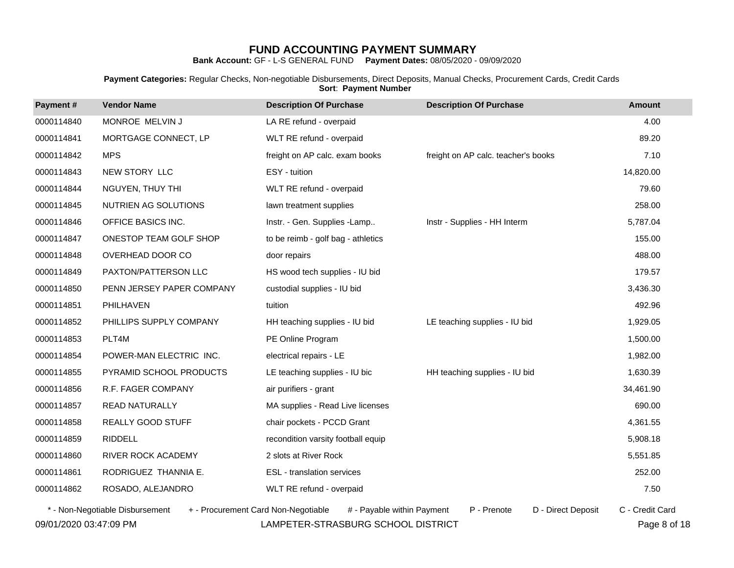# FUND ACCOUNTING PAYMENT SUMMARY

**Bank Account:** GF - L-S GENERAL FUND **Payment Dates:** 08/05/2020 - 09/09/2020

**Payment Categories:** Regular Checks, Non-negotiable Disbursements, Direct Deposits, Manual Checks, Procurement Cards, Credit Cards
**Sort**: **Payment Number**

| Payment # | Vendor Name | Description Of Purchase | Description Of Purchase | Amount |
|---|---|---|---|---|
| 0000114840 | MONROE MELVIN J | LA RE refund - overpaid | | 4.00 |
| 0000114841 | MORTGAGE CONNECT, LP | WLT RE refund - overpaid | | 89.20 |
| 0000114842 | MPS | freight on AP calc. exam books | freight on AP calc. teacher's books | 7.10 |
| 0000114843 | NEW STORY LLC | ESY - tuition | | 14,820.00 |
| 0000114844 | NGUYEN, THUY THI | WLT RE refund - overpaid | | 79.60 |
| 0000114845 | NUTRIEN AG SOLUTIONS | lawn treatment supplies | | 258.00 |
| 0000114846 | OFFICE BASICS INC. | Instr. - Gen. Supplies -Lamp.. | Instr - Supplies - HH Interm | 5,787.04 |
| 0000114847 | ONESTOP TEAM GOLF SHOP | to be reimb - golf bag - athletics | | 155.00 |
| 0000114848 | OVERHEAD DOOR CO | door repairs | | 488.00 |
| 0000114849 | PAXTON/PATTERSON LLC | HS wood tech supplies - IU bid | | 179.57 |
| 0000114850 | PENN JERSEY PAPER COMPANY | custodial supplies - IU bid | | 3,436.30 |
| 0000114851 | PHILHAVEN | tuition | | 492.96 |
| 0000114852 | PHILLIPS SUPPLY COMPANY | HH teaching supplies - IU bid | LE teaching supplies - IU bid | 1,929.05 |
| 0000114853 | PLT4M | PE Online Program | | 1,500.00 |
| 0000114854 | POWER-MAN ELECTRIC INC. | electrical repairs - LE | | 1,982.00 |
| 0000114855 | PYRAMID SCHOOL PRODUCTS | LE teaching supplies - IU bic | HH teaching supplies - IU bid | 1,630.39 |
| 0000114856 | R.F. FAGER COMPANY | air purifiers - grant | | 34,461.90 |
| 0000114857 | READ NATURALLY | MA supplies - Read Live licenses | | 690.00 |
| 0000114858 | REALLY GOOD STUFF | chair pockets - PCCD Grant | | 4,361.55 |
| 0000114859 | RIDDELL | recondition varsity football equip | | 5,908.18 |
| 0000114860 | RIVER ROCK ACADEMY | 2 slots at River Rock | | 5,551.85 |
| 0000114861 | RODRIGUEZ THANNIA E. | ESL - translation services | | 252.00 |
| 0000114862 | ROSADO, ALEJANDRO | WLT RE refund - overpaid | | 7.50 |

\* - Non-Negotiable Disbursement + - Procurement Card Non-Negotiable # - Payable within Payment P - Prenote D - Direct Deposit C - Credit Card

09/01/2020 03:47:09 PM LAMPETER-STRASBURG SCHOOL DISTRICT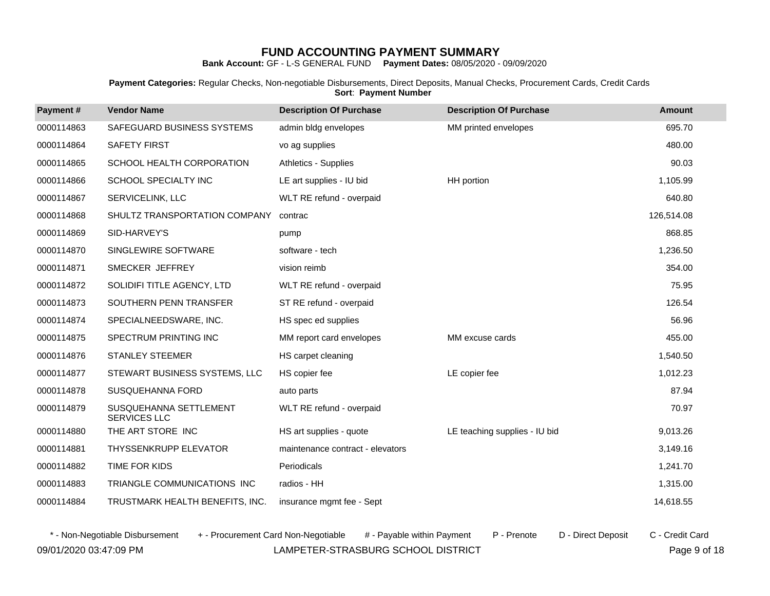# FUND ACCOUNTING PAYMENT SUMMARY

**Bank Account:** GF - L-S GENERAL FUND **Payment Dates:** 08/05/2020 - 09/09/2020

**Payment Categories:** Regular Checks, Non-negotiable Disbursements, Direct Deposits, Manual Checks, Procurement Cards, Credit Cards
**Sort**: **Payment Number**

| Payment # | Vendor Name | Description Of Purchase | Description Of Purchase | Amount |
|---|---|---|---|---|
| 0000114863 | SAFEGUARD BUSINESS SYSTEMS | admin bldg envelopes | MM printed envelopes | 695.70 |
| 0000114864 | SAFETY FIRST | vo ag supplies | | 480.00 |
| 0000114865 | SCHOOL HEALTH CORPORATION | Athletics - Supplies | | 90.03 |
| 0000114866 | SCHOOL SPECIALTY INC | LE art supplies - IU bid | HH portion | 1,105.99 |
| 0000114867 | SERVICELINK, LLC | WLT RE refund - overpaid | | 640.80 |
| 0000114868 | SHULTZ TRANSPORTATION COMPANY | contrac | | 126,514.08 |
| 0000114869 | SID-HARVEY'S | pump | | 868.85 |
| 0000114870 | SINGLEWIRE SOFTWARE | software - tech | | 1,236.50 |
| 0000114871 | SMECKER JEFFREY | vision reimb | | 354.00 |
| 0000114872 | SOLIDIFI TITLE AGENCY, LTD | WLT RE refund - overpaid | | 75.95 |
| 0000114873 | SOUTHERN PENN TRANSFER | ST RE refund - overpaid | | 126.54 |
| 0000114874 | SPECIALNEEDSWARE, INC. | HS spec ed supplies | | 56.96 |
| 0000114875 | SPECTRUM PRINTING INC | MM report card envelopes | MM excuse cards | 455.00 |
| 0000114876 | STANLEY STEEMER | HS carpet cleaning | | 1,540.50 |
| 0000114877 | STEWART BUSINESS SYSTEMS, LLC | HS copier fee | LE copier fee | 1,012.23 |
| 0000114878 | SUSQUEHANNA FORD | auto parts | | 87.94 |
| 0000114879 | SUSQUEHANNA SETTLEMENT SERVICES LLC | WLT RE refund - overpaid | | 70.97 |
| 0000114880 | THE ART STORE INC | HS art supplies - quote | LE teaching supplies - IU bid | 9,013.26 |
| 0000114881 | THYSSENKRUPP ELEVATOR | maintenance contract - elevators | | 3,149.16 |
| 0000114882 | TIME FOR KIDS | Periodicals | | 1,241.70 |
| 0000114883 | TRIANGLE COMMUNICATIONS INC | radios - HH | | 1,315.00 |
| 0000114884 | TRUSTMARK HEALTH BENEFITS, INC. | insurance mgmt fee - Sept | | 14,618.55 |

\* - Non-Negotiable Disbursement + - Procurement Card Non-Negotiable # - Payable within Payment P - Prenote D - Direct Deposit C - Credit Card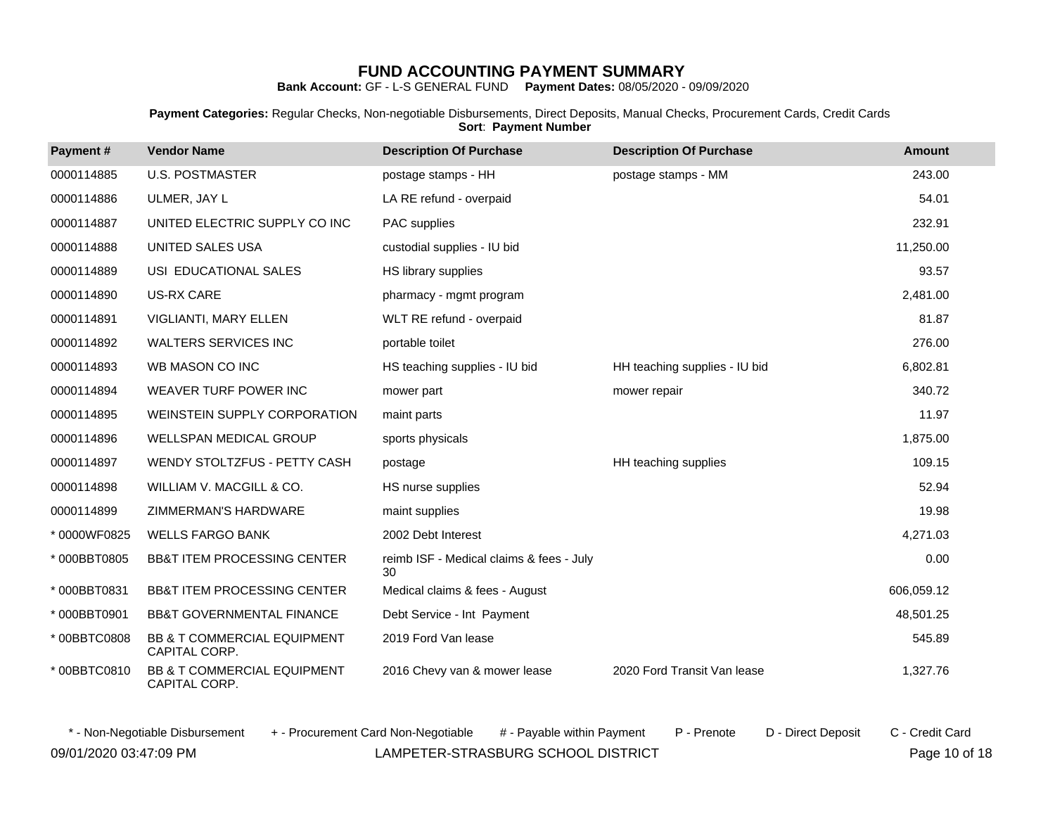# FUND ACCOUNTING PAYMENT SUMMARY

**Bank Account:** GF - L-S GENERAL FUND **Payment Dates:** 08/05/2020 - 09/09/2020

**Payment Categories:** Regular Checks, Non-negotiable Disbursements, Direct Deposits, Manual Checks, Procurement Cards, Credit Cards
**Sort**: **Payment Number**

| Payment # | Vendor Name | Description Of Purchase | Description Of Purchase | Amount |
|---|---|---|---|---|
| 0000114885 | U.S. POSTMASTER | postage stamps - HH | postage stamps - MM | 243.00 |
| 0000114886 | ULMER, JAY L | LA RE refund - overpaid | | 54.01 |
| 0000114887 | UNITED ELECTRIC SUPPLY CO INC | PAC supplies | | 232.91 |
| 0000114888 | UNITED SALES USA | custodial supplies - IU bid | | 11,250.00 |
| 0000114889 | USI EDUCATIONAL SALES | HS library supplies | | 93.57 |
| 0000114890 | US-RX CARE | pharmacy - mgmt program | | 2,481.00 |
| 0000114891 | VIGLIANTI, MARY ELLEN | WLT RE refund - overpaid | | 81.87 |
| 0000114892 | WALTERS SERVICES INC | portable toilet | | 276.00 |
| 0000114893 | WB MASON CO INC | HS teaching supplies - IU bid | HH teaching supplies - IU bid | 6,802.81 |
| 0000114894 | WEAVER TURF POWER INC | mower part | mower repair | 340.72 |
| 0000114895 | WEINSTEIN SUPPLY CORPORATION | maint parts | | 11.97 |
| 0000114896 | WELLSPAN MEDICAL GROUP | sports physicals | | 1,875.00 |
| 0000114897 | WENDY STOLTZFUS - PETTY CASH | postage | HH teaching supplies | 109.15 |
| 0000114898 | WILLIAM V. MACGILL & CO. | HS nurse supplies | | 52.94 |
| 0000114899 | ZIMMERMAN'S HARDWARE | maint supplies | | 19.98 |
| * 0000WF0825 | WELLS FARGO BANK | 2002 Debt Interest | | 4,271.03 |
| * 000BBT0805 | BB&T ITEM PROCESSING CENTER | reimb ISF - Medical claims & fees - July 30 | | 0.00 |
| * 000BBT0831 | BB&T ITEM PROCESSING CENTER | Medical claims & fees - August | | 606,059.12 |
| * 000BBT0901 | BB&T GOVERNMENTAL FINANCE | Debt Service - Int Payment | | 48,501.25 |
| * 00BBTC0808 | BB & T COMMERCIAL EQUIPMENT CAPITAL CORP. | 2019 Ford Van lease | | 545.89 |
| * 00BBTC0810 | BB & T COMMERCIAL EQUIPMENT CAPITAL CORP. | 2016 Chevy van & mower lease | 2020 Ford Transit Van lease | 1,327.76 |

\* - Non-Negotiable Disbursement + - Procurement Card Non-Negotiable # - Payable within Payment P - Prenote D - Direct Deposit C - Credit Card

09/01/2020 03:47:09 PM LAMPETER-STRASBURG SCHOOL DISTRICT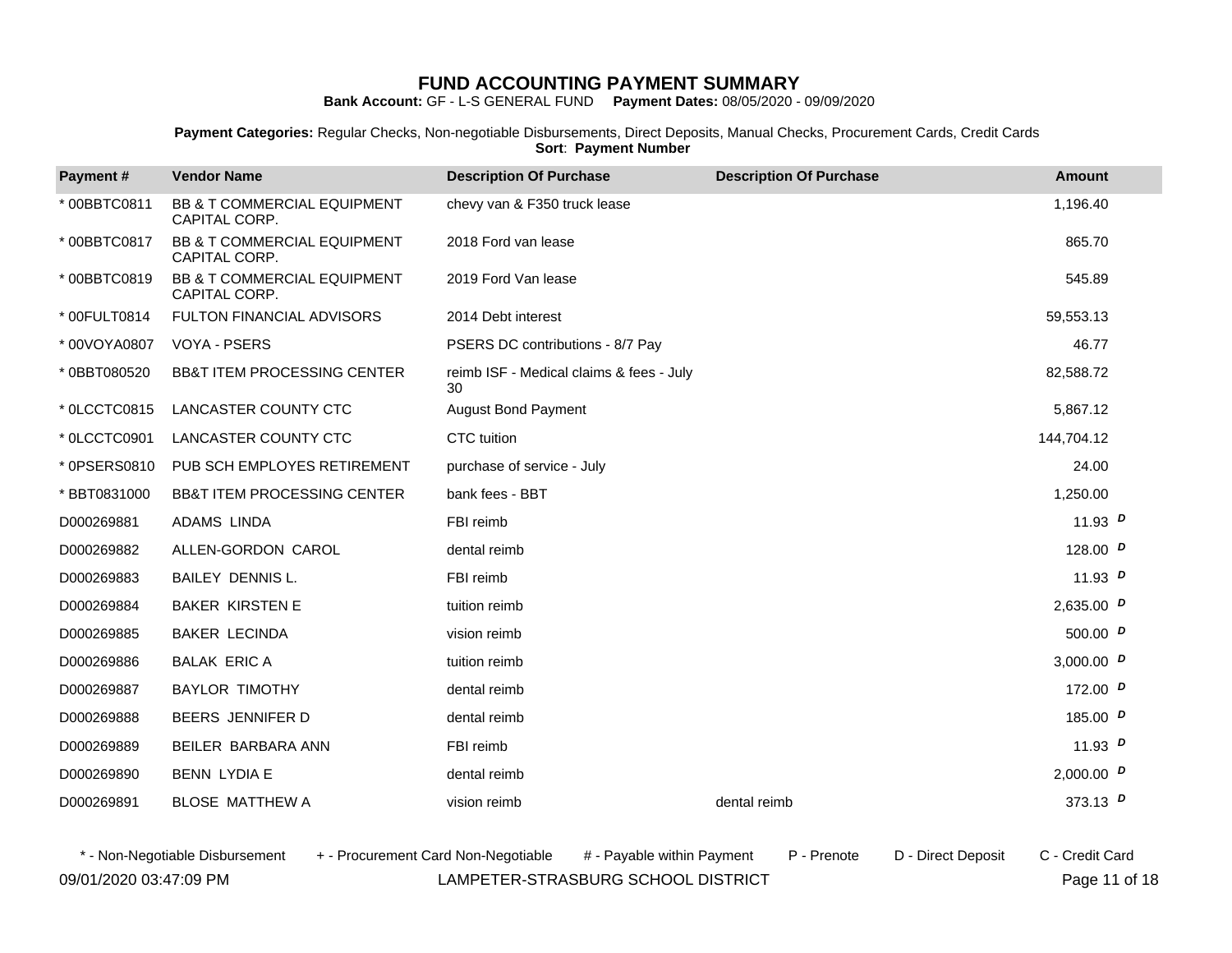# FUND ACCOUNTING PAYMENT SUMMARY

**Bank Account:** GF - L-S GENERAL FUND **Payment Dates:** 08/05/2020 - 09/09/2020

**Payment Categories:** Regular Checks, Non-negotiable Disbursements, Direct Deposits, Manual Checks, Procurement Cards, Credit Cards
**Sort**: **Payment Number**

| Payment # | Vendor Name | Description Of Purchase | Description Of Purchase | Amount | |
|---|---|---|---|---|---|
| * 00BBTC0811 | BB & T COMMERCIAL EQUIPMENT CAPITAL CORP. | chevy van & F350 truck lease | | 1,196.40 | |
| * 00BBTC0817 | BB & T COMMERCIAL EQUIPMENT CAPITAL CORP. | 2018 Ford van lease | | 865.70 | |
| * 00BBTC0819 | BB & T COMMERCIAL EQUIPMENT CAPITAL CORP. | 2019 Ford Van lease | | 545.89 | |
| * 00FULT0814 | FULTON FINANCIAL ADVISORS | 2014 Debt interest | | 59,553.13 | |
| * 00VOYA0807 | VOYA - PSERS | PSERS DC contributions - 8/7 Pay | | 46.77 | |
| * 0BBT080520 | BB&T ITEM PROCESSING CENTER | reimb ISF - Medical claims & fees - July 30 | | 82,588.72 | |
| * 0LCCTC0815 | LANCASTER COUNTY CTC | August Bond Payment | | 5,867.12 | |
| * 0LCCTC0901 | LANCASTER COUNTY CTC | CTC tuition | | 144,704.12 | |
| * 0PSERS0810 | PUB SCH EMPLOYES RETIREMENT | purchase of service - July | | 24.00 | |
| * BBT0831000 | BB&T ITEM PROCESSING CENTER | bank fees - BBT | | 1,250.00 | |
| D000269881 | ADAMS LINDA | FBI reimb | | 11.93 | D |
| D000269882 | ALLEN-GORDON CAROL | dental reimb | | 128.00 | D |
| D000269883 | BAILEY DENNIS L. | FBI reimb | | 11.93 | D |
| D000269884 | BAKER KIRSTEN E | tuition reimb | | 2,635.00 | D |
| D000269885 | BAKER LECINDA | vision reimb | | 500.00 | D |
| D000269886 | BALAK ERIC A | tuition reimb | | 3,000.00 | D |
| D000269887 | BAYLOR TIMOTHY | dental reimb | | 172.00 | D |
| D000269888 | BEERS JENNIFER D | dental reimb | | 185.00 | D |
| D000269889 | BEILER BARBARA ANN | FBI reimb | | 11.93 | D |
| D000269890 | BENN LYDIA E | dental reimb | | 2,000.00 | D |
| D000269891 | BLOSE MATTHEW A | vision reimb | dental reimb | 373.13 | D |

* - Non-Negotiable Disbursement + - Procurement Card Non-Negotiable # - Payable within Payment P - Prenote D - Direct Deposit C - Credit Card

09/01/2020 03:47:09 PM LAMPETER-STRASBURG SCHOOL DISTRICT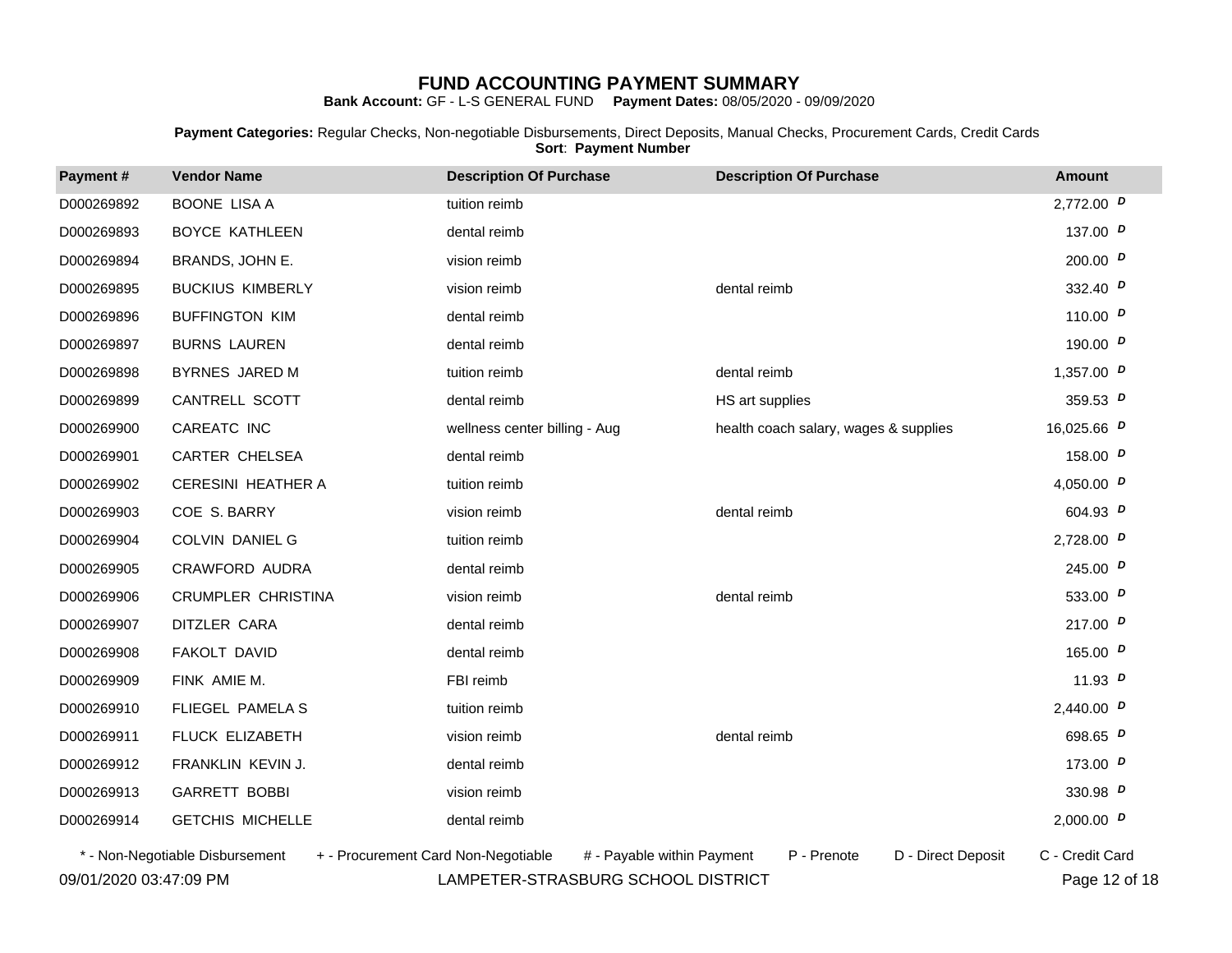# FUND ACCOUNTING PAYMENT SUMMARY

**Bank Account:** GF - L-S GENERAL FUND **Payment Dates:** 08/05/2020 - 09/09/2020

**Payment Categories:** Regular Checks, Non-negotiable Disbursements, Direct Deposits, Manual Checks, Procurement Cards, Credit Cards
**Sort**: **Payment Number**

| Payment # | Vendor Name | Description Of Purchase | Description Of Purchase | Amount |
|---|---|---|---|---|
| D000269892 | BOONE LISA A | tuition reimb | | 2,772.00 *D* |
| D000269893 | BOYCE KATHLEEN | dental reimb | | 137.00 *D* |
| D000269894 | BRANDS, JOHN E. | vision reimb | | 200.00 *D* |
| D000269895 | BUCKIUS KIMBERLY | vision reimb | dental reimb | 332.40 *D* |
| D000269896 | BUFFINGTON KIM | dental reimb | | 110.00 *D* |
| D000269897 | BURNS LAUREN | dental reimb | | 190.00 *D* |
| D000269898 | BYRNES JARED M | tuition reimb | dental reimb | 1,357.00 *D* |
| D000269899 | CANTRELL SCOTT | dental reimb | HS art supplies | 359.53 *D* |
| D000269900 | CAREATC INC | wellness center billing - Aug | health coach salary, wages & supplies | 16,025.66 *D* |
| D000269901 | CARTER CHELSEA | dental reimb | | 158.00 *D* |
| D000269902 | CERESINI HEATHER A | tuition reimb | | 4,050.00 *D* |
| D000269903 | COE S. BARRY | vision reimb | dental reimb | 604.93 *D* |
| D000269904 | COLVIN DANIEL G | tuition reimb | | 2,728.00 *D* |
| D000269905 | CRAWFORD AUDRA | dental reimb | | 245.00 *D* |
| D000269906 | CRUMPLER CHRISTINA | vision reimb | dental reimb | 533.00 *D* |
| D000269907 | DITZLER CARA | dental reimb | | 217.00 *D* |
| D000269908 | FAKOLT DAVID | dental reimb | | 165.00 *D* |
| D000269909 | FINK AMIE M. | FBI reimb | | 11.93 *D* |
| D000269910 | FLIEGEL PAMELA S | tuition reimb | | 2,440.00 *D* |
| D000269911 | FLUCK ELIZABETH | vision reimb | dental reimb | 698.65 *D* |
| D000269912 | FRANKLIN KEVIN J. | dental reimb | | 173.00 *D* |
| D000269913 | GARRETT BOBBI | vision reimb | | 330.98 *D* |
| D000269914 | GETCHIS MICHELLE | dental reimb | | 2,000.00 *D* |

\* - Non-Negotiable Disbursement + - Procurement Card Non-Negotiable # - Payable within Payment P - Prenote D - Direct Deposit C - Credit Card

09/01/2020 03:47:09 PM LAMPETER-STRASBURG SCHOOL DISTRICT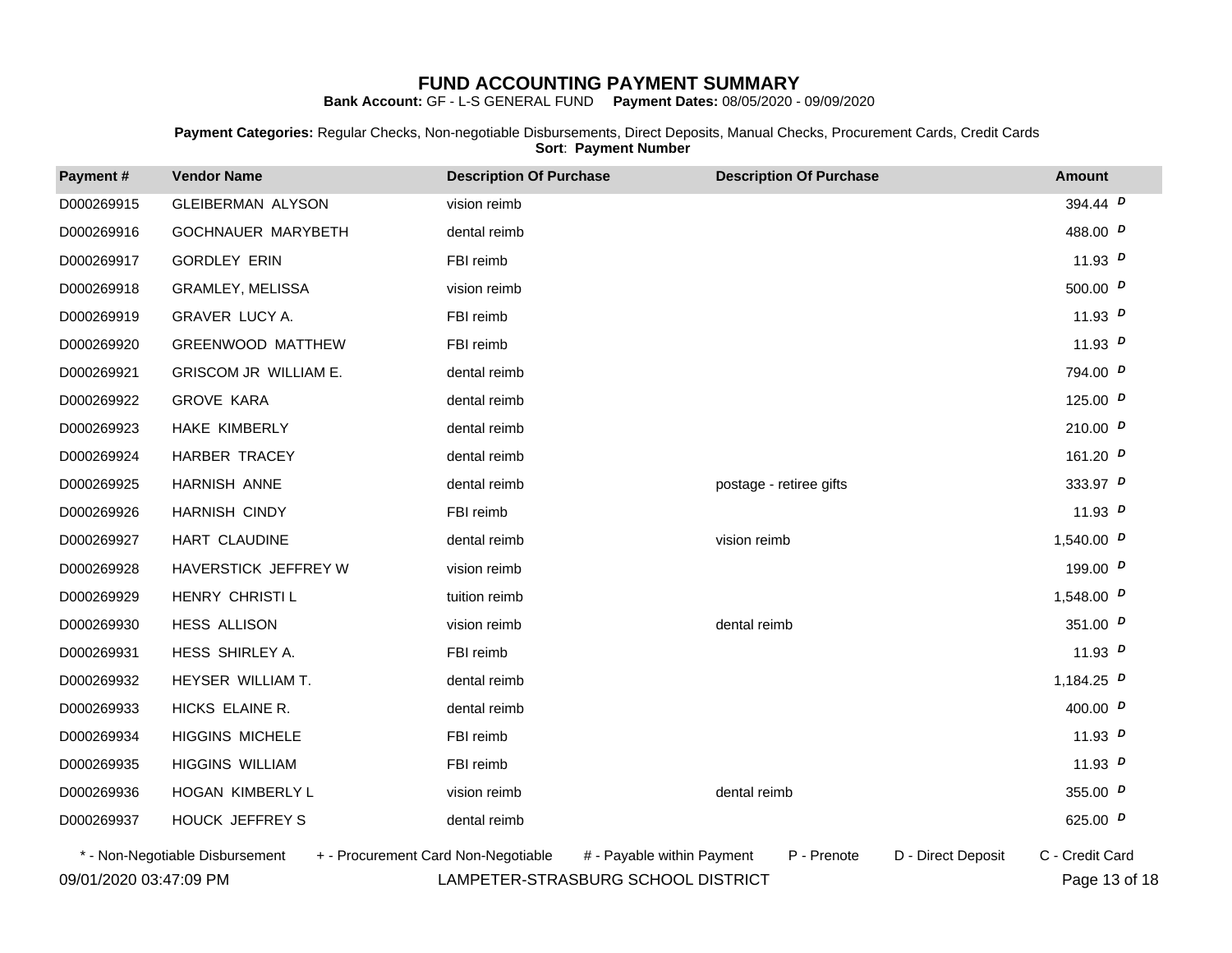# FUND ACCOUNTING PAYMENT SUMMARY

**Bank Account:** GF - L-S GENERAL FUND **Payment Dates:** 08/05/2020 - 09/09/2020

**Payment Categories:** Regular Checks, Non-negotiable Disbursements, Direct Deposits, Manual Checks, Procurement Cards, Credit Cards
**Sort**: **Payment Number**

| Payment # | Vendor Name | Description Of Purchase | Description Of Purchase | Amount |
|---|---|---|---|---|
| D000269915 | GLEIBERMAN ALYSON | vision reimb | | 394.44 *D* |
| D000269916 | GOCHNAUER MARYBETH | dental reimb | | 488.00 *D* |
| D000269917 | GORDLEY ERIN | FBI reimb | | 11.93 *D* |
| D000269918 | GRAMLEY, MELISSA | vision reimb | | 500.00 *D* |
| D000269919 | GRAVER LUCY A. | FBI reimb | | 11.93 *D* |
| D000269920 | GREENWOOD MATTHEW | FBI reimb | | 11.93 *D* |
| D000269921 | GRISCOM JR WILLIAM E. | dental reimb | | 794.00 *D* |
| D000269922 | GROVE KARA | dental reimb | | 125.00 *D* |
| D000269923 | HAKE KIMBERLY | dental reimb | | 210.00 *D* |
| D000269924 | HARBER TRACEY | dental reimb | | 161.20 *D* |
| D000269925 | HARNISH ANNE | dental reimb | postage - retiree gifts | 333.97 *D* |
| D000269926 | HARNISH CINDY | FBI reimb | | 11.93 *D* |
| D000269927 | HART CLAUDINE | dental reimb | vision reimb | 1,540.00 *D* |
| D000269928 | HAVERSTICK JEFFREY W | vision reimb | | 199.00 *D* |
| D000269929 | HENRY CHRISTI L | tuition reimb | | 1,548.00 *D* |
| D000269930 | HESS ALLISON | vision reimb | dental reimb | 351.00 *D* |
| D000269931 | HESS SHIRLEY A. | FBI reimb | | 11.93 *D* |
| D000269932 | HEYSER WILLIAM T. | dental reimb | | 1,184.25 *D* |
| D000269933 | HICKS ELAINE R. | dental reimb | | 400.00 *D* |
| D000269934 | HIGGINS MICHELE | FBI reimb | | 11.93 *D* |
| D000269935 | HIGGINS WILLIAM | FBI reimb | | 11.93 *D* |
| D000269936 | HOGAN KIMBERLY L | vision reimb | dental reimb | 355.00 *D* |
| D000269937 | HOUCK JEFFREY S | dental reimb | | 625.00 *D* |

\* - Non-Negotiable Disbursement + - Procurement Card Non-Negotiable # - Payable within Payment P - Prenote D - Direct Deposit C - Credit Card

09/01/2020 03:47:09 PM LAMPETER-STRASBURG SCHOOL DISTRICT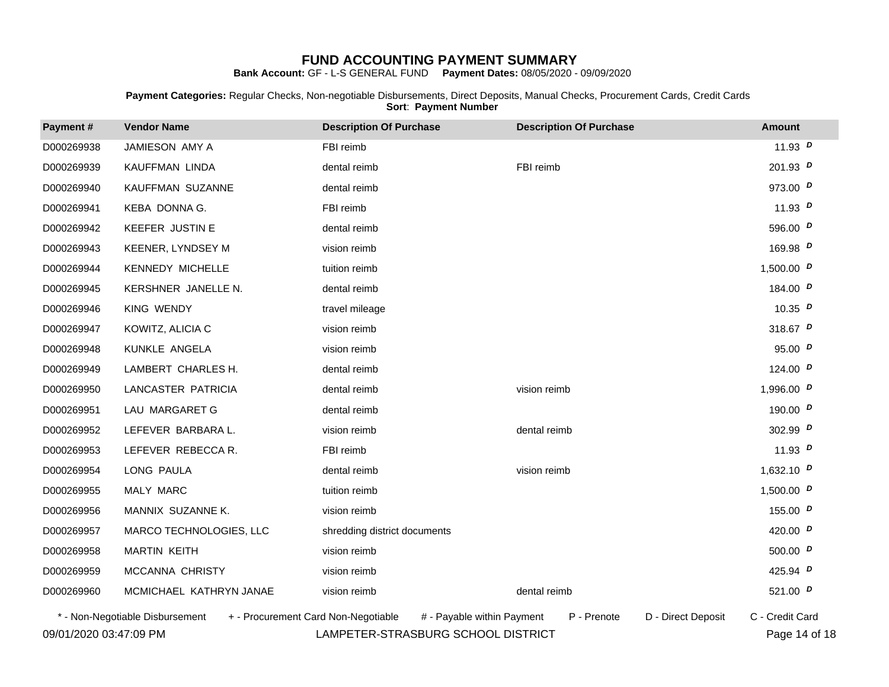# FUND ACCOUNTING PAYMENT SUMMARY

**Bank Account:** GF - L-S GENERAL FUND **Payment Dates:** 08/05/2020 - 09/09/2020

**Payment Categories:** Regular Checks, Non-negotiable Disbursements, Direct Deposits, Manual Checks, Procurement Cards, Credit Cards
**Sort**: **Payment Number**

| Payment # | Vendor Name | Description Of Purchase | Description Of Purchase | Amount |
|---|---|---|---|---|
| D000269938 | JAMIESON AMY A | FBI reimb | | 11.93 *D* |
| D000269939 | KAUFFMAN LINDA | dental reimb | FBI reimb | 201.93 *D* |
| D000269940 | KAUFFMAN SUZANNE | dental reimb | | 973.00 *D* |
| D000269941 | KEBA DONNA G. | FBI reimb | | 11.93 *D* |
| D000269942 | KEEFER JUSTIN E | dental reimb | | 596.00 *D* |
| D000269943 | KEENER, LYNDSEY M | vision reimb | | 169.98 *D* |
| D000269944 | KENNEDY MICHELLE | tuition reimb | | 1,500.00 *D* |
| D000269945 | KERSHNER JANELLE N. | dental reimb | | 184.00 *D* |
| D000269946 | KING WENDY | travel mileage | | 10.35 *D* |
| D000269947 | KOWITZ, ALICIA C | vision reimb | | 318.67 *D* |
| D000269948 | KUNKLE ANGELA | vision reimb | | 95.00 *D* |
| D000269949 | LAMBERT CHARLES H. | dental reimb | | 124.00 *D* |
| D000269950 | LANCASTER PATRICIA | dental reimb | vision reimb | 1,996.00 *D* |
| D000269951 | LAU MARGARET G | dental reimb | | 190.00 *D* |
| D000269952 | LEFEVER BARBARA L. | vision reimb | dental reimb | 302.99 *D* |
| D000269953 | LEFEVER REBECCA R. | FBI reimb | | 11.93 *D* |
| D000269954 | LONG PAULA | dental reimb | vision reimb | 1,632.10 *D* |
| D000269955 | MALY MARC | tuition reimb | | 1,500.00 *D* |
| D000269956 | MANNIX SUZANNE K. | vision reimb | | 155.00 *D* |
| D000269957 | MARCO TECHNOLOGIES, LLC | shredding district documents | | 420.00 *D* |
| D000269958 | MARTIN KEITH | vision reimb | | 500.00 *D* |
| D000269959 | MCCANNA CHRISTY | vision reimb | | 425.94 *D* |
| D000269960 | MCMICHAEL KATHRYN JANAE | vision reimb | dental reimb | 521.00 *D* |

\* - Non-Negotiable Disbursement + - Procurement Card Non-Negotiable # - Payable within Payment P - Prenote D - Direct Deposit C - Credit Card

09/01/2020 03:47:09 PM LAMPETER-STRASBURG SCHOOL DISTRICT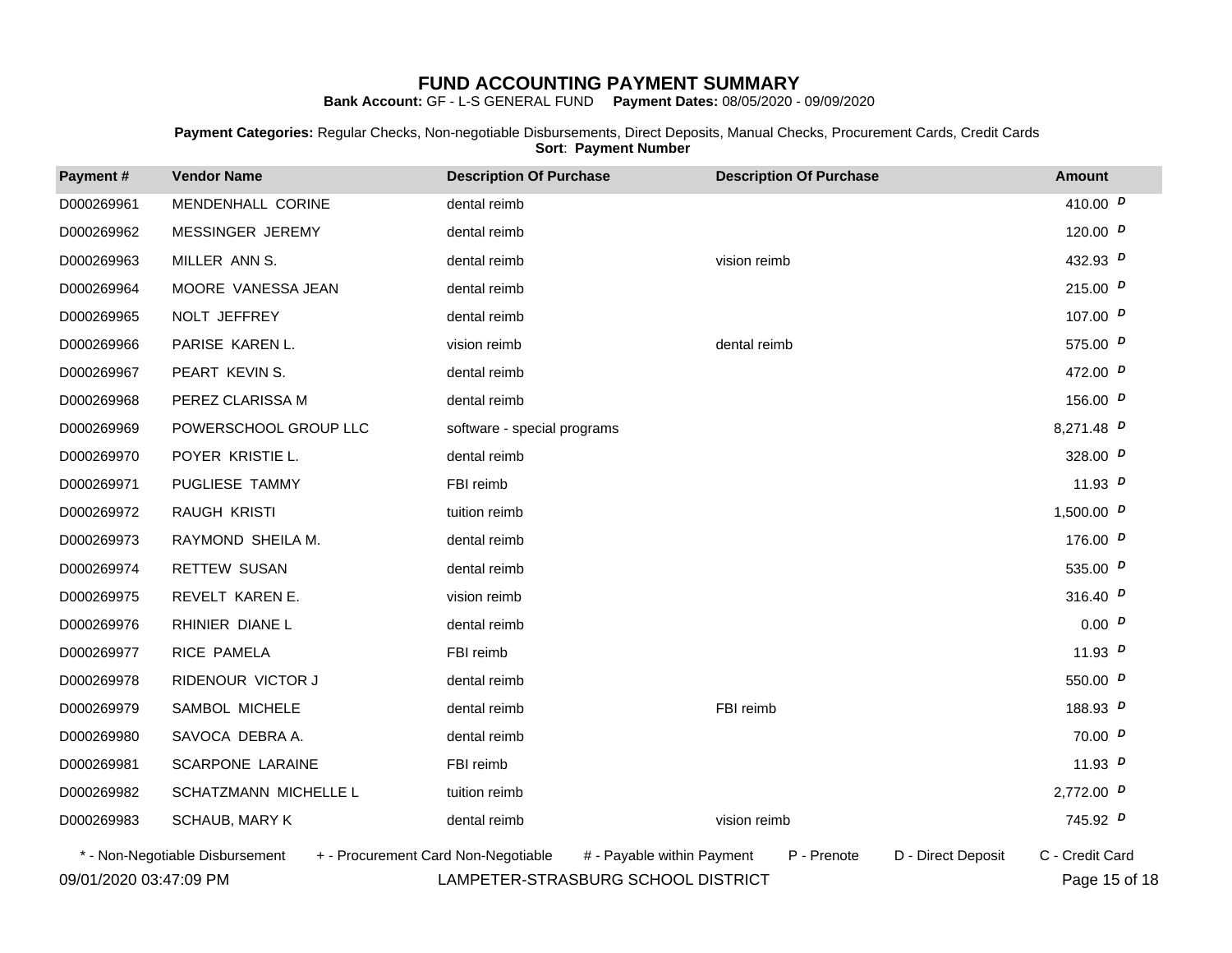# FUND ACCOUNTING PAYMENT SUMMARY

**Bank Account:** GF - L-S GENERAL FUND **Payment Dates:** 08/05/2020 - 09/09/2020

**Payment Categories:** Regular Checks, Non-negotiable Disbursements, Direct Deposits, Manual Checks, Procurement Cards, Credit Cards
**Sort**: **Payment Number**

| Payment # | Vendor Name | Description Of Purchase | Description Of Purchase | Amount |
|---|---|---|---|---|
| D000269961 | MENDENHALL CORINE | dental reimb | | 410.00 *D* |
| D000269962 | MESSINGER JEREMY | dental reimb | | 120.00 *D* |
| D000269963 | MILLER ANN S. | dental reimb | vision reimb | 432.93 *D* |
| D000269964 | MOORE VANESSA JEAN | dental reimb | | 215.00 *D* |
| D000269965 | NOLT JEFFREY | dental reimb | | 107.00 *D* |
| D000269966 | PARISE KAREN L. | vision reimb | dental reimb | 575.00 *D* |
| D000269967 | PEART KEVIN S. | dental reimb | | 472.00 *D* |
| D000269968 | PEREZ CLARISSA M | dental reimb | | 156.00 *D* |
| D000269969 | POWERSCHOOL GROUP LLC | software - special programs | | 8,271.48 *D* |
| D000269970 | POYER KRISTIE L. | dental reimb | | 328.00 *D* |
| D000269971 | PUGLIESE TAMMY | FBI reimb | | 11.93 *D* |
| D000269972 | RAUGH KRISTI | tuition reimb | | 1,500.00 *D* |
| D000269973 | RAYMOND SHEILA M. | dental reimb | | 176.00 *D* |
| D000269974 | RETTEW SUSAN | dental reimb | | 535.00 *D* |
| D000269975 | REVELT KAREN E. | vision reimb | | 316.40 *D* |
| D000269976 | RHINIER DIANE L | dental reimb | | 0.00 *D* |
| D000269977 | RICE PAMELA | FBI reimb | | 11.93 *D* |
| D000269978 | RIDENOUR VICTOR J | dental reimb | | 550.00 *D* |
| D000269979 | SAMBOL MICHELE | dental reimb | FBI reimb | 188.93 *D* |
| D000269980 | SAVOCA DEBRA A. | dental reimb | | 70.00 *D* |
| D000269981 | SCARPONE LARAINE | FBI reimb | | 11.93 *D* |
| D000269982 | SCHATZMANN MICHELLE L | tuition reimb | | 2,772.00 *D* |
| D000269983 | SCHAUB, MARY K | dental reimb | vision reimb | 745.92 *D* |

\* - Non-Negotiable Disbursement + - Procurement Card Non-Negotiable # - Payable within Payment P - Prenote D - Direct Deposit C - Credit Card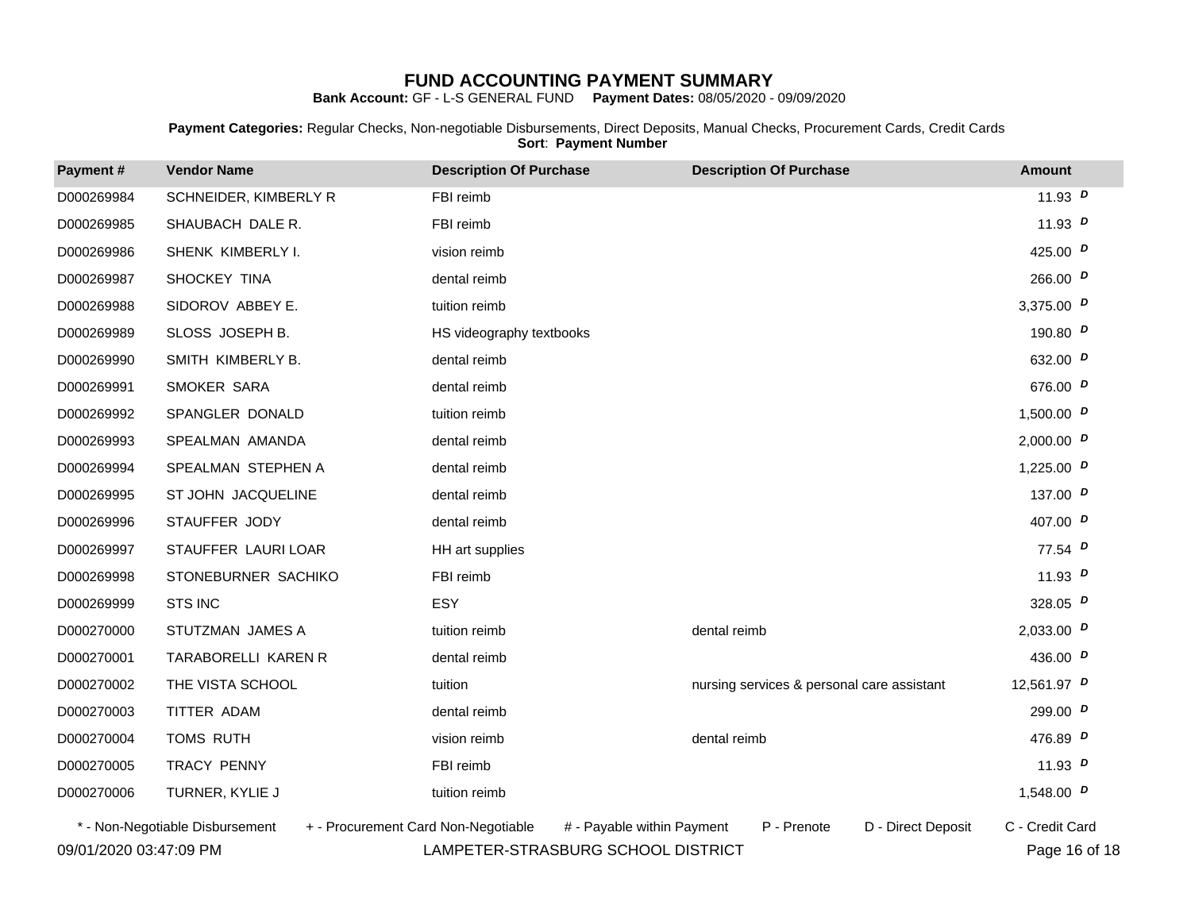# FUND ACCOUNTING PAYMENT SUMMARY

**Bank Account:** GF - L-S GENERAL FUND **Payment Dates:** 08/05/2020 - 09/09/2020

**Payment Categories:** Regular Checks, Non-negotiable Disbursements, Direct Deposits, Manual Checks, Procurement Cards, Credit Cards
**Sort**: **Payment Number**

| Payment # | Vendor Name | Description Of Purchase | Description Of Purchase | Amount |
|---|---|---|---|---|
| D000269984 | SCHNEIDER, KIMBERLY R | FBI reimb | | 11.93 *D* |
| D000269985 | SHAUBACH DALE R. | FBI reimb | | 11.93 *D* |
| D000269986 | SHENK KIMBERLY I. | vision reimb | | 425.00 *D* |
| D000269987 | SHOCKEY TINA | dental reimb | | 266.00 *D* |
| D000269988 | SIDOROV ABBEY E. | tuition reimb | | 3,375.00 *D* |
| D000269989 | SLOSS JOSEPH B. | HS videography textbooks | | 190.80 *D* |
| D000269990 | SMITH KIMBERLY B. | dental reimb | | 632.00 *D* |
| D000269991 | SMOKER SARA | dental reimb | | 676.00 *D* |
| D000269992 | SPANGLER DONALD | tuition reimb | | 1,500.00 *D* |
| D000269993 | SPEALMAN AMANDA | dental reimb | | 2,000.00 *D* |
| D000269994 | SPEALMAN STEPHEN A | dental reimb | | 1,225.00 *D* |
| D000269995 | ST JOHN JACQUELINE | dental reimb | | 137.00 *D* |
| D000269996 | STAUFFER JODY | dental reimb | | 407.00 *D* |
| D000269997 | STAUFFER LAURI LOAR | HH art supplies | | 77.54 *D* |
| D000269998 | STONEBURNER SACHIKO | FBI reimb | | 11.93 *D* |
| D000269999 | STS INC | ESY | | 328.05 *D* |
| D000270000 | STUTZMAN JAMES A | tuition reimb | dental reimb | 2,033.00 *D* |
| D000270001 | TARABORELLI KAREN R | dental reimb | | 436.00 *D* |
| D000270002 | THE VISTA SCHOOL | tuition | nursing services & personal care assistant | 12,561.97 *D* |
| D000270003 | TITTER ADAM | dental reimb | | 299.00 *D* |
| D000270004 | TOMS RUTH | vision reimb | dental reimb | 476.89 *D* |
| D000270005 | TRACY PENNY | FBI reimb | | 11.93 *D* |
| D000270006 | TURNER, KYLIE J | tuition reimb | | 1,548.00 *D* |

\* - Non-Negotiable Disbursement &nbsp;&nbsp; + - Procurement Card Non-Negotiable &nbsp;&nbsp; # - Payable within Payment &nbsp;&nbsp; P - Prenote &nbsp;&nbsp; D - Direct Deposit &nbsp;&nbsp; C - Credit Card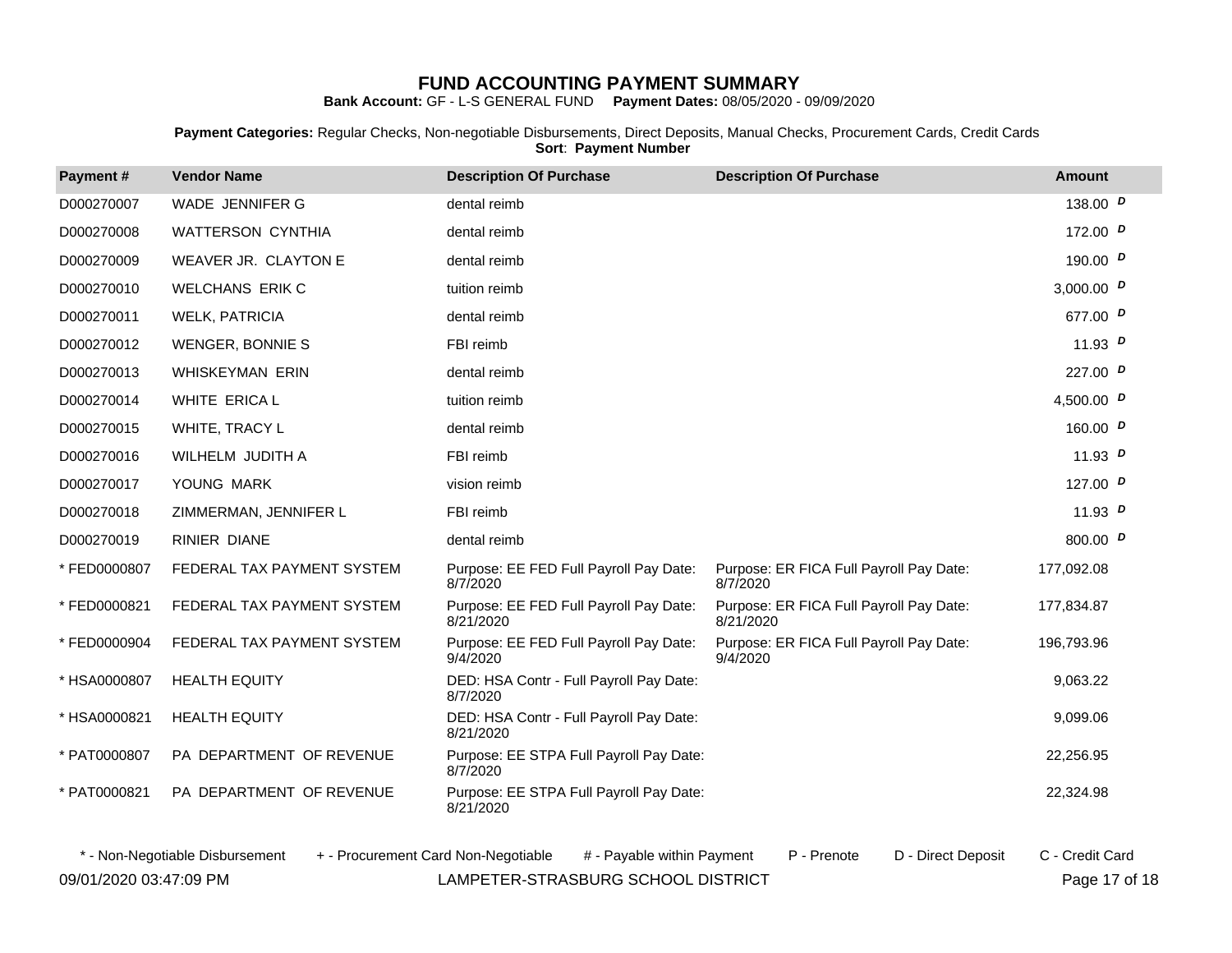# FUND ACCOUNTING PAYMENT SUMMARY

**Bank Account:** GF - L-S GENERAL FUND **Payment Dates:** 08/05/2020 - 09/09/2020

**Payment Categories:** Regular Checks, Non-negotiable Disbursements, Direct Deposits, Manual Checks, Procurement Cards, Credit Cards
**Sort**: **Payment Number**

| Payment # | Vendor Name | Description Of Purchase | Description Of Purchase | Amount |
|---|---|---|---|---|
| D000270007 | WADE JENNIFER G | dental reimb | | 138.00 *D* |
| D000270008 | WATTERSON CYNTHIA | dental reimb | | 172.00 *D* |
| D000270009 | WEAVER JR. CLAYTON E | dental reimb | | 190.00 *D* |
| D000270010 | WELCHANS ERIK C | tuition reimb | | 3,000.00 *D* |
| D000270011 | WELK, PATRICIA | dental reimb | | 677.00 *D* |
| D000270012 | WENGER, BONNIE S | FBI reimb | | 11.93 *D* |
| D000270013 | WHISKEYMAN ERIN | dental reimb | | 227.00 *D* |
| D000270014 | WHITE ERICA L | tuition reimb | | 4,500.00 *D* |
| D000270015 | WHITE, TRACY L | dental reimb | | 160.00 *D* |
| D000270016 | WILHELM JUDITH A | FBI reimb | | 11.93 *D* |
| D000270017 | YOUNG MARK | vision reimb | | 127.00 *D* |
| D000270018 | ZIMMERMAN, JENNIFER L | FBI reimb | | 11.93 *D* |
| D000270019 | RINIER DIANE | dental reimb | | 800.00 *D* |
| * FED0000807 | FEDERAL TAX PAYMENT SYSTEM | Purpose: EE FED Full Payroll Pay Date: 8/7/2020 | Purpose: ER FICA Full Payroll Pay Date: 8/7/2020 | 177,092.08 |
| * FED0000821 | FEDERAL TAX PAYMENT SYSTEM | Purpose: EE FED Full Payroll Pay Date: 8/21/2020 | Purpose: ER FICA Full Payroll Pay Date: 8/21/2020 | 177,834.87 |
| * FED0000904 | FEDERAL TAX PAYMENT SYSTEM | Purpose: EE FED Full Payroll Pay Date: 9/4/2020 | Purpose: ER FICA Full Payroll Pay Date: 9/4/2020 | 196,793.96 |
| * HSA0000807 | HEALTH EQUITY | DED: HSA Contr - Full Payroll Pay Date: 8/7/2020 | | 9,063.22 |
| * HSA0000821 | HEALTH EQUITY | DED: HSA Contr - Full Payroll Pay Date: 8/21/2020 | | 9,099.06 |
| * PAT0000807 | PA DEPARTMENT OF REVENUE | Purpose: EE STPA Full Payroll Pay Date: 8/7/2020 | | 22,256.95 |
| * PAT0000821 | PA DEPARTMENT OF REVENUE | Purpose: EE STPA Full Payroll Pay Date: 8/21/2020 | | 22,324.98 |

\* - Non-Negotiable Disbursement + - Procurement Card Non-Negotiable # - Payable within Payment P - Prenote D - Direct Deposit C - Credit Card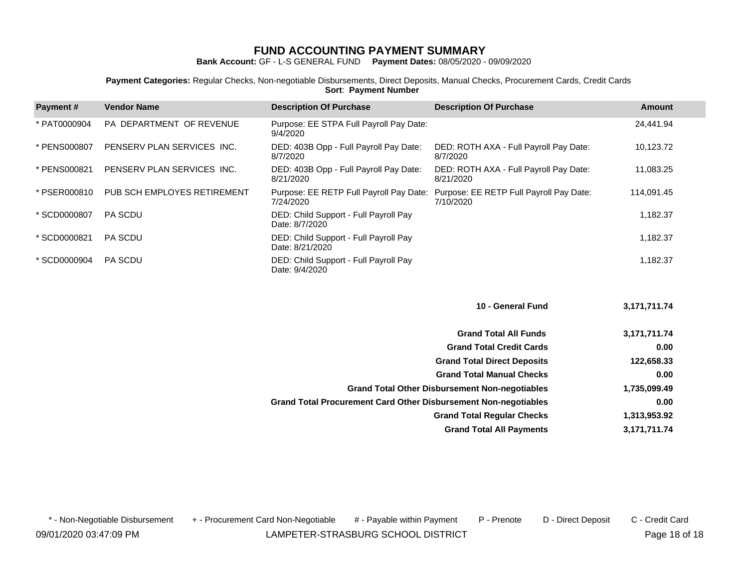# FUND ACCOUNTING PAYMENT SUMMARY

**Bank Account:** GF - L-S GENERAL FUND **Payment Dates:** 08/05/2020 - 09/09/2020

**Payment Categories:** Regular Checks, Non-negotiable Disbursements, Direct Deposits, Manual Checks, Procurement Cards, Credit Cards
**Sort**: **Payment Number**

| Payment # | Vendor Name | Description Of Purchase | Description Of Purchase | Amount |
|---|---|---|---|---|
| * PAT0000904 | PA DEPARTMENT OF REVENUE | Purpose: EE STPA Full Payroll Pay Date: 9/4/2020 | | 24,441.94 |
| * PENS000807 | PENSERV PLAN SERVICES INC. | DED: 403B Opp - Full Payroll Pay Date: 8/7/2020 | DED: ROTH AXA - Full Payroll Pay Date: 8/7/2020 | 10,123.72 |
| * PENS000821 | PENSERV PLAN SERVICES INC. | DED: 403B Opp - Full Payroll Pay Date: 8/21/2020 | DED: ROTH AXA - Full Payroll Pay Date: 8/21/2020 | 11,083.25 |
| * PSER000810 | PUB SCH EMPLOYES RETIREMENT | Purpose: EE RETP Full Payroll Pay Date: 7/24/2020 | Purpose: EE RETP Full Payroll Pay Date: 7/10/2020 | 114,091.45 |
| * SCD0000807 | PA SCDU | DED: Child Support - Full Payroll Pay Date: 8/7/2020 | | 1,182.37 |
| * SCD0000821 | PA SCDU | DED: Child Support - Full Payroll Pay Date: 8/21/2020 | | 1,182.37 |
| * SCD0000904 | PA SCDU | DED: Child Support - Full Payroll Pay Date: 9/4/2020 | | 1,182.37 |

| | |
|---|---|
| **10 - General Fund** | **3,171,711.74** |
| **Grand Total All Funds** | **3,171,711.74** |
| **Grand Total Credit Cards** | **0.00** |
| **Grand Total Direct Deposits** | **122,658.33** |
| **Grand Total Manual Checks** | **0.00** |
| **Grand Total Other Disbursement Non-negotiables** | **1,735,099.49** |
| **Grand Total Procurement Card Other Disbursement Non-negotiables** | **0.00** |
| **Grand Total Regular Checks** | **1,313,953.92** |
| **Grand Total All Payments** | **3,171,711.74** |

\* - Non-Negotiable Disbursement + - Procurement Card Non-Negotiable # - Payable within Payment P - Prenote D - Direct Deposit C - Credit Card

09/01/2020 03:47:09 PM LAMPETER-STRASBURG SCHOOL DISTRICT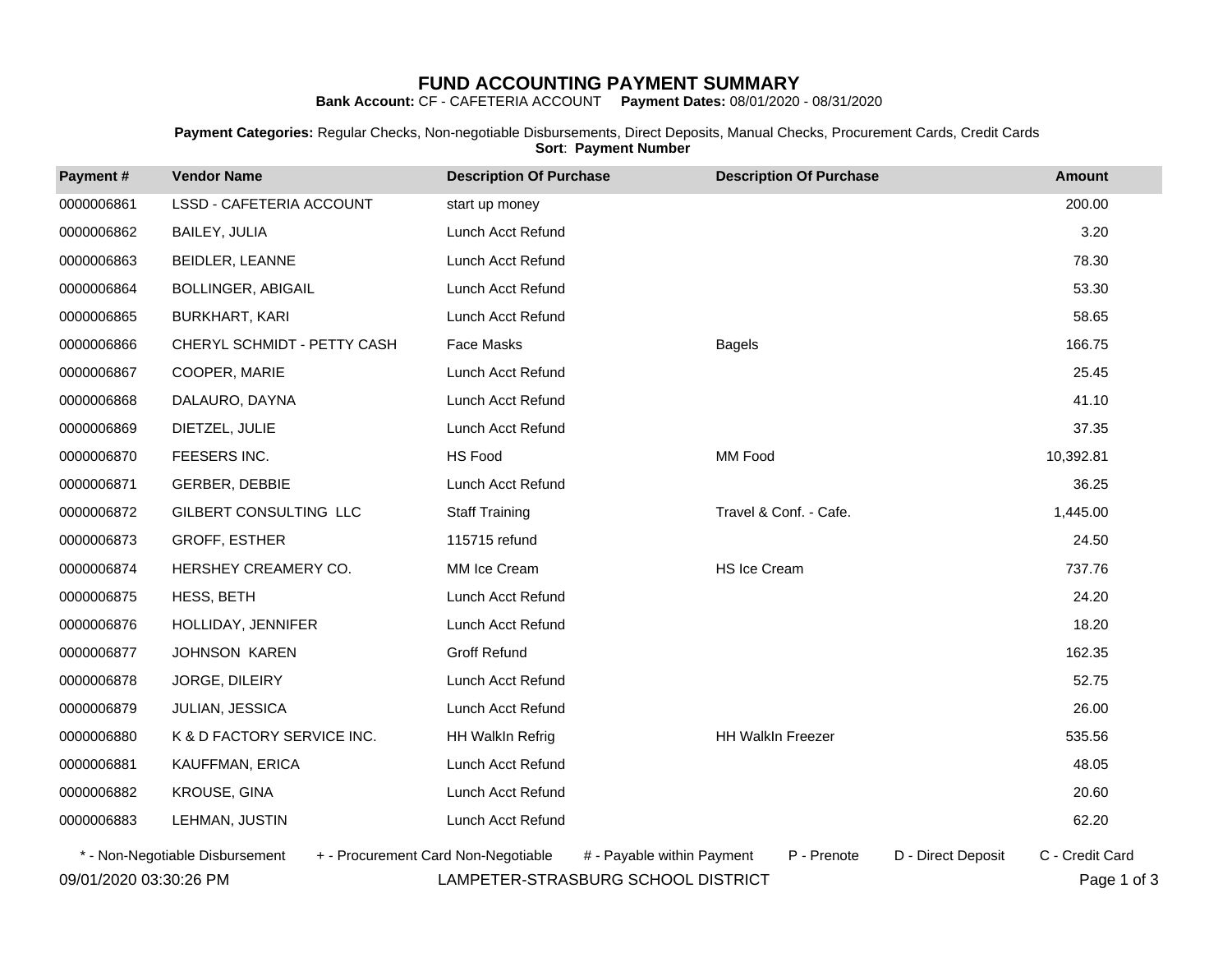# FUND ACCOUNTING PAYMENT SUMMARY

**Bank Account:** CF - CAFETERIA ACCOUNT **Payment Dates:** 08/01/2020 - 08/31/2020

**Payment Categories:** Regular Checks, Non-negotiable Disbursements, Direct Deposits, Manual Checks, Procurement Cards, Credit Cards
**Sort**: **Payment Number**

| Payment # | Vendor Name | Description Of Purchase | Description Of Purchase | Amount |
|---|---|---|---|---|
| 0000006861 | LSSD - CAFETERIA ACCOUNT | start up money | | 200.00 |
| 0000006862 | BAILEY, JULIA | Lunch Acct Refund | | 3.20 |
| 0000006863 | BEIDLER, LEANNE | Lunch Acct Refund | | 78.30 |
| 0000006864 | BOLLINGER, ABIGAIL | Lunch Acct Refund | | 53.30 |
| 0000006865 | BURKHART, KARI | Lunch Acct Refund | | 58.65 |
| 0000006866 | CHERYL SCHMIDT - PETTY CASH | Face Masks | Bagels | 166.75 |
| 0000006867 | COOPER, MARIE | Lunch Acct Refund | | 25.45 |
| 0000006868 | DALAURO, DAYNA | Lunch Acct Refund | | 41.10 |
| 0000006869 | DIETZEL, JULIE | Lunch Acct Refund | | 37.35 |
| 0000006870 | FEESERS INC. | HS Food | MM Food | 10,392.81 |
| 0000006871 | GERBER, DEBBIE | Lunch Acct Refund | | 36.25 |
| 0000006872 | GILBERT CONSULTING LLC | Staff Training | Travel & Conf. - Cafe. | 1,445.00 |
| 0000006873 | GROFF, ESTHER | 115715 refund | | 24.50 |
| 0000006874 | HERSHEY CREAMERY CO. | MM Ice Cream | HS Ice Cream | 737.76 |
| 0000006875 | HESS, BETH | Lunch Acct Refund | | 24.20 |
| 0000006876 | HOLLIDAY, JENNIFER | Lunch Acct Refund | | 18.20 |
| 0000006877 | JOHNSON KAREN | Groff Refund | | 162.35 |
| 0000006878 | JORGE, DILEIRY | Lunch Acct Refund | | 52.75 |
| 0000006879 | JULIAN, JESSICA | Lunch Acct Refund | | 26.00 |
| 0000006880 | K & D FACTORY SERVICE INC. | HH WalkIn Refrig | HH WalkIn Freezer | 535.56 |
| 0000006881 | KAUFFMAN, ERICA | Lunch Acct Refund | | 48.05 |
| 0000006882 | KROUSE, GINA | Lunch Acct Refund | | 20.60 |
| 0000006883 | LEHMAN, JUSTIN | Lunch Acct Refund | | 62.20 |

\* - Non-Negotiable Disbursement + - Procurement Card Non-Negotiable # - Payable within Payment P - Prenote D - Direct Deposit C - Credit Card

09/01/2020 03:30:26 PM LAMPETER-STRASBURG SCHOOL DISTRICT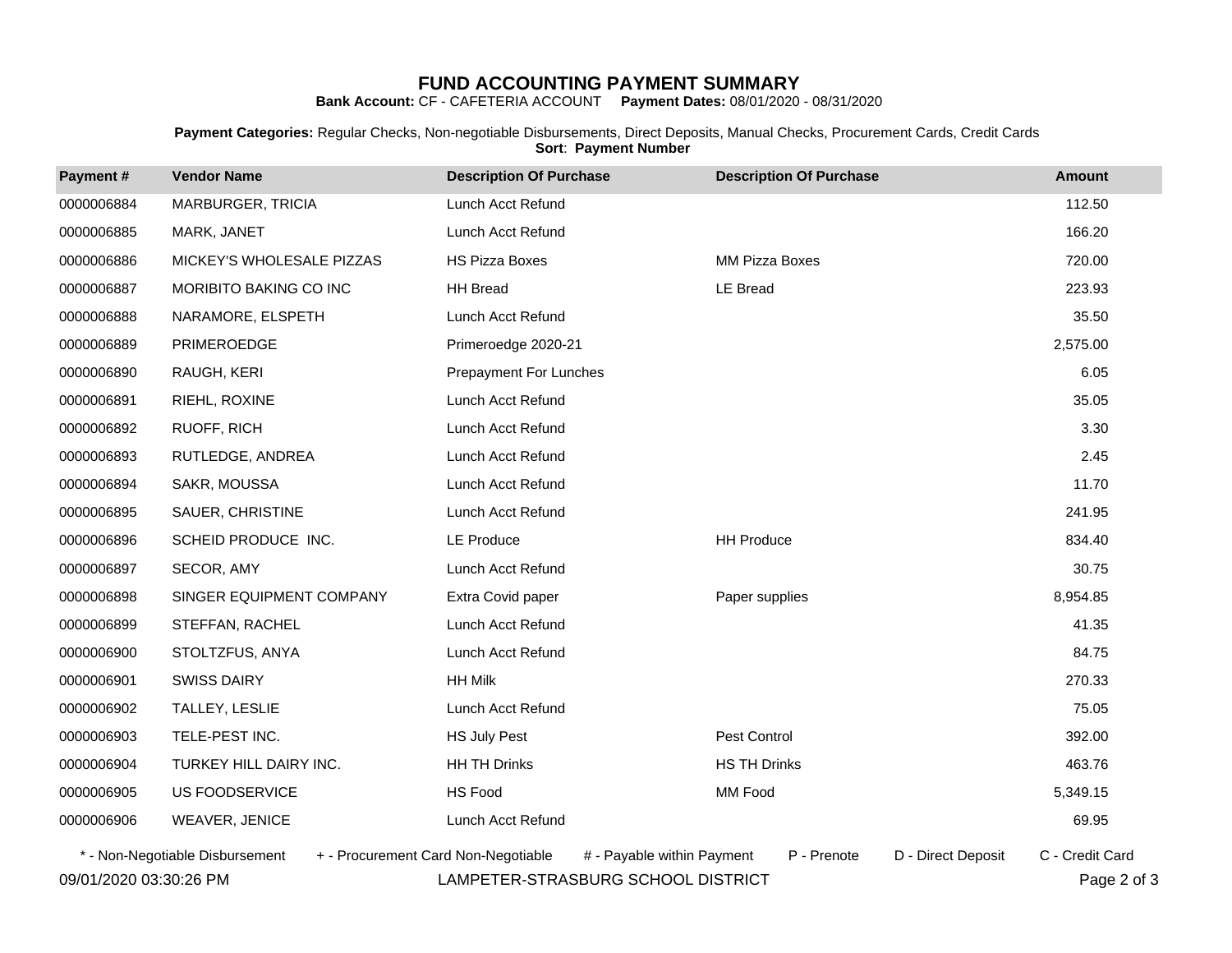# FUND ACCOUNTING PAYMENT SUMMARY

**Bank Account:** CF - CAFETERIA ACCOUNT **Payment Dates:** 08/01/2020 - 08/31/2020

**Payment Categories:** Regular Checks, Non-negotiable Disbursements, Direct Deposits, Manual Checks, Procurement Cards, Credit Cards
**Sort**: **Payment Number**

| Payment # | Vendor Name | Description Of Purchase | Description Of Purchase | Amount |
|---|---|---|---|---|
| 0000006884 | MARBURGER, TRICIA | Lunch Acct Refund | | 112.50 |
| 0000006885 | MARK, JANET | Lunch Acct Refund | | 166.20 |
| 0000006886 | MICKEY'S WHOLESALE PIZZAS | HS Pizza Boxes | MM Pizza Boxes | 720.00 |
| 0000006887 | MORIBITO BAKING CO INC | HH Bread | LE Bread | 223.93 |
| 0000006888 | NARAMORE, ELSPETH | Lunch Acct Refund | | 35.50 |
| 0000006889 | PRIMEROEDGE | Primeroedge 2020-21 | | 2,575.00 |
| 0000006890 | RAUGH, KERI | Prepayment For Lunches | | 6.05 |
| 0000006891 | RIEHL, ROXINE | Lunch Acct Refund | | 35.05 |
| 0000006892 | RUOFF, RICH | Lunch Acct Refund | | 3.30 |
| 0000006893 | RUTLEDGE, ANDREA | Lunch Acct Refund | | 2.45 |
| 0000006894 | SAKR, MOUSSA | Lunch Acct Refund | | 11.70 |
| 0000006895 | SAUER, CHRISTINE | Lunch Acct Refund | | 241.95 |
| 0000006896 | SCHEID PRODUCE INC. | LE Produce | HH Produce | 834.40 |
| 0000006897 | SECOR, AMY | Lunch Acct Refund | | 30.75 |
| 0000006898 | SINGER EQUIPMENT COMPANY | Extra Covid paper | Paper supplies | 8,954.85 |
| 0000006899 | STEFFAN, RACHEL | Lunch Acct Refund | | 41.35 |
| 0000006900 | STOLTZFUS, ANYA | Lunch Acct Refund | | 84.75 |
| 0000006901 | SWISS DAIRY | HH Milk | | 270.33 |
| 0000006902 | TALLEY, LESLIE | Lunch Acct Refund | | 75.05 |
| 0000006903 | TELE-PEST INC. | HS July Pest | Pest Control | 392.00 |
| 0000006904 | TURKEY HILL DAIRY INC. | HH TH Drinks | HS TH Drinks | 463.76 |
| 0000006905 | US FOODSERVICE | HS Food | MM Food | 5,349.15 |
| 0000006906 | WEAVER, JENICE | Lunch Acct Refund | | 69.95 |

\* - Non-Negotiable Disbursement + - Procurement Card Non-Negotiable # - Payable within Payment P - Prenote D - Direct Deposit C - Credit Card

09/01/2020 03:30:26 PM LAMPETER-STRASBURG SCHOOL DISTRICT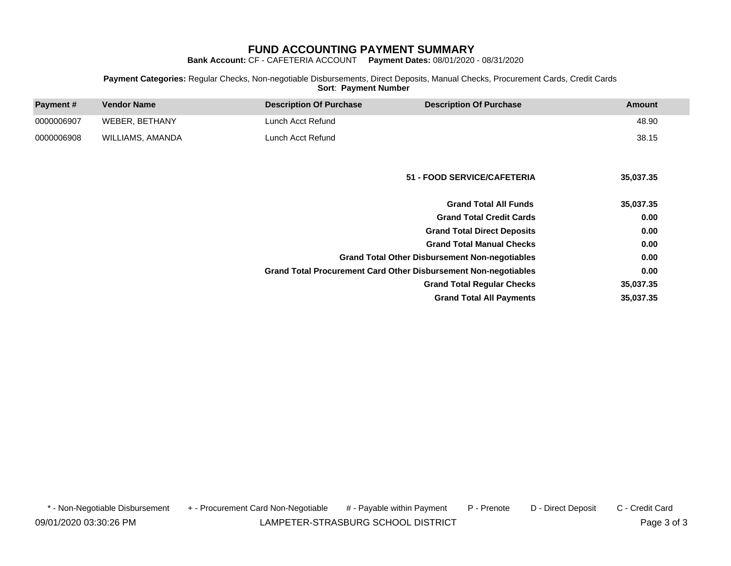# FUND ACCOUNTING PAYMENT SUMMARY

**Bank Account:** CF - CAFETERIA ACCOUNT **Payment Dates:** 08/01/2020 - 08/31/2020

**Payment Categories:** Regular Checks, Non-negotiable Disbursements, Direct Deposits, Manual Checks, Procurement Cards, Credit Cards
**Sort**: **Payment Number**

| Payment # | Vendor Name | Description Of Purchase | Description Of Purchase | Amount |
|---|---|---|---|---|
| 0000006907 | WEBER, BETHANY | Lunch Acct Refund | | 48.90 |
| 0000006908 | WILLIAMS, AMANDA | Lunch Acct Refund | | 38.15 |
| | | | **51 - FOOD SERVICE/CAFETERIA** | **35,037.35** |
| | | | **Grand Total All Funds** | **35,037.35** |
| | | | **Grand Total Credit Cards** | **0.00** |
| | | | **Grand Total Direct Deposits** | **0.00** |
| | | | **Grand Total Manual Checks** | **0.00** |
| | | | **Grand Total Other Disbursement Non-negotiables** | **0.00** |
| | | | **Grand Total Procurement Card Other Disbursement Non-negotiables** | **0.00** |
| | | | **Grand Total Regular Checks** | **35,037.35** |
| | | | **Grand Total All Payments** | **35,037.35** |

\* - Non-Negotiable Disbursement    + - Procurement Card Non-Negotiable    # - Payable within Payment    P - Prenote    D - Direct Deposit    C - Credit Card

09/01/2020 03:30:26 PM    LAMPETER-STRASBURG SCHOOL DISTRICT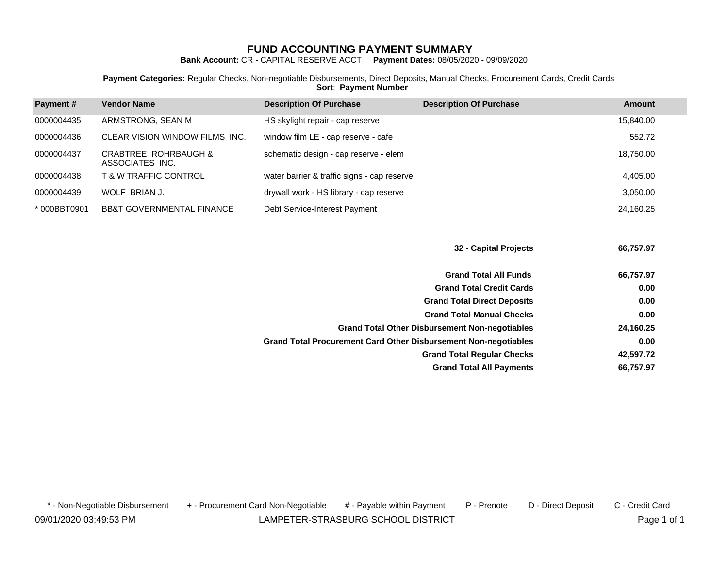# FUND ACCOUNTING PAYMENT SUMMARY

**Bank Account:** CR - CAPITAL RESERVE ACCT **Payment Dates:** 08/05/2020 - 09/09/2020

**Payment Categories:** Regular Checks, Non-negotiable Disbursements, Direct Deposits, Manual Checks, Procurement Cards, Credit Cards
**Sort**: **Payment Number**

| Payment # | Vendor Name | Description Of Purchase | Description Of Purchase | Amount |
|---|---|---|---|---|
| 0000004435 | ARMSTRONG, SEAN M | HS skylight repair - cap reserve | | 15,840.00 |
| 0000004436 | CLEAR VISION WINDOW FILMS INC. | window film LE - cap reserve - cafe | | 552.72 |
| 0000004437 | CRABTREE ROHRBAUGH & ASSOCIATES INC. | schematic design - cap reserve - elem | | 18,750.00 |
| 0000004438 | T & W TRAFFIC CONTROL | water barrier & traffic signs - cap reserve | | 4,405.00 |
| 0000004439 | WOLF BRIAN J. | drywall work - HS library - cap reserve | | 3,050.00 |
| * 000BBT0901 | BB&T GOVERNMENTAL FINANCE | Debt Service-Interest Payment | | 24,160.25 |

| | |
|---|---|
| **32 - Capital Projects** | **66,757.97** |
| **Grand Total All Funds** | **66,757.97** |
| **Grand Total Credit Cards** | **0.00** |
| **Grand Total Direct Deposits** | **0.00** |
| **Grand Total Manual Checks** | **0.00** |
| **Grand Total Other Disbursement Non-negotiables** | **24,160.25** |
| **Grand Total Procurement Card Other Disbursement Non-negotiables** | **0.00** |
| **Grand Total Regular Checks** | **42,597.72** |
| **Grand Total All Payments** | **66,757.97** |

\* - Non-Negotiable Disbursement + - Procurement Card Non-Negotiable # - Payable within Payment P - Prenote D - Direct Deposit C - Credit Card

09/01/2020 03:49:53 PM LAMPETER-STRASBURG SCHOOL DISTRICT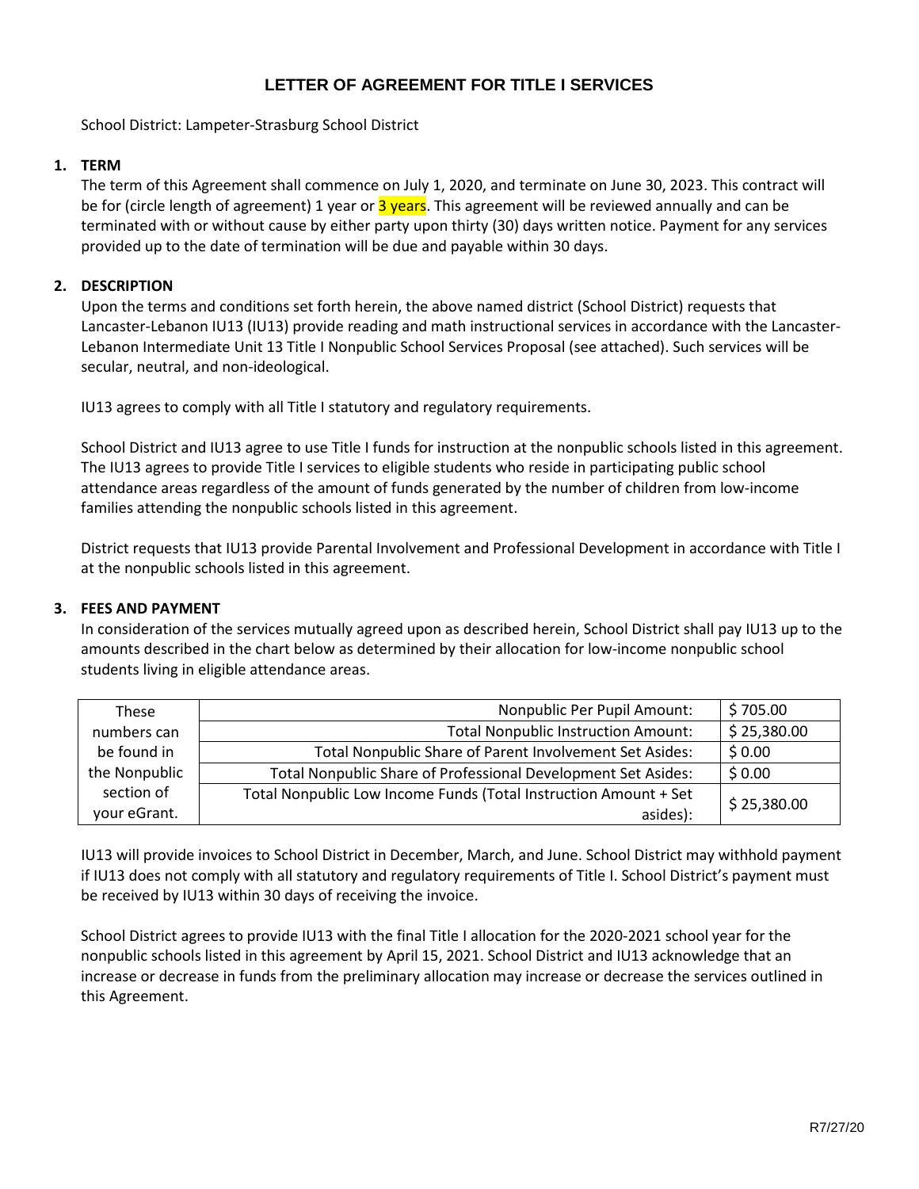# LETTER OF AGREEMENT FOR TITLE I SERVICES

School District: Lampeter-Strasburg School District

**1. TERM**

The term of this Agreement shall commence on July 1, 2020, and terminate on June 30, 2023. This contract will be for (circle length of agreement) 1 year or 3 years. This agreement will be reviewed annually and can be terminated with or without cause by either party upon thirty (30) days written notice. Payment for any services provided up to the date of termination will be due and payable within 30 days.

**2. DESCRIPTION**

Upon the terms and conditions set forth herein, the above named district (School District) requests that Lancaster-Lebanon IU13 (IU13) provide reading and math instructional services in accordance with the Lancaster-Lebanon Intermediate Unit 13 Title I Nonpublic School Services Proposal (see attached). Such services will be secular, neutral, and non-ideological.

IU13 agrees to comply with all Title I statutory and regulatory requirements.

School District and IU13 agree to use Title I funds for instruction at the nonpublic schools listed in this agreement. The IU13 agrees to provide Title I services to eligible students who reside in participating public school attendance areas regardless of the amount of funds generated by the number of children from low-income families attending the nonpublic schools listed in this agreement.

District requests that IU13 provide Parental Involvement and Professional Development in accordance with Title I at the nonpublic schools listed in this agreement.

**3. FEES AND PAYMENT**

In consideration of the services mutually agreed upon as described herein, School District shall pay IU13 up to the amounts described in the chart below as determined by their allocation for low-income nonpublic school students living in eligible attendance areas.

| These numbers can be found in the Nonpublic section of your eGrant. | | |
|---|---|---|
| | Nonpublic Per Pupil Amount: | $ 705.00 |
| | Total Nonpublic Instruction Amount: | $ 25,380.00 |
| | Total Nonpublic Share of Parent Involvement Set Asides: | $ 0.00 |
| | Total Nonpublic Share of Professional Development Set Asides: | $ 0.00 |
| | Total Nonpublic Low Income Funds (Total Instruction Amount + Set asides): | $ 25,380.00 |

IU13 will provide invoices to School District in December, March, and June. School District may withhold payment if IU13 does not comply with all statutory and regulatory requirements of Title I. School District's payment must be received by IU13 within 30 days of receiving the invoice.

School District agrees to provide IU13 with the final Title I allocation for the 2020-2021 school year for the nonpublic schools listed in this agreement by April 15, 2021. School District and IU13 acknowledge that an increase or decrease in funds from the preliminary allocation may increase or decrease the services outlined in this Agreement.

R7/27/20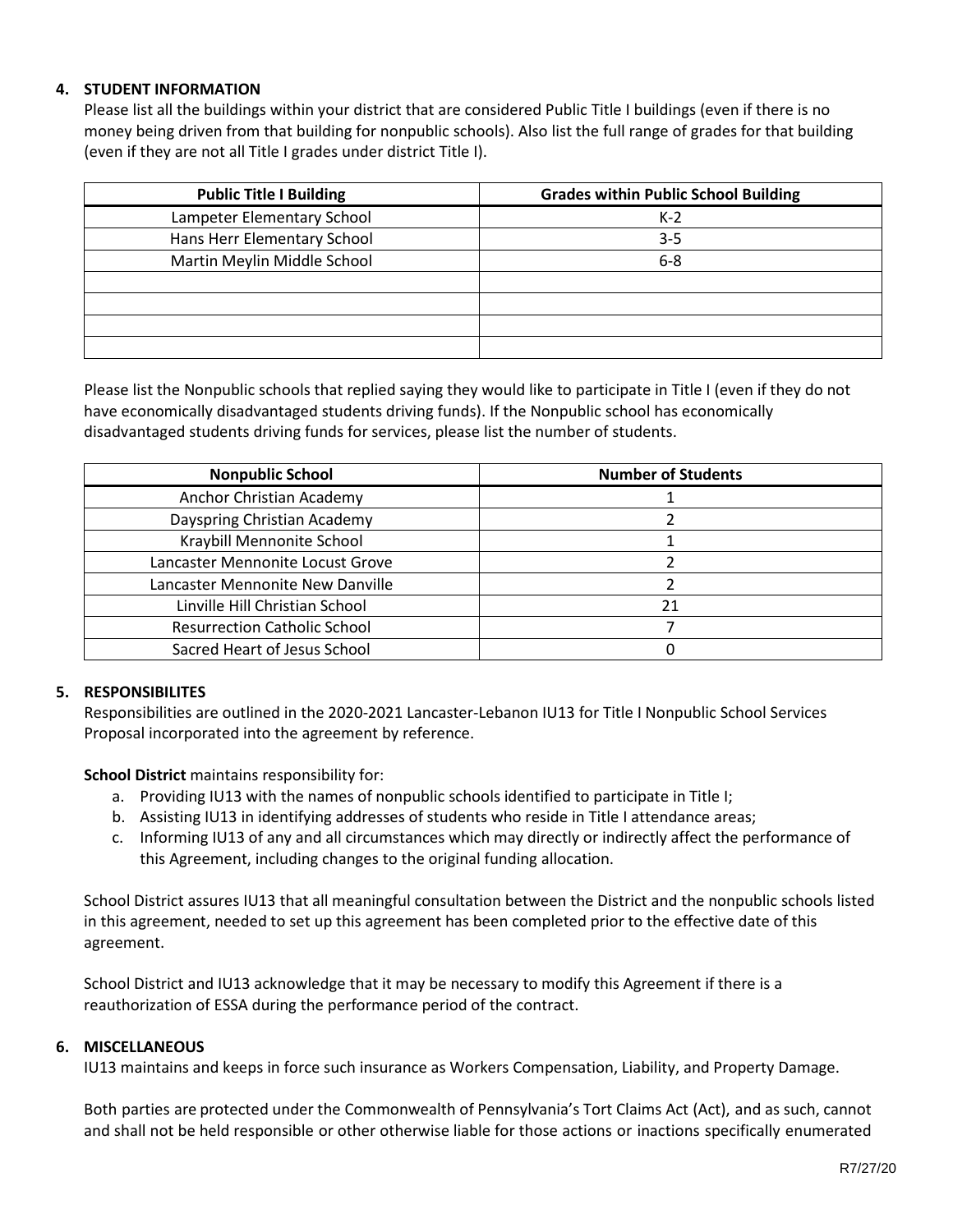**4. STUDENT INFORMATION**

Please list all the buildings within your district that are considered Public Title I buildings (even if there is no money being driven from that building for nonpublic schools). Also list the full range of grades for that building (even if they are not all Title I grades under district Title I).

| Public Title I Building | Grades within Public School Building |
|---|---|
| Lampeter Elementary School | K-2 |
| Hans Herr Elementary School | 3-5 |
| Martin Meylin Middle School | 6-8 |
| | |
| | |
| | |
| | |

Please list the Nonpublic schools that replied saying they would like to participate in Title I (even if they do not have economically disadvantaged students driving funds). If the Nonpublic school has economically disadvantaged students driving funds for services, please list the number of students.

| Nonpublic School | Number of Students |
|---|---|
| Anchor Christian Academy | 1 |
| Dayspring Christian Academy | 2 |
| Kraybill Mennonite School | 1 |
| Lancaster Mennonite Locust Grove | 2 |
| Lancaster Mennonite New Danville | 2 |
| Linville Hill Christian School | 21 |
| Resurrection Catholic School | 7 |
| Sacred Heart of Jesus School | 0 |

**5. RESPONSIBILITES**

Responsibilities are outlined in the 2020-2021 Lancaster-Lebanon IU13 for Title I Nonpublic School Services Proposal incorporated into the agreement by reference.

**School District** maintains responsibility for:

a. Providing IU13 with the names of nonpublic schools identified to participate in Title I;
b. Assisting IU13 in identifying addresses of students who reside in Title I attendance areas;
c. Informing IU13 of any and all circumstances which may directly or indirectly affect the performance of this Agreement, including changes to the original funding allocation.

School District assures IU13 that all meaningful consultation between the District and the nonpublic schools listed in this agreement, needed to set up this agreement has been completed prior to the effective date of this agreement.

School District and IU13 acknowledge that it may be necessary to modify this Agreement if there is a reauthorization of ESSA during the performance period of the contract.

**6. MISCELLANEOUS**

IU13 maintains and keeps in force such insurance as Workers Compensation, Liability, and Property Damage.

Both parties are protected under the Commonwealth of Pennsylvania's Tort Claims Act (Act), and as such, cannot and shall not be held responsible or other otherwise liable for those actions or inactions specifically enumerated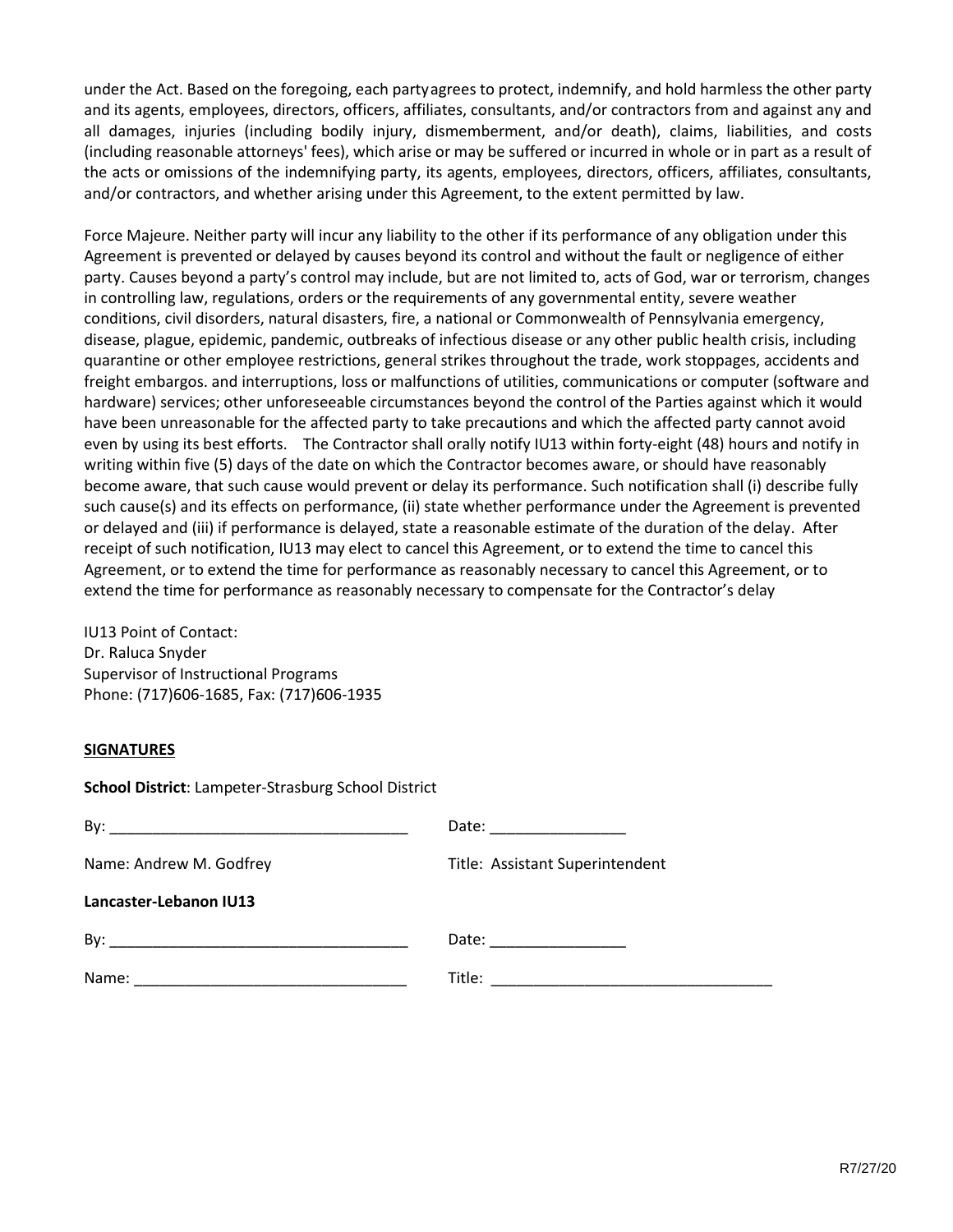under the Act. Based on the foregoing, each party agrees to protect, indemnify, and hold harmless the other party and its agents, employees, directors, officers, affiliates, consultants, and/or contractors from and against any and all damages, injuries (including bodily injury, dismemberment, and/or death), claims, liabilities, and costs (including reasonable attorneys' fees), which arise or may be suffered or incurred in whole or in part as a result of the acts or omissions of the indemnifying party, its agents, employees, directors, officers, affiliates, consultants, and/or contractors, and whether arising under this Agreement, to the extent permitted by law.

Force Majeure. Neither party will incur any liability to the other if its performance of any obligation under this Agreement is prevented or delayed by causes beyond its control and without the fault or negligence of either party. Causes beyond a party's control may include, but are not limited to, acts of God, war or terrorism, changes in controlling law, regulations, orders or the requirements of any governmental entity, severe weather conditions, civil disorders, natural disasters, fire, a national or Commonwealth of Pennsylvania emergency, disease, plague, epidemic, pandemic, outbreaks of infectious disease or any other public health crisis, including quarantine or other employee restrictions, general strikes throughout the trade, work stoppages, accidents and freight embargos. and interruptions, loss or malfunctions of utilities, communications or computer (software and hardware) services; other unforeseeable circumstances beyond the control of the Parties against which it would have been unreasonable for the affected party to take precautions and which the affected party cannot avoid even by using its best efforts. The Contractor shall orally notify IU13 within forty-eight (48) hours and notify in writing within five (5) days of the date on which the Contractor becomes aware, or should have reasonably become aware, that such cause would prevent or delay its performance. Such notification shall (i) describe fully such cause(s) and its effects on performance, (ii) state whether performance under the Agreement is prevented or delayed and (iii) if performance is delayed, state a reasonable estimate of the duration of the delay. After receipt of such notification, IU13 may elect to cancel this Agreement, or to extend the time to cancel this Agreement, or to extend the time for performance as reasonably necessary to cancel this Agreement, or to extend the time for performance as reasonably necessary to compensate for the Contractor's delay

IU13 Point of Contact:
Dr. Raluca Snyder
Supervisor of Instructional Programs
Phone: (717)606-1685, Fax: (717)606-1935

**SIGNATURES**

**School District**: Lampeter-Strasburg School District

By: ___________________________________ Date: ________________

Name: Andrew M. Godfrey Title: Assistant Superintendent

**Lancaster-Lebanon IU13**

By: ___________________________________ Date: ________________

Name: ________________________________ Title: _________________________________

R7/27/20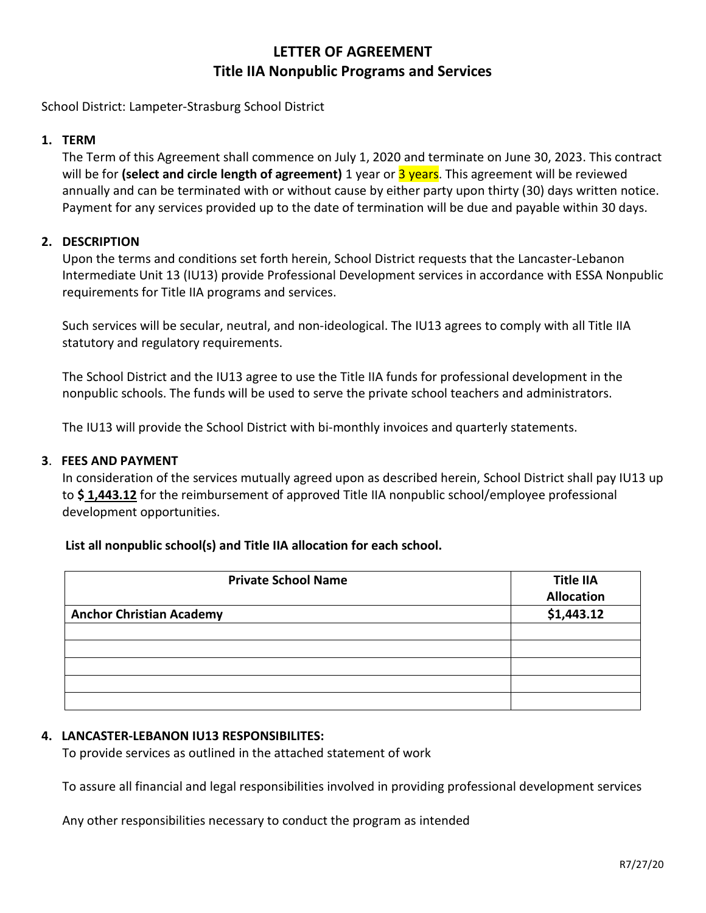# LETTER OF AGREEMENT
## Title IIA Nonpublic Programs and Services

School District: Lampeter-Strasburg School District

**1. TERM**

The Term of this Agreement shall commence on July 1, 2020 and terminate on June 30, 2023. This contract will be for **(select and circle length of agreement)** 1 year or 3 years. This agreement will be reviewed annually and can be terminated with or without cause by either party upon thirty (30) days written notice. Payment for any services provided up to the date of termination will be due and payable within 30 days.

**2. DESCRIPTION**

Upon the terms and conditions set forth herein, School District requests that the Lancaster-Lebanon Intermediate Unit 13 (IU13) provide Professional Development services in accordance with ESSA Nonpublic requirements for Title IIA programs and services.

Such services will be secular, neutral, and non-ideological. The IU13 agrees to comply with all Title IIA statutory and regulatory requirements.

The School District and the IU13 agree to use the Title IIA funds for professional development in the nonpublic schools. The funds will be used to serve the private school teachers and administrators.

The IU13 will provide the School District with bi-monthly invoices and quarterly statements.

**3. FEES AND PAYMENT**

In consideration of the services mutually agreed upon as described herein, School District shall pay IU13 up to **$ 1,443.12** for the reimbursement of approved Title IIA nonpublic school/employee professional development opportunities.

**List all nonpublic school(s) and Title IIA allocation for each school.**

| Private School Name | Title IIA Allocation |
|---|---|
| **Anchor Christian Academy** | **$1,443.12** |
| | |
| | |
| | |
| | |
| | |

**4. LANCASTER-LEBANON IU13 RESPONSIBILITES:**

To provide services as outlined in the attached statement of work

To assure all financial and legal responsibilities involved in providing professional development services

Any other responsibilities necessary to conduct the program as intended

R7/27/20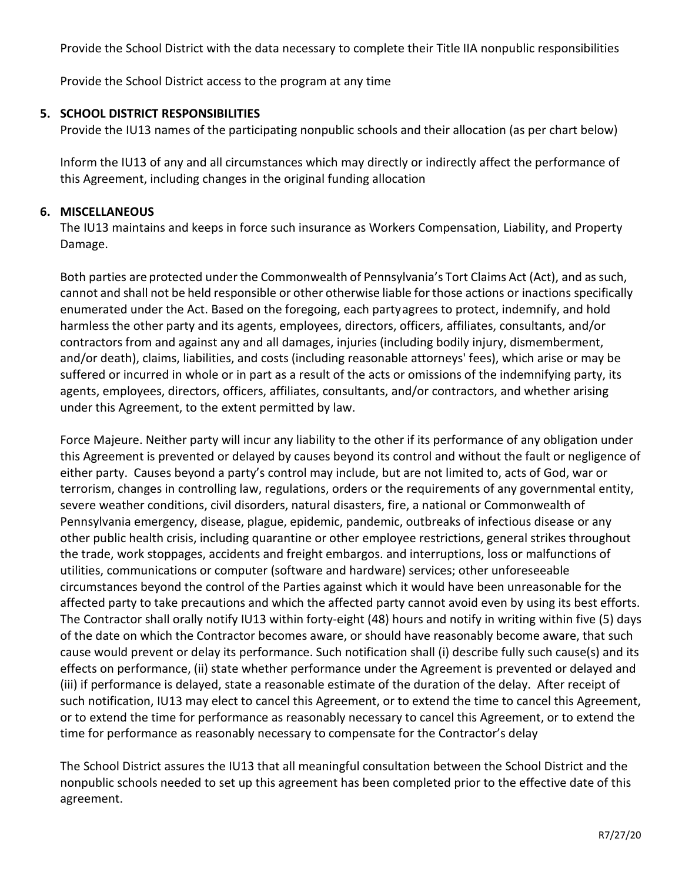Provide the School District with the data necessary to complete their Title IIA nonpublic responsibilities

Provide the School District access to the program at any time

## 5. SCHOOL DISTRICT RESPONSIBILITIES

Provide the IU13 names of the participating nonpublic schools and their allocation (as per chart below)

Inform the IU13 of any and all circumstances which may directly or indirectly affect the performance of this Agreement, including changes in the original funding allocation

## 6. MISCELLANEOUS

The IU13 maintains and keeps in force such insurance as Workers Compensation, Liability, and Property Damage.

Both parties are protected under the Commonwealth of Pennsylvania's Tort Claims Act (Act), and as such, cannot and shall not be held responsible or other otherwise liable for those actions or inactions specifically enumerated under the Act. Based on the foregoing, each party agrees to protect, indemnify, and hold harmless the other party and its agents, employees, directors, officers, affiliates, consultants, and/or contractors from and against any and all damages, injuries (including bodily injury, dismemberment, and/or death), claims, liabilities, and costs (including reasonable attorneys' fees), which arise or may be suffered or incurred in whole or in part as a result of the acts or omissions of the indemnifying party, its agents, employees, directors, officers, affiliates, consultants, and/or contractors, and whether arising under this Agreement, to the extent permitted by law.

Force Majeure. Neither party will incur any liability to the other if its performance of any obligation under this Agreement is prevented or delayed by causes beyond its control and without the fault or negligence of either party. Causes beyond a party's control may include, but are not limited to, acts of God, war or terrorism, changes in controlling law, regulations, orders or the requirements of any governmental entity, severe weather conditions, civil disorders, natural disasters, fire, a national or Commonwealth of Pennsylvania emergency, disease, plague, epidemic, pandemic, outbreaks of infectious disease or any other public health crisis, including quarantine or other employee restrictions, general strikes throughout the trade, work stoppages, accidents and freight embargos. and interruptions, loss or malfunctions of utilities, communications or computer (software and hardware) services; other unforeseeable circumstances beyond the control of the Parties against which it would have been unreasonable for the affected party to take precautions and which the affected party cannot avoid even by using its best efforts. The Contractor shall orally notify IU13 within forty-eight (48) hours and notify in writing within five (5) days of the date on which the Contractor becomes aware, or should have reasonably become aware, that such cause would prevent or delay its performance. Such notification shall (i) describe fully such cause(s) and its effects on performance, (ii) state whether performance under the Agreement is prevented or delayed and (iii) if performance is delayed, state a reasonable estimate of the duration of the delay. After receipt of such notification, IU13 may elect to cancel this Agreement, or to extend the time to cancel this Agreement, or to extend the time for performance as reasonably necessary to cancel this Agreement, or to extend the time for performance as reasonably necessary to compensate for the Contractor's delay

The School District assures the IU13 that all meaningful consultation between the School District and the nonpublic schools needed to set up this agreement has been completed prior to the effective date of this agreement.

R7/27/20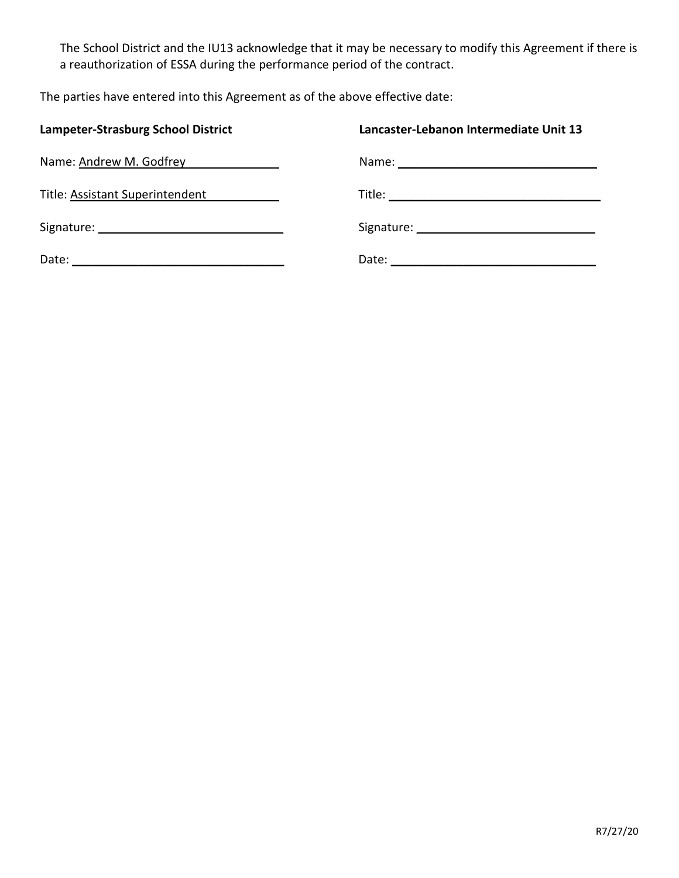The School District and the IU13 acknowledge that it may be necessary to modify this Agreement if there is a reauthorization of ESSA during the performance period of the contract.

The parties have entered into this Agreement as of the above effective date:

| **Lampeter-Strasburg School District** | **Lancaster-Lebanon Intermediate Unit 13** |
|---|---|
| Name: Andrew M. Godfrey | Name: ______________________________ |
| Title: Assistant Superintendent | Title: ______________________________ |
| Signature: ______________________________ | Signature: ______________________________ |
| Date: ______________________________ | Date: ______________________________ |

R7/27/20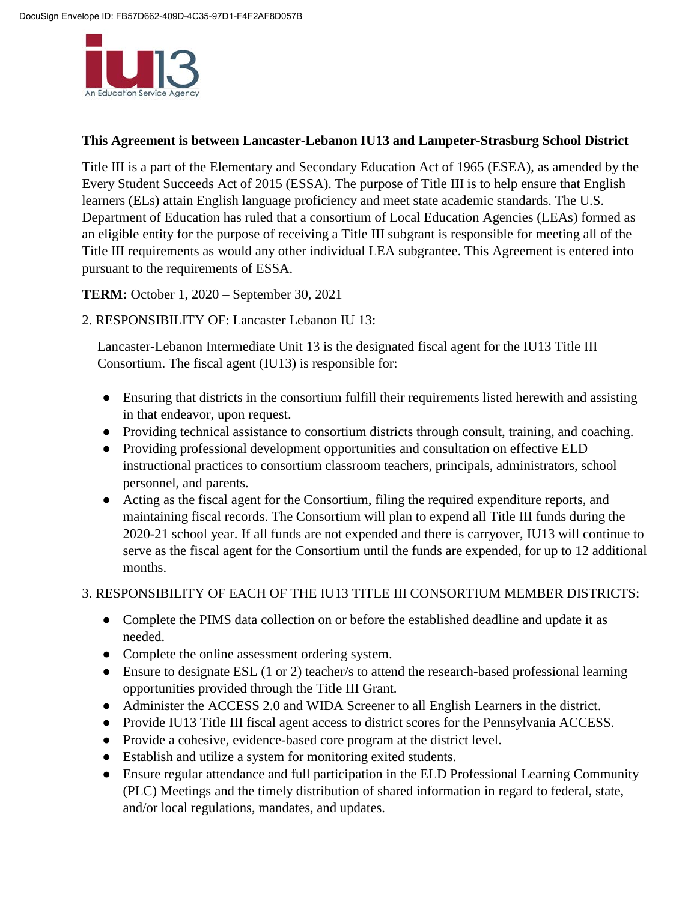**This Agreement is between Lancaster-Lebanon IU13 and Lampeter-Strasburg School District**

Title III is a part of the Elementary and Secondary Education Act of 1965 (ESEA), as amended by the Every Student Succeeds Act of 2015 (ESSA). The purpose of Title III is to help ensure that English learners (ELs) attain English language proficiency and meet state academic standards. The U.S. Department of Education has ruled that a consortium of Local Education Agencies (LEAs) formed as an eligible entity for the purpose of receiving a Title III subgrant is responsible for meeting all of the Title III requirements as would any other individual LEA subgrantee. This Agreement is entered into pursuant to the requirements of ESSA.

**TERM:** October 1, 2020 – September 30, 2021

2. RESPONSIBILITY OF: Lancaster Lebanon IU 13:

Lancaster-Lebanon Intermediate Unit 13 is the designated fiscal agent for the IU13 Title III Consortium. The fiscal agent (IU13) is responsible for:

- Ensuring that districts in the consortium fulfill their requirements listed herewith and assisting in that endeavor, upon request.
- Providing technical assistance to consortium districts through consult, training, and coaching.
- Providing professional development opportunities and consultation on effective ELD instructional practices to consortium classroom teachers, principals, administrators, school personnel, and parents.
- Acting as the fiscal agent for the Consortium, filing the required expenditure reports, and maintaining fiscal records. The Consortium will plan to expend all Title III funds during the 2020-21 school year. If all funds are not expended and there is carryover, IU13 will continue to serve as the fiscal agent for the Consortium until the funds are expended, for up to 12 additional months.

3. RESPONSIBILITY OF EACH OF THE IU13 TITLE III CONSORTIUM MEMBER DISTRICTS:

- Complete the PIMS data collection on or before the established deadline and update it as needed.
- Complete the online assessment ordering system.
- Ensure to designate ESL (1 or 2) teacher/s to attend the research-based professional learning opportunities provided through the Title III Grant.
- Administer the ACCESS 2.0 and WIDA Screener to all English Learners in the district.
- Provide IU13 Title III fiscal agent access to district scores for the Pennsylvania ACCESS.
- Provide a cohesive, evidence-based core program at the district level.
- Establish and utilize a system for monitoring exited students.
- Ensure regular attendance and full participation in the ELD Professional Learning Community (PLC) Meetings and the timely distribution of shared information in regard to federal, state, and/or local regulations, mandates, and updates.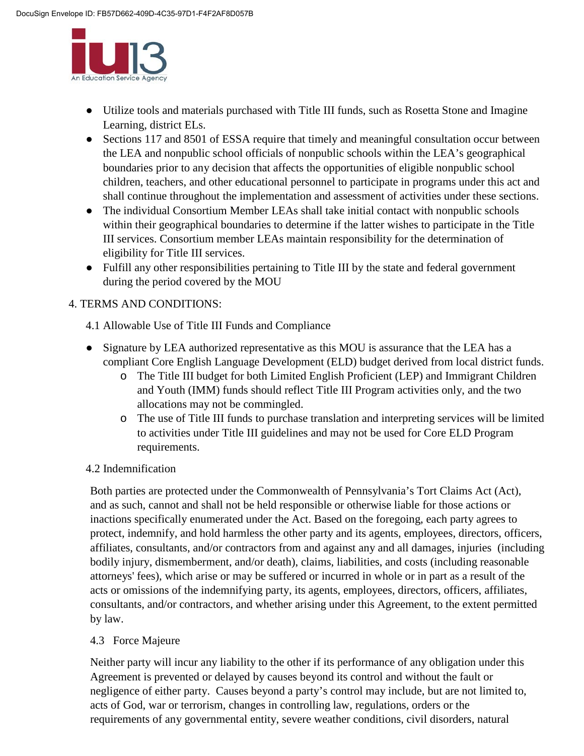- Utilize tools and materials purchased with Title III funds, such as Rosetta Stone and Imagine Learning, district ELs.
- Sections 117 and 8501 of ESSA require that timely and meaningful consultation occur between the LEA and nonpublic school officials of nonpublic schools within the LEA's geographical boundaries prior to any decision that affects the opportunities of eligible nonpublic school children, teachers, and other educational personnel to participate in programs under this act and shall continue throughout the implementation and assessment of activities under these sections.
- The individual Consortium Member LEAs shall take initial contact with nonpublic schools within their geographical boundaries to determine if the latter wishes to participate in the Title III services. Consortium member LEAs maintain responsibility for the determination of eligibility for Title III services.
- Fulfill any other responsibilities pertaining to Title III by the state and federal government during the period covered by the MOU

4. TERMS AND CONDITIONS:

4.1 Allowable Use of Title III Funds and Compliance

- Signature by LEA authorized representative as this MOU is assurance that the LEA has a compliant Core English Language Development (ELD) budget derived from local district funds.
  - The Title III budget for both Limited English Proficient (LEP) and Immigrant Children and Youth (IMM) funds should reflect Title III Program activities only, and the two allocations may not be commingled.
  - The use of Title III funds to purchase translation and interpreting services will be limited to activities under Title III guidelines and may not be used for Core ELD Program requirements.

4.2 Indemnification

Both parties are protected under the Commonwealth of Pennsylvania's Tort Claims Act (Act), and as such, cannot and shall not be held responsible or otherwise liable for those actions or inactions specifically enumerated under the Act. Based on the foregoing, each party agrees to protect, indemnify, and hold harmless the other party and its agents, employees, directors, officers, affiliates, consultants, and/or contractors from and against any and all damages, injuries (including bodily injury, dismemberment, and/or death), claims, liabilities, and costs (including reasonable attorneys' fees), which arise or may be suffered or incurred in whole or in part as a result of the acts or omissions of the indemnifying party, its agents, employees, directors, officers, affiliates, consultants, and/or contractors, and whether arising under this Agreement, to the extent permitted by law.

4.3 Force Majeure

Neither party will incur any liability to the other if its performance of any obligation under this Agreement is prevented or delayed by causes beyond its control and without the fault or negligence of either party. Causes beyond a party's control may include, but are not limited to, acts of God, war or terrorism, changes in controlling law, regulations, orders or the requirements of any governmental entity, severe weather conditions, civil disorders, natural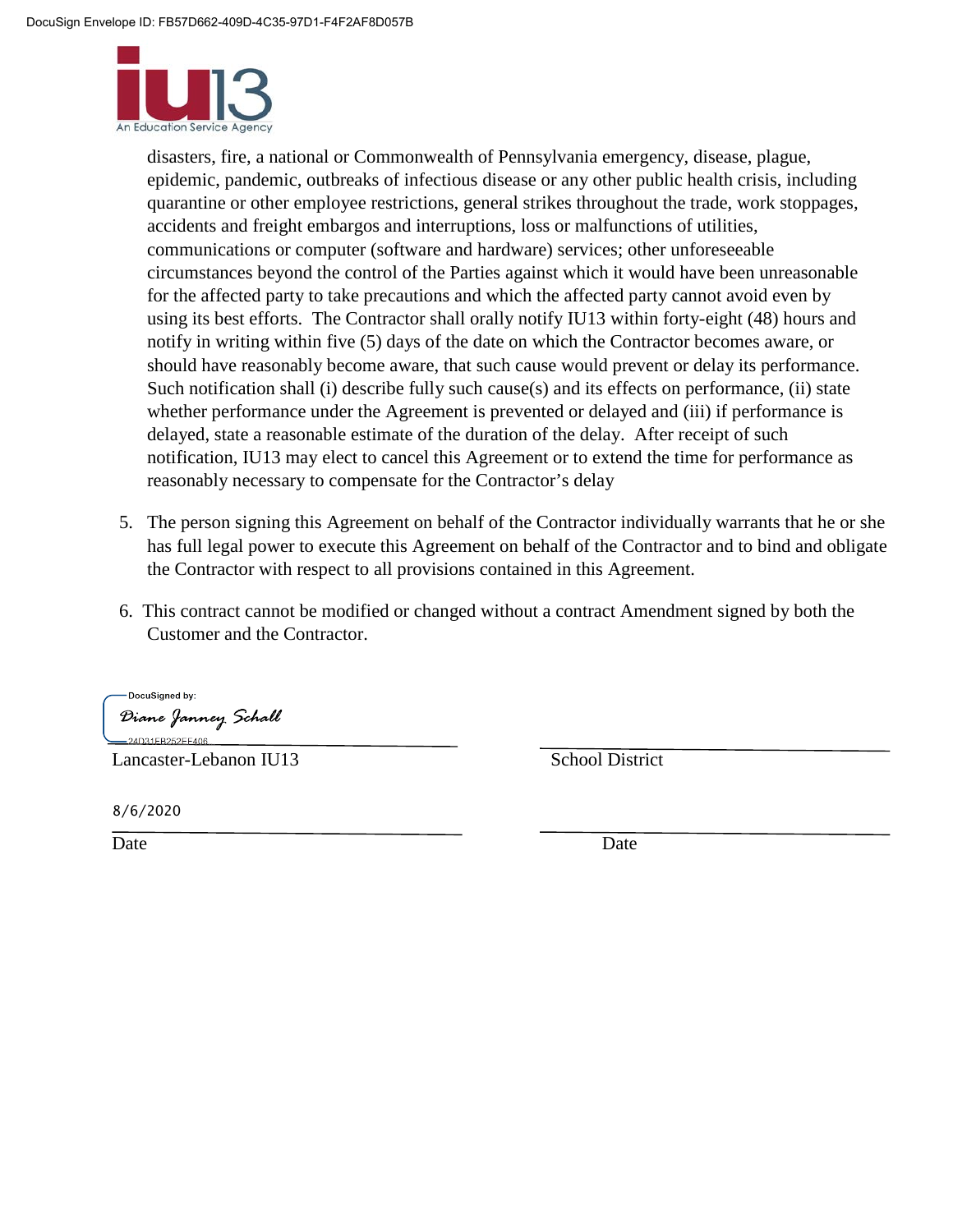disasters, fire, a national or Commonwealth of Pennsylvania emergency, disease, plague, epidemic, pandemic, outbreaks of infectious disease or any other public health crisis, including quarantine or other employee restrictions, general strikes throughout the trade, work stoppages, accidents and freight embargos and interruptions, loss or malfunctions of utilities, communications or computer (software and hardware) services; other unforeseeable circumstances beyond the control of the Parties against which it would have been unreasonable for the affected party to take precautions and which the affected party cannot avoid even by using its best efforts. The Contractor shall orally notify IU13 within forty-eight (48) hours and notify in writing within five (5) days of the date on which the Contractor becomes aware, or should have reasonably become aware, that such cause would prevent or delay its performance. Such notification shall (i) describe fully such cause(s) and its effects on performance, (ii) state whether performance under the Agreement is prevented or delayed and (iii) if performance is delayed, state a reasonable estimate of the duration of the delay. After receipt of such notification, IU13 may elect to cancel this Agreement or to extend the time for performance as reasonably necessary to compensate for the Contractor's delay

5. The person signing this Agreement on behalf of the Contractor individually warrants that he or she has full legal power to execute this Agreement on behalf of the Contractor and to bind and obligate the Contractor with respect to all provisions contained in this Agreement.

6. This contract cannot be modified or changed without a contract Amendment signed by both the Customer and the Contractor.

DocuSigned by:
Diane Janney Schall
24D31EB252EE406

Lancaster-Lebanon IU13 &nbsp;&nbsp;&nbsp;&nbsp;&nbsp;&nbsp;&nbsp;&nbsp; School District

8/6/2020

Date &nbsp;&nbsp;&nbsp;&nbsp;&nbsp;&nbsp;&nbsp;&nbsp; Date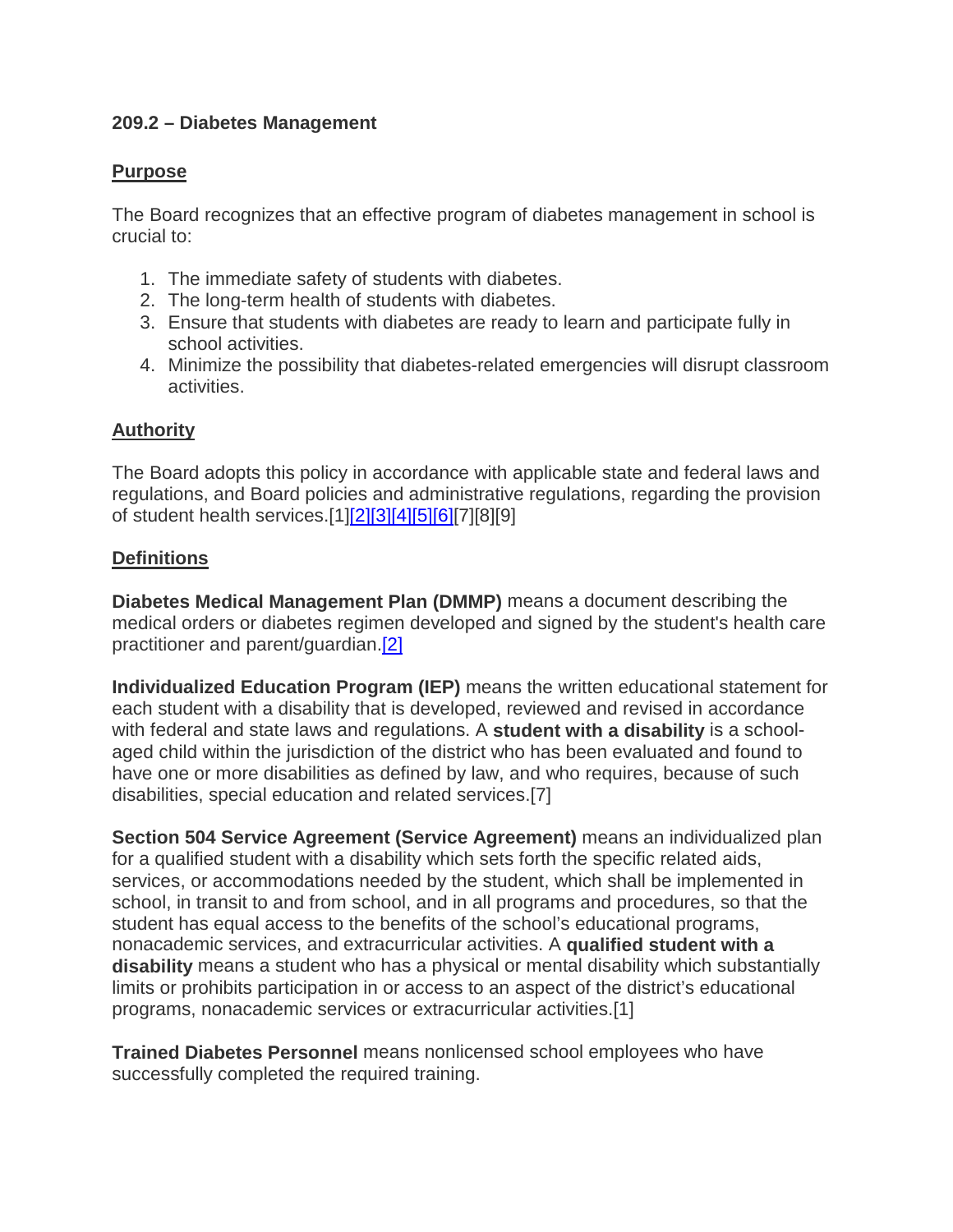**209.2 – Diabetes Management**

**Purpose**

The Board recognizes that an effective program of diabetes management in school is crucial to:

1. The immediate safety of students with diabetes.
2. The long-term health of students with diabetes.
3. Ensure that students with diabetes are ready to learn and participate fully in school activities.
4. Minimize the possibility that diabetes-related emergencies will disrupt classroom activities.

**Authority**

The Board adopts this policy in accordance with applicable state and federal laws and regulations, and Board policies and administrative regulations, regarding the provision of student health services.[1][2][3][4][5][6][7][8][9]

**Definitions**

**Diabetes Medical Management Plan (DMMP)** means a document describing the medical orders or diabetes regimen developed and signed by the student's health care practitioner and parent/guardian.[2]

**Individualized Education Program (IEP)** means the written educational statement for each student with a disability that is developed, reviewed and revised in accordance with federal and state laws and regulations. A **student with a disability** is a school-aged child within the jurisdiction of the district who has been evaluated and found to have one or more disabilities as defined by law, and who requires, because of such disabilities, special education and related services.[7]

**Section 504 Service Agreement (Service Agreement)** means an individualized plan for a qualified student with a disability which sets forth the specific related aids, services, or accommodations needed by the student, which shall be implemented in school, in transit to and from school, and in all programs and procedures, so that the student has equal access to the benefits of the school's educational programs, nonacademic services, and extracurricular activities. A **qualified student with a disability** means a student who has a physical or mental disability which substantially limits or prohibits participation in or access to an aspect of the district's educational programs, nonacademic services or extracurricular activities.[1]

**Trained Diabetes Personnel** means nonlicensed school employees who have successfully completed the required training.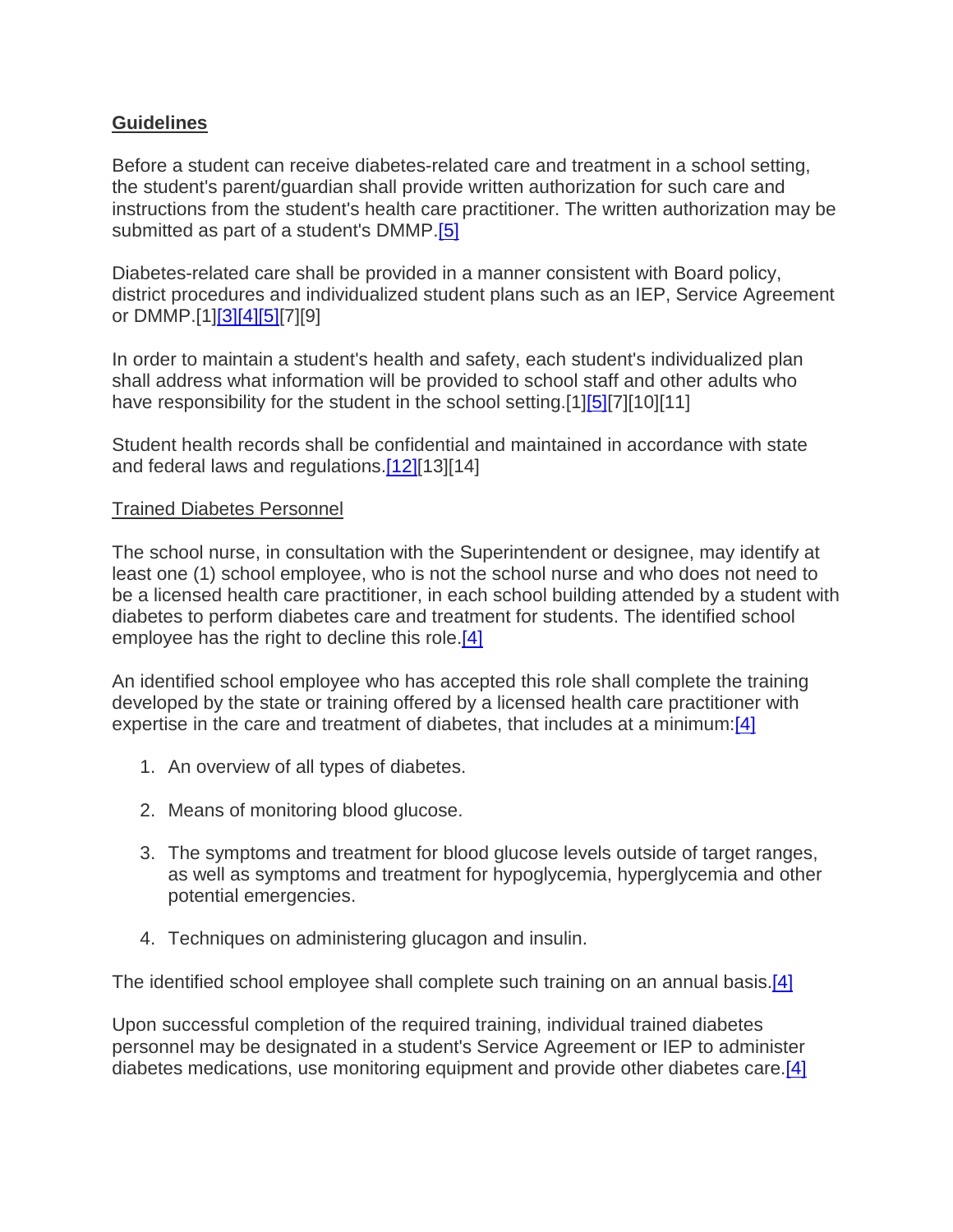## Guidelines

Before a student can receive diabetes-related care and treatment in a school setting, the student's parent/guardian shall provide written authorization for such care and instructions from the student's health care practitioner. The written authorization may be submitted as part of a student's DMMP.[5]

Diabetes-related care shall be provided in a manner consistent with Board policy, district procedures and individualized student plans such as an IEP, Service Agreement or DMMP.[1][3][4][5][7][9]

In order to maintain a student's health and safety, each student's individualized plan shall address what information will be provided to school staff and other adults who have responsibility for the student in the school setting.[1][5][7][10][11]

Student health records shall be confidential and maintained in accordance with state and federal laws and regulations.[12][13][14]

### Trained Diabetes Personnel

The school nurse, in consultation with the Superintendent or designee, may identify at least one (1) school employee, who is not the school nurse and who does not need to be a licensed health care practitioner, in each school building attended by a student with diabetes to perform diabetes care and treatment for students. The identified school employee has the right to decline this role.[4]

An identified school employee who has accepted this role shall complete the training developed by the state or training offered by a licensed health care practitioner with expertise in the care and treatment of diabetes, that includes at a minimum:[4]

1. An overview of all types of diabetes.
2. Means of monitoring blood glucose.
3. The symptoms and treatment for blood glucose levels outside of target ranges, as well as symptoms and treatment for hypoglycemia, hyperglycemia and other potential emergencies.
4. Techniques on administering glucagon and insulin.

The identified school employee shall complete such training on an annual basis.[4]

Upon successful completion of the required training, individual trained diabetes personnel may be designated in a student's Service Agreement or IEP to administer diabetes medications, use monitoring equipment and provide other diabetes care.[4]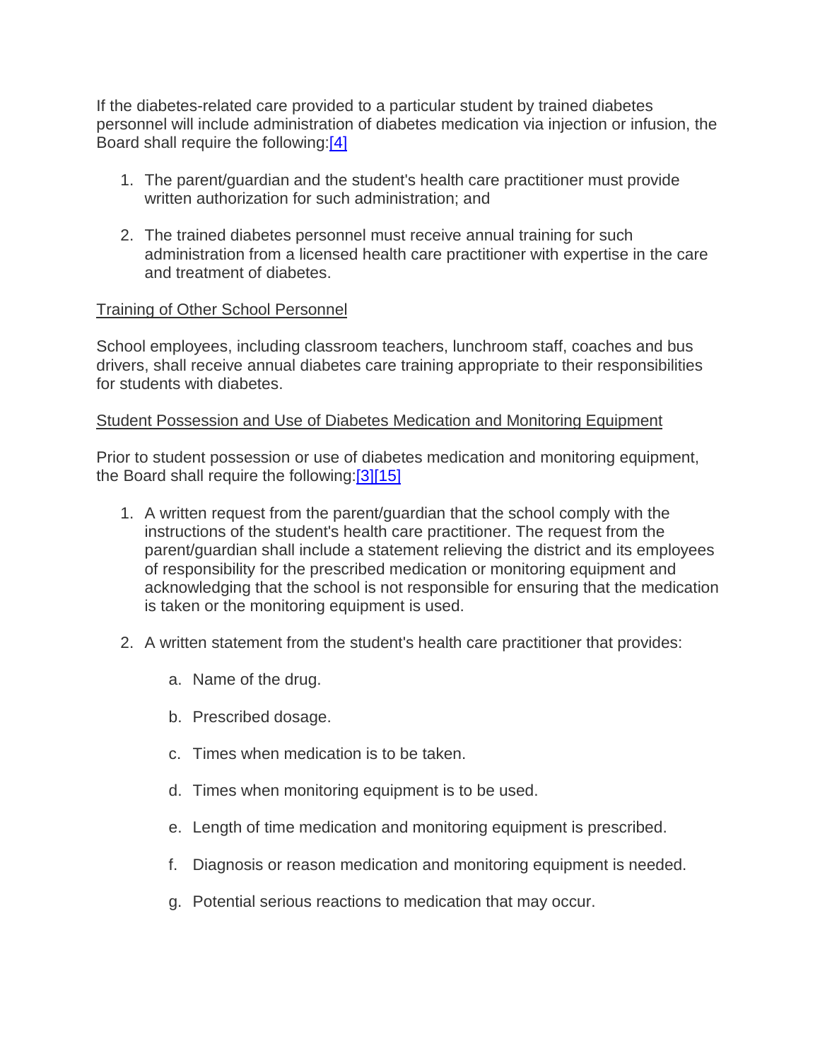If the diabetes-related care provided to a particular student by trained diabetes personnel will include administration of diabetes medication via injection or infusion, the Board shall require the following:[4]

1. The parent/guardian and the student's health care practitioner must provide written authorization for such administration; and
2. The trained diabetes personnel must receive annual training for such administration from a licensed health care practitioner with expertise in the care and treatment of diabetes.

Training of Other School Personnel

School employees, including classroom teachers, lunchroom staff, coaches and bus drivers, shall receive annual diabetes care training appropriate to their responsibilities for students with diabetes.

Student Possession and Use of Diabetes Medication and Monitoring Equipment

Prior to student possession or use of diabetes medication and monitoring equipment, the Board shall require the following:[3][15]

1. A written request from the parent/guardian that the school comply with the instructions of the student's health care practitioner. The request from the parent/guardian shall include a statement relieving the district and its employees of responsibility for the prescribed medication or monitoring equipment and acknowledging that the school is not responsible for ensuring that the medication is taken or the monitoring equipment is used.
2. A written statement from the student's health care practitioner that provides:
    a. Name of the drug.
    b. Prescribed dosage.
    c. Times when medication is to be taken.
    d. Times when monitoring equipment is to be used.
    e. Length of time medication and monitoring equipment is prescribed.
    f. Diagnosis or reason medication and monitoring equipment is needed.
    g. Potential serious reactions to medication that may occur.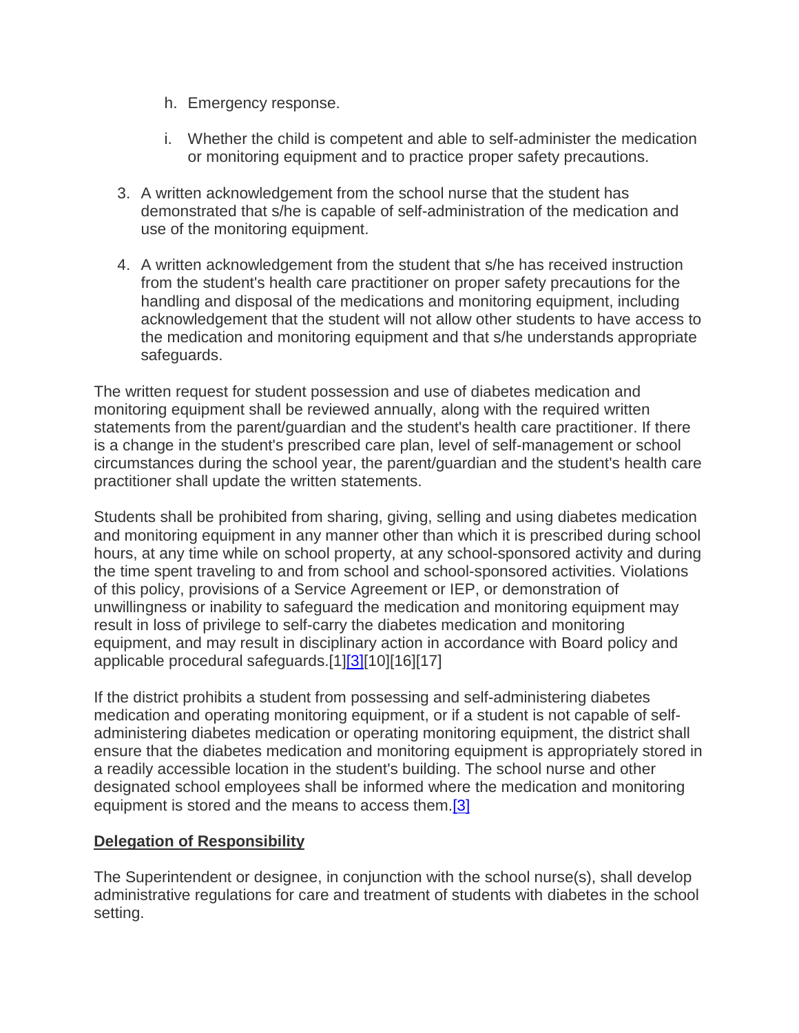h. Emergency response.

   i. Whether the child is competent and able to self-administer the medication or monitoring equipment and to practice proper safety precautions.

3. A written acknowledgement from the school nurse that the student has demonstrated that s/he is capable of self-administration of the medication and use of the monitoring equipment.

4. A written acknowledgement from the student that s/he has received instruction from the student's health care practitioner on proper safety precautions for the handling and disposal of the medications and monitoring equipment, including acknowledgement that the student will not allow other students to have access to the medication and monitoring equipment and that s/he understands appropriate safeguards.

The written request for student possession and use of diabetes medication and monitoring equipment shall be reviewed annually, along with the required written statements from the parent/guardian and the student's health care practitioner. If there is a change in the student's prescribed care plan, level of self-management or school circumstances during the school year, the parent/guardian and the student's health care practitioner shall update the written statements.

Students shall be prohibited from sharing, giving, selling and using diabetes medication and monitoring equipment in any manner other than which it is prescribed during school hours, at any time while on school property, at any school-sponsored activity and during the time spent traveling to and from school and school-sponsored activities. Violations of this policy, provisions of a Service Agreement or IEP, or demonstration of unwillingness or inability to safeguard the medication and monitoring equipment may result in loss of privilege to self-carry the diabetes medication and monitoring equipment, and may result in disciplinary action in accordance with Board policy and applicable procedural safeguards.[1][3][10][16][17]

If the district prohibits a student from possessing and self-administering diabetes medication and operating monitoring equipment, or if a student is not capable of self-administering diabetes medication or operating monitoring equipment, the district shall ensure that the diabetes medication and monitoring equipment is appropriately stored in a readily accessible location in the student's building. The school nurse and other designated school employees shall be informed where the medication and monitoring equipment is stored and the means to access them.[3]

**Delegation of Responsibility**

The Superintendent or designee, in conjunction with the school nurse(s), shall develop administrative regulations for care and treatment of students with diabetes in the school setting.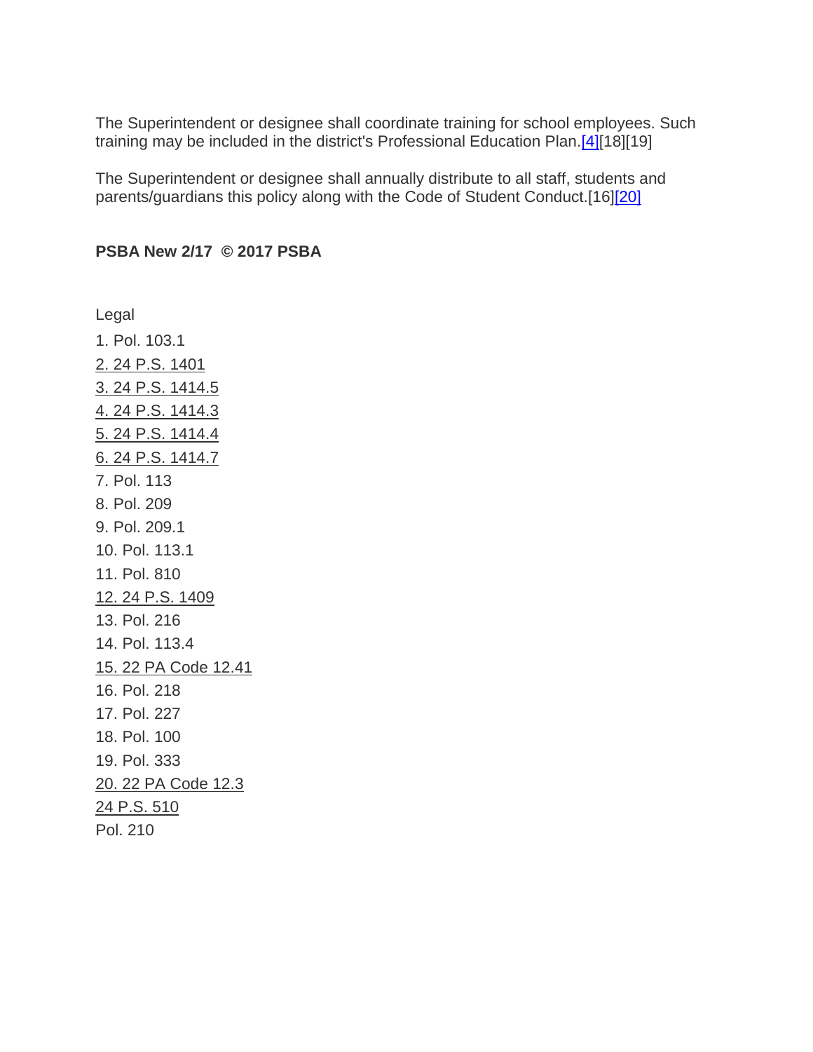The Superintendent or designee shall coordinate training for school employees. Such training may be included in the district's Professional Education Plan.[4][18][19]

The Superintendent or designee shall annually distribute to all staff, students and parents/guardians this policy along with the Code of Student Conduct.[16][20]

**PSBA New 2/17 © 2017 PSBA**

Legal

1. Pol. 103.1
2. 24 P.S. 1401
3. 24 P.S. 1414.5
4. 24 P.S. 1414.3
5. 24 P.S. 1414.4
6. 24 P.S. 1414.7
7. Pol. 113
8. Pol. 209
9. Pol. 209.1
10. Pol. 113.1
11. Pol. 810
12. 24 P.S. 1409
13. Pol. 216
14. Pol. 113.4
15. 22 PA Code 12.41
16. Pol. 218
17. Pol. 227
18. Pol. 100
19. Pol. 333
20. 22 PA Code 12.3

24 P.S. 510

Pol. 210